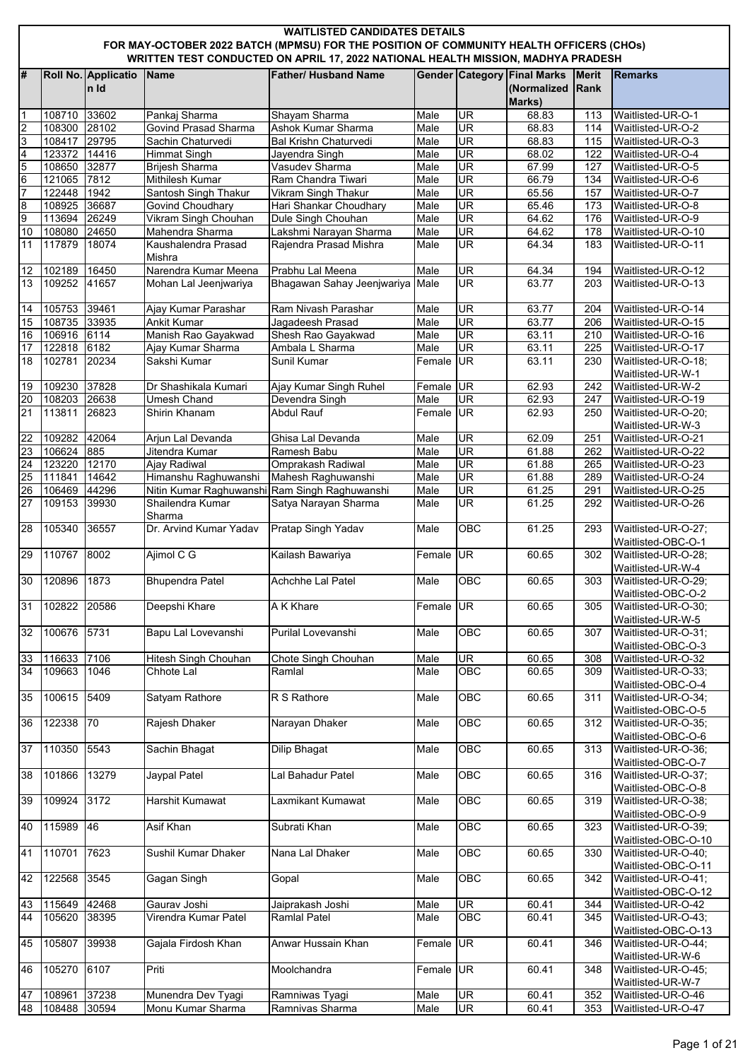# WAITLISTED CANDIDATES DETAILS

## FOR MAY-OCTOBER 2022 BATCH (MPMSU) FOR THE POSITION OF COMMUNITY HEALTH OFFICERS (CHOs) WRITTEN TEST CONDUCTED ON APRIL 17, 2022 NATIONAL HEALTH MISSION, MADHYA PRADESH

| # | Roll No. | Application Id | Name | Father/ Husband Name | Gender | Category | Final Marks (Normalized Marks) | Merit Rank | Remarks |
|---|---|---|---|---|---|---|---|---|---|
| 1 | 108710 | 33602 | Pankaj Sharma | Shayam Sharma | Male | UR | 68.83 | 113 | Waitlisted-UR-O-1 |
| 2 | 108300 | 28102 | Govind Prasad Sharma | Ashok Kumar Sharma | Male | UR | 68.83 | 114 | Waitlisted-UR-O-2 |
| 3 | 108417 | 29795 | Sachin Chaturvedi | Bal Krishn Chaturvedi | Male | UR | 68.83 | 115 | Waitlisted-UR-O-3 |
| 4 | 123372 | 14416 | Himmat Singh | Jayendra Singh | Male | UR | 68.02 | 122 | Waitlisted-UR-O-4 |
| 5 | 108650 | 32877 | Brijesh Sharma | Vasudev Sharma | Male | UR | 67.99 | 127 | Waitlisted-UR-O-5 |
| 6 | 121065 | 7812 | Mithilesh Kumar | Ram Chandra Tiwari | Male | UR | 66.79 | 134 | Waitlisted-UR-O-6 |
| 7 | 122448 | 1942 | Santosh Singh Thakur | Vikram Singh Thakur | Male | UR | 65.56 | 157 | Waitlisted-UR-O-7 |
| 8 | 108925 | 36687 | Govind Choudhary | Hari Shankar Choudhary | Male | UR | 65.46 | 173 | Waitlisted-UR-O-8 |
| 9 | 113694 | 26249 | Vikram Singh Chouhan | Dule Singh Chouhan | Male | UR | 64.62 | 176 | Waitlisted-UR-O-9 |
| 10 | 108080 | 24650 | Mahendra Sharma | Lakshmi Narayan Sharma | Male | UR | 64.62 | 178 | Waitlisted-UR-O-10 |
| 11 | 117879 | 18074 | Kaushalendra Prasad Mishra | Rajendra Prasad Mishra | Male | UR | 64.34 | 183 | Waitlisted-UR-O-11 |
| 12 | 102189 | 16450 | Narendra Kumar Meena | Prabhu Lal Meena | Male | UR | 64.34 | 194 | Waitlisted-UR-O-12 |
| 13 | 109252 | 41657 | Mohan Lal Jeenjwariya | Bhagawan Sahay Jeenjwariya | Male | UR | 63.77 | 203 | Waitlisted-UR-O-13 |
| 14 | 105753 | 39461 | Ajay Kumar Parashar | Ram Nivash Parashar | Male | UR | 63.77 | 204 | Waitlisted-UR-O-14 |
| 15 | 108735 | 33935 | Ankit Kumar | Jagadeesh Prasad | Male | UR | 63.77 | 206 | Waitlisted-UR-O-15 |
| 16 | 106916 | 6114 | Manish Rao Gayakwad | Shesh Rao Gayakwad | Male | UR | 63.11 | 210 | Waitlisted-UR-O-16 |
| 17 | 122818 | 6182 | Ajay Kumar Sharma | Ambala L Sharma | Male | UR | 63.11 | 225 | Waitlisted-UR-O-17 |
| 18 | 102781 | 20234 | Sakshi Kumar | Sunil Kumar | Female | UR | 63.11 | 230 | Waitlisted-UR-O-18; Waitlisted-UR-W-1 |
| 19 | 109230 | 37828 | Dr Shashikala Kumari | Ajay Kumar Singh Ruhel | Female | UR | 62.93 | 242 | Waitlisted-UR-W-2 |
| 20 | 108203 | 26638 | Umesh Chand | Devendra Singh | Male | UR | 62.93 | 247 | Waitlisted-UR-O-19 |
| 21 | 113811 | 26823 | Shirin Khanam | Abdul Rauf | Female | UR | 62.93 | 250 | Waitlisted-UR-O-20; Waitlisted-UR-W-3 |
| 22 | 109282 | 42064 | Arjun Lal Devanda | Ghisa Lal Devanda | Male | UR | 62.09 | 251 | Waitlisted-UR-O-21 |
| 23 | 106624 | 885 | Jitendra Kumar | Ramesh Babu | Male | UR | 61.88 | 262 | Waitlisted-UR-O-22 |
| 24 | 123220 | 12170 | Ajay Radiwal | Omprakash Radiwal | Male | UR | 61.88 | 265 | Waitlisted-UR-O-23 |
| 25 | 111841 | 14642 | Himanshu Raghuwanshi | Mahesh Raghuwanshi | Male | UR | 61.88 | 289 | Waitlisted-UR-O-24 |
| 26 | 106469 | 44296 | Nitin Kumar Raghuwanshi | Ram Singh Raghuwanshi | Male | UR | 61.25 | 291 | Waitlisted-UR-O-25 |
| 27 | 109153 | 39930 | Shailendra Kumar Sharma | Satya Narayan Sharma | Male | UR | 61.25 | 292 | Waitlisted-UR-O-26 |
| 28 | 105340 | 36557 | Dr. Arvind Kumar Yadav | Pratap Singh Yadav | Male | OBC | 61.25 | 293 | Waitlisted-UR-O-27; Waitlisted-OBC-O-1 |
| 29 | 110767 | 8002 | Ajimol C G | Kailash Bawariya | Female | UR | 60.65 | 302 | Waitlisted-UR-O-28; Waitlisted-UR-W-4 |
| 30 | 120896 | 1873 | Bhupendra Patel | Achchhe Lal Patel | Male | OBC | 60.65 | 303 | Waitlisted-UR-O-29; Waitlisted-OBC-O-2 |
| 31 | 102822 | 20586 | Deepshi Khare | A K Khare | Female | UR | 60.65 | 305 | Waitlisted-UR-O-30; Waitlisted-UR-W-5 |
| 32 | 100676 | 5731 | Bapu Lal Lovevanshi | Purilal Lovevanshi | Male | OBC | 60.65 | 307 | Waitlisted-UR-O-31; Waitlisted-OBC-O-3 |
| 33 | 116633 | 7106 | Hitesh Singh Chouhan | Chote Singh Chouhan | Male | UR | 60.65 | 308 | Waitlisted-UR-O-32 |
| 34 | 109663 | 1046 | Chhote Lal | Ramlal | Male | OBC | 60.65 | 309 | Waitlisted-UR-O-33; Waitlisted-OBC-O-4 |
| 35 | 100615 | 5409 | Satyam Rathore | R S Rathore | Male | OBC | 60.65 | 311 | Waitlisted-UR-O-34; Waitlisted-OBC-O-5 |
| 36 | 122338 | 70 | Rajesh Dhaker | Narayan Dhaker | Male | OBC | 60.65 | 312 | Waitlisted-UR-O-35; Waitlisted-OBC-O-6 |
| 37 | 110350 | 5543 | Sachin Bhagat | Dilip Bhagat | Male | OBC | 60.65 | 313 | Waitlisted-UR-O-36; Waitlisted-OBC-O-7 |
| 38 | 101866 | 13279 | Jaypal Patel | Lal Bahadur Patel | Male | OBC | 60.65 | 316 | Waitlisted-UR-O-37; Waitlisted-OBC-O-8 |
| 39 | 109924 | 3172 | Harshit Kumawat | Laxmikant Kumawat | Male | OBC | 60.65 | 319 | Waitlisted-UR-O-38; Waitlisted-OBC-O-9 |
| 40 | 115989 | 46 | Asif Khan | Subrati Khan | Male | OBC | 60.65 | 323 | Waitlisted-UR-O-39; Waitlisted-OBC-O-10 |
| 41 | 110701 | 7623 | Sushil Kumar Dhaker | Nana Lal Dhaker | Male | OBC | 60.65 | 330 | Waitlisted-UR-O-40; Waitlisted-OBC-O-11 |
| 42 | 122568 | 3545 | Gagan Singh | Gopal | Male | OBC | 60.65 | 342 | Waitlisted-UR-O-41; Waitlisted-OBC-O-12 |
| 43 | 115649 | 42468 | Gaurav Joshi | Jaiprakash Joshi | Male | UR | 60.41 | 344 | Waitlisted-UR-O-42 |
| 44 | 105620 | 38395 | Virendra Kumar Patel | Ramlal Patel | Male | OBC | 60.41 | 345 | Waitlisted-UR-O-43; Waitlisted-OBC-O-13 |
| 45 | 105807 | 39938 | Gajala Firdosh Khan | Anwar Hussain Khan | Female | UR | 60.41 | 346 | Waitlisted-UR-O-44; Waitlisted-UR-W-6 |
| 46 | 105270 | 6107 | Priti | Moolchandra | Female | UR | 60.41 | 348 | Waitlisted-UR-O-45; Waitlisted-UR-W-7 |
| 47 | 108961 | 37238 | Munendra Dev Tyagi | Ramniwas Tyagi | Male | UR | 60.41 | 352 | Waitlisted-UR-O-46 |
| 48 | 108488 | 30594 | Monu Kumar Sharma | Ramnivas Sharma | Male | UR | 60.41 | 353 | Waitlisted-UR-O-47 |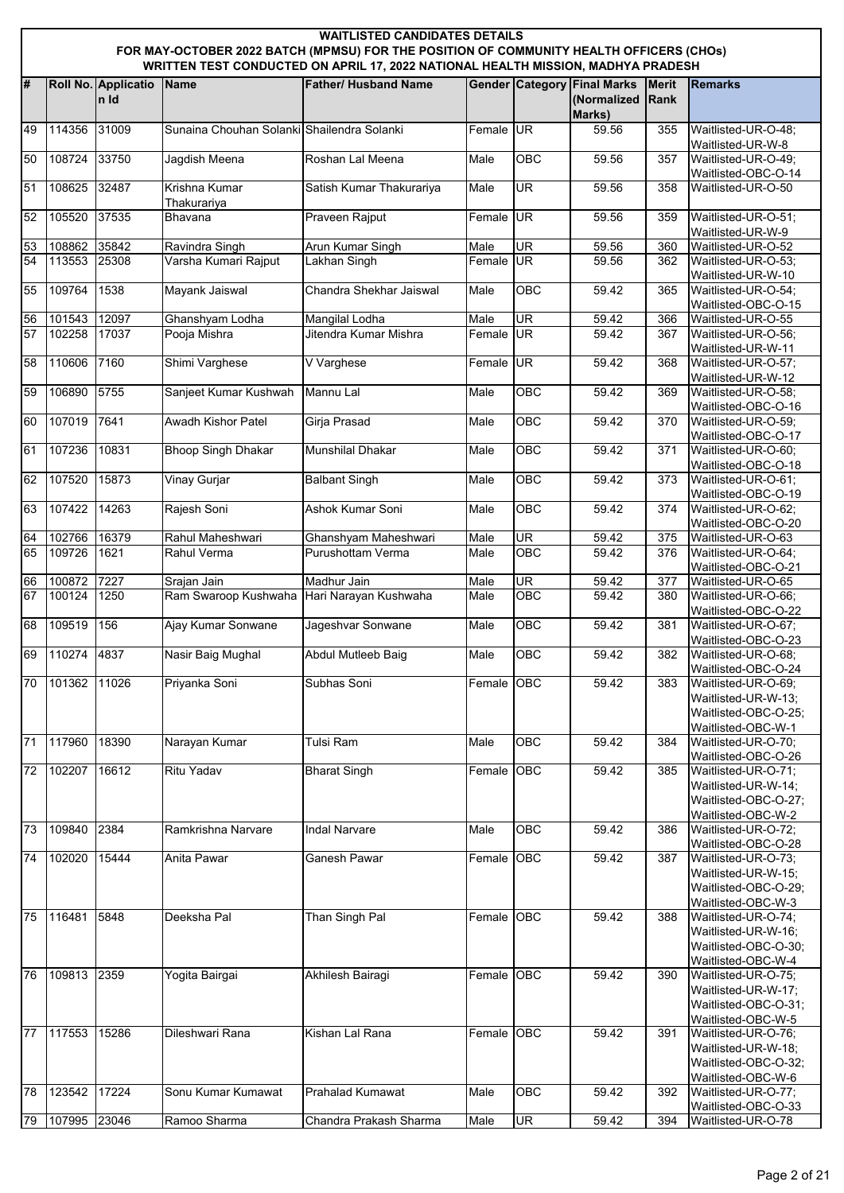**WAITLISTED CANDIDATES DETAILS**

**FOR MAY-OCTOBER 2022 BATCH (MPMSU) FOR THE POSITION OF COMMUNITY HEALTH OFFICERS (CHOs)**

**WRITTEN TEST CONDUCTED ON APRIL 17, 2022 NATIONAL HEALTH MISSION, MADHYA PRADESH**

| # | Roll No. | Application Id | Name | Father/ Husband Name | Gender | Category | Final Marks (Normalized Marks) | Merit Rank | Remarks |
|---|---|---|---|---|---|---|---|---|---|
| 49 | 114356 | 31009 | Sunaina Chouhan Solanki | Shailendra Solanki | Female | UR | 59.56 | 355 | Waitlisted-UR-O-48; Waitlisted-UR-W-8 |
| 50 | 108724 | 33750 | Jagdish Meena | Roshan Lal Meena | Male | OBC | 59.56 | 357 | Waitlisted-UR-O-49; Waitlisted-OBC-O-14 |
| 51 | 108625 | 32487 | Krishna Kumar Thakurariya | Satish Kumar Thakurariya | Male | UR | 59.56 | 358 | Waitlisted-UR-O-50 |
| 52 | 105520 | 37535 | Bhavana | Praveen Rajput | Female | UR | 59.56 | 359 | Waitlisted-UR-O-51; Waitlisted-UR-W-9 |
| 53 | 108862 | 35842 | Ravindra Singh | Arun Kumar Singh | Male | UR | 59.56 | 360 | Waitlisted-UR-O-52 |
| 54 | 113553 | 25308 | Varsha Kumari Rajput | Lakhan Singh | Female | UR | 59.56 | 362 | Waitlisted-UR-O-53; Waitlisted-UR-W-10 |
| 55 | 109764 | 1538 | Mayank Jaiswal | Chandra Shekhar Jaiswal | Male | OBC | 59.42 | 365 | Waitlisted-UR-O-54; Waitlisted-OBC-O-15 |
| 56 | 101543 | 12097 | Ghanshyam Lodha | Mangilal Lodha | Male | UR | 59.42 | 366 | Waitlisted-UR-O-55 |
| 57 | 102258 | 17037 | Pooja Mishra | Jitendra Kumar Mishra | Female | UR | 59.42 | 367 | Waitlisted-UR-O-56; Waitlisted-UR-W-11 |
| 58 | 110606 | 7160 | Shimi Varghese | V Varghese | Female | UR | 59.42 | 368 | Waitlisted-UR-O-57; Waitlisted-UR-W-12 |
| 59 | 106890 | 5755 | Sanjeet Kumar Kushwah | Mannu Lal | Male | OBC | 59.42 | 369 | Waitlisted-UR-O-58; Waitlisted-OBC-O-16 |
| 60 | 107019 | 7641 | Awadh Kishor Patel | Girja Prasad | Male | OBC | 59.42 | 370 | Waitlisted-UR-O-59; Waitlisted-OBC-O-17 |
| 61 | 107236 | 10831 | Bhoop Singh Dhakar | Munshilal Dhakar | Male | OBC | 59.42 | 371 | Waitlisted-UR-O-60; Waitlisted-OBC-O-18 |
| 62 | 107520 | 15873 | Vinay Gurjar | Balbant Singh | Male | OBC | 59.42 | 373 | Waitlisted-UR-O-61; Waitlisted-OBC-O-19 |
| 63 | 107422 | 14263 | Rajesh Soni | Ashok Kumar Soni | Male | OBC | 59.42 | 374 | Waitlisted-UR-O-62; Waitlisted-OBC-O-20 |
| 64 | 102766 | 16379 | Rahul Maheshwari | Ghanshyam Maheshwari | Male | UR | 59.42 | 375 | Waitlisted-UR-O-63 |
| 65 | 109726 | 1621 | Rahul Verma | Purushottam Verma | Male | OBC | 59.42 | 376 | Waitlisted-UR-O-64; Waitlisted-OBC-O-21 |
| 66 | 100872 | 7227 | Srajan Jain | Madhur Jain | Male | UR | 59.42 | 377 | Waitlisted-UR-O-65 |
| 67 | 100124 | 1250 | Ram Swaroop Kushwaha | Hari Narayan Kushwaha | Male | OBC | 59.42 | 380 | Waitlisted-UR-O-66; Waitlisted-OBC-O-22 |
| 68 | 109519 | 156 | Ajay Kumar Sonwane | Jageshvar Sonwane | Male | OBC | 59.42 | 381 | Waitlisted-UR-O-67; Waitlisted-OBC-O-23 |
| 69 | 110274 | 4837 | Nasir Baig Mughal | Abdul Mutleeb Baig | Male | OBC | 59.42 | 382 | Waitlisted-UR-O-68; Waitlisted-OBC-O-24 |
| 70 | 101362 | 11026 | Priyanka Soni | Subhas Soni | Female | OBC | 59.42 | 383 | Waitlisted-UR-O-69; Waitlisted-UR-W-13; Waitlisted-OBC-O-25; Waitlisted-OBC-W-1 |
| 71 | 117960 | 18390 | Narayan Kumar | Tulsi Ram | Male | OBC | 59.42 | 384 | Waitlisted-UR-O-70; Waitlisted-OBC-O-26 |
| 72 | 102207 | 16612 | Ritu Yadav | Bharat Singh | Female | OBC | 59.42 | 385 | Waitlisted-UR-O-71; Waitlisted-UR-W-14; Waitlisted-OBC-O-27; Waitlisted-OBC-W-2 |
| 73 | 109840 | 2384 | Ramkrishna Narvare | Indal Narvare | Male | OBC | 59.42 | 386 | Waitlisted-UR-O-72; Waitlisted-OBC-O-28 |
| 74 | 102020 | 15444 | Anita Pawar | Ganesh Pawar | Female | OBC | 59.42 | 387 | Waitlisted-UR-O-73; Waitlisted-UR-W-15; Waitlisted-OBC-O-29; Waitlisted-OBC-W-3 |
| 75 | 116481 | 5848 | Deeksha Pal | Than Singh Pal | Female | OBC | 59.42 | 388 | Waitlisted-UR-O-74; Waitlisted-UR-W-16; Waitlisted-OBC-O-30; Waitlisted-OBC-W-4 |
| 76 | 109813 | 2359 | Yogita Bairgai | Akhilesh Bairagi | Female | OBC | 59.42 | 390 | Waitlisted-UR-O-75; Waitlisted-UR-W-17; Waitlisted-OBC-O-31; Waitlisted-OBC-W-5 |
| 77 | 117553 | 15286 | Dileshwari Rana | Kishan Lal Rana | Female | OBC | 59.42 | 391 | Waitlisted-UR-O-76; Waitlisted-UR-W-18; Waitlisted-OBC-O-32; Waitlisted-OBC-W-6 |
| 78 | 123542 | 17224 | Sonu Kumar Kumawat | Prahalad Kumawat | Male | OBC | 59.42 | 392 | Waitlisted-UR-O-77; Waitlisted-OBC-O-33 |
| 79 | 107995 | 23046 | Ramoo Sharma | Chandra Prakash Sharma | Male | UR | 59.42 | 394 | Waitlisted-UR-O-78 |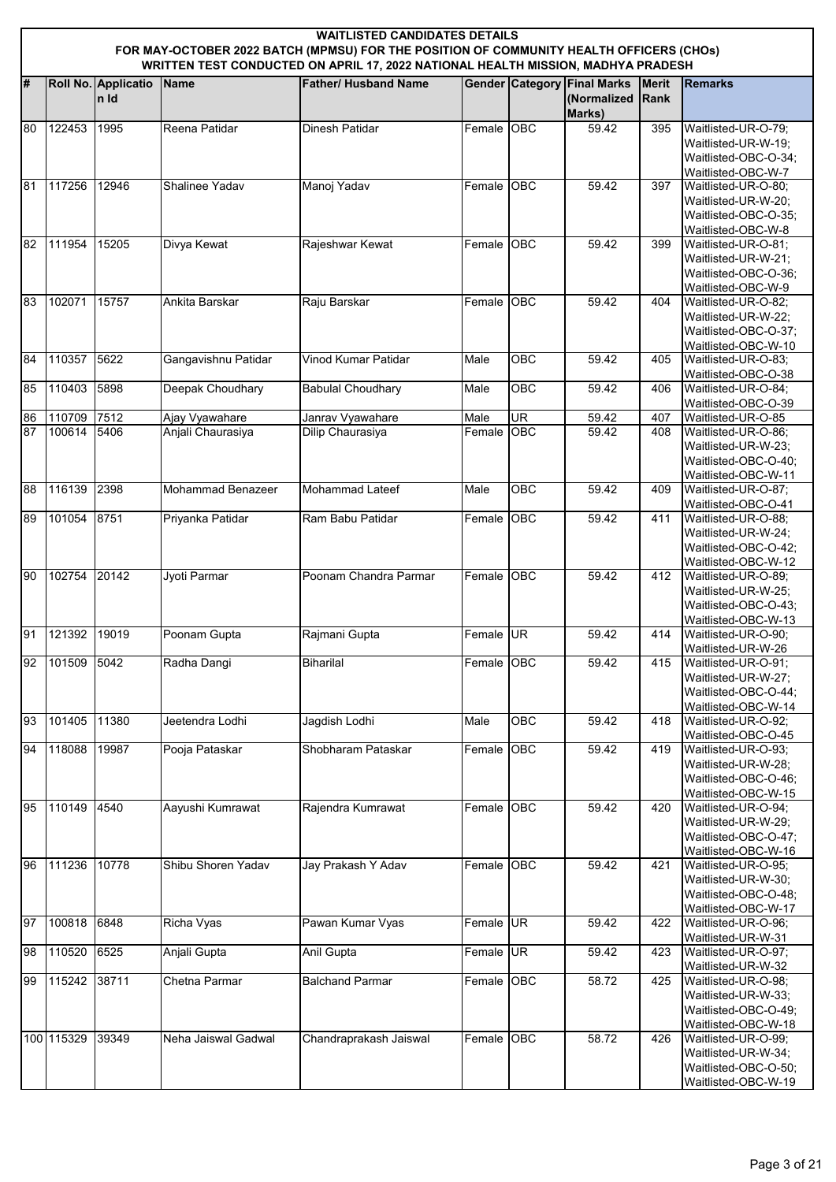# WAITLISTED CANDIDATES DETAILS

## FOR MAY-OCTOBER 2022 BATCH (MPMSU) FOR THE POSITION OF COMMUNITY HEALTH OFFICERS (CHOs) WRITTEN TEST CONDUCTED ON APRIL 17, 2022 NATIONAL HEALTH MISSION, MADHYA PRADESH

| # | Roll No. | Application Id | Name | Father/ Husband Name | Gender | Category | Final Marks (Normalized Marks) | Merit Rank | Remarks |
|---|---|---|---|---|---|---|---|---|---|
| 80 | 122453 | 1995 | Reena Patidar | Dinesh Patidar | Female | OBC | 59.42 | 395 | Waitlisted-UR-O-79; Waitlisted-UR-W-19; Waitlisted-OBC-O-34; Waitlisted-OBC-W-7 |
| 81 | 117256 | 12946 | Shalinee Yadav | Manoj Yadav | Female | OBC | 59.42 | 397 | Waitlisted-UR-O-80; Waitlisted-UR-W-20; Waitlisted-OBC-O-35; Waitlisted-OBC-W-8 |
| 82 | 111954 | 15205 | Divya Kewat | Rajeshwar Kewat | Female | OBC | 59.42 | 399 | Waitlisted-UR-O-81; Waitlisted-UR-W-21; Waitlisted-OBC-O-36; Waitlisted-OBC-W-9 |
| 83 | 102071 | 15757 | Ankita Barskar | Raju Barskar | Female | OBC | 59.42 | 404 | Waitlisted-UR-O-82; Waitlisted-UR-W-22; Waitlisted-OBC-O-37; Waitlisted-OBC-W-10 |
| 84 | 110357 | 5622 | Gangavishnu Patidar | Vinod Kumar Patidar | Male | OBC | 59.42 | 405 | Waitlisted-UR-O-83; Waitlisted-OBC-O-38 |
| 85 | 110403 | 5898 | Deepak Choudhary | Babulal Choudhary | Male | OBC | 59.42 | 406 | Waitlisted-UR-O-84; Waitlisted-OBC-O-39 |
| 86 | 110709 | 7512 | Ajay Vyawahare | Janrav Vyawahare | Male | UR | 59.42 | 407 | Waitlisted-UR-O-85 |
| 87 | 100614 | 5406 | Anjali Chaurasiya | Dilip Chaurasiya | Female | OBC | 59.42 | 408 | Waitlisted-UR-O-86; Waitlisted-UR-W-23; Waitlisted-OBC-O-40; Waitlisted-OBC-W-11 |
| 88 | 116139 | 2398 | Mohammad Benazeer | Mohammad Lateef | Male | OBC | 59.42 | 409 | Waitlisted-UR-O-87; Waitlisted-OBC-O-41 |
| 89 | 101054 | 8751 | Priyanka Patidar | Ram Babu Patidar | Female | OBC | 59.42 | 411 | Waitlisted-UR-O-88; Waitlisted-UR-W-24; Waitlisted-OBC-O-42; Waitlisted-OBC-W-12 |
| 90 | 102754 | 20142 | Jyoti Parmar | Poonam Chandra Parmar | Female | OBC | 59.42 | 412 | Waitlisted-UR-O-89; Waitlisted-UR-W-25; Waitlisted-OBC-O-43; Waitlisted-OBC-W-13 |
| 91 | 121392 | 19019 | Poonam Gupta | Rajmani Gupta | Female | UR | 59.42 | 414 | Waitlisted-UR-O-90; Waitlisted-UR-W-26 |
| 92 | 101509 | 5042 | Radha Dangi | Biharilal | Female | OBC | 59.42 | 415 | Waitlisted-UR-O-91; Waitlisted-UR-W-27; Waitlisted-OBC-O-44; Waitlisted-OBC-W-14 |
| 93 | 101405 | 11380 | Jeetendra Lodhi | Jagdish Lodhi | Male | OBC | 59.42 | 418 | Waitlisted-UR-O-92; Waitlisted-OBC-O-45 |
| 94 | 118088 | 19987 | Pooja Pataskar | Shobharam Pataskar | Female | OBC | 59.42 | 419 | Waitlisted-UR-O-93; Waitlisted-UR-W-28; Waitlisted-OBC-O-46; Waitlisted-OBC-W-15 |
| 95 | 110149 | 4540 | Aayushi Kumrawat | Rajendra Kumrawat | Female | OBC | 59.42 | 420 | Waitlisted-UR-O-94; Waitlisted-UR-W-29; Waitlisted-OBC-O-47; Waitlisted-OBC-W-16 |
| 96 | 111236 | 10778 | Shibu Shoren Yadav | Jay Prakash Y Adav | Female | OBC | 59.42 | 421 | Waitlisted-UR-O-95; Waitlisted-UR-W-30; Waitlisted-OBC-O-48; Waitlisted-OBC-W-17 |
| 97 | 100818 | 6848 | Richa Vyas | Pawan Kumar Vyas | Female | UR | 59.42 | 422 | Waitlisted-UR-O-96; Waitlisted-UR-W-31 |
| 98 | 110520 | 6525 | Anjali Gupta | Anil Gupta | Female | UR | 59.42 | 423 | Waitlisted-UR-O-97; Waitlisted-UR-W-32 |
| 99 | 115242 | 38711 | Chetna Parmar | Balchand Parmar | Female | OBC | 58.72 | 425 | Waitlisted-UR-O-98; Waitlisted-UR-W-33; Waitlisted-OBC-O-49; Waitlisted-OBC-W-18 |
| 100 | 115329 | 39349 | Neha Jaiswal Gadwal | Chandraprakash Jaiswal | Female | OBC | 58.72 | 426 | Waitlisted-UR-O-99; Waitlisted-UR-W-34; Waitlisted-OBC-O-50; Waitlisted-OBC-W-19 |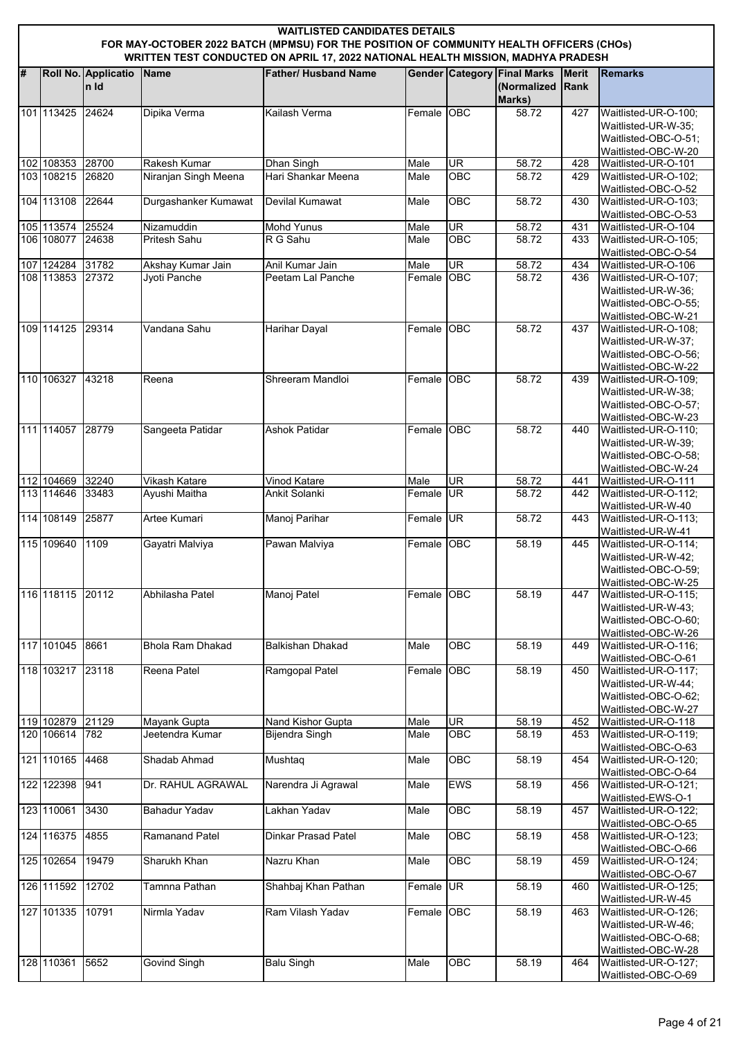# WAITLISTED CANDIDATES DETAILS
## FOR MAY-OCTOBER 2022 BATCH (MPMSU) FOR THE POSITION OF COMMUNITY HEALTH OFFICERS (CHOs)
## WRITTEN TEST CONDUCTED ON APRIL 17, 2022 NATIONAL HEALTH MISSION, MADHYA PRADESH

| # | Roll No. | Application Id | Name | Father/ Husband Name | Gender | Category | Final Marks (Normalized Marks) | Merit Rank | Remarks |
|---|---|---|---|---|---|---|---|---|---|
| 101 | 113425 | 24624 | Dipika Verma | Kailash Verma | Female | OBC | 58.72 | 427 | Waitlisted-UR-O-100; Waitlisted-UR-W-35; Waitlisted-OBC-O-51; Waitlisted-OBC-W-20 |
| 102 | 108353 | 28700 | Rakesh Kumar | Dhan Singh | Male | UR | 58.72 | 428 | Waitlisted-UR-O-101 |
| 103 | 108215 | 26820 | Niranjan Singh Meena | Hari Shankar Meena | Male | OBC | 58.72 | 429 | Waitlisted-UR-O-102; Waitlisted-OBC-O-52 |
| 104 | 113108 | 22644 | Durgashanker Kumawat | Devilal Kumawat | Male | OBC | 58.72 | 430 | Waitlisted-UR-O-103; Waitlisted-OBC-O-53 |
| 105 | 113574 | 25524 | Nizamuddin | Mohd Yunus | Male | UR | 58.72 | 431 | Waitlisted-UR-O-104 |
| 106 | 108077 | 24638 | Pritesh Sahu | R G Sahu | Male | OBC | 58.72 | 433 | Waitlisted-UR-O-105; Waitlisted-OBC-O-54 |
| 107 | 124284 | 31782 | Akshay Kumar Jain | Anil Kumar Jain | Male | UR | 58.72 | 434 | Waitlisted-UR-O-106 |
| 108 | 113853 | 27372 | Jyoti Panche | Peetam Lal Panche | Female | OBC | 58.72 | 436 | Waitlisted-UR-O-107; Waitlisted-UR-W-36; Waitlisted-OBC-O-55; Waitlisted-OBC-W-21 |
| 109 | 114125 | 29314 | Vandana Sahu | Harihar Dayal | Female | OBC | 58.72 | 437 | Waitlisted-UR-O-108; Waitlisted-UR-W-37; Waitlisted-OBC-O-56; Waitlisted-OBC-W-22 |
| 110 | 106327 | 43218 | Reena | Shreeram Mandloi | Female | OBC | 58.72 | 439 | Waitlisted-UR-O-109; Waitlisted-UR-W-38; Waitlisted-OBC-O-57; Waitlisted-OBC-W-23 |
| 111 | 114057 | 28779 | Sangeeta Patidar | Ashok Patidar | Female | OBC | 58.72 | 440 | Waitlisted-UR-O-110; Waitlisted-UR-W-39; Waitlisted-OBC-O-58; Waitlisted-OBC-W-24 |
| 112 | 104669 | 32240 | Vikash Katare | Vinod Katare | Male | UR | 58.72 | 441 | Waitlisted-UR-O-111 |
| 113 | 114646 | 33483 | Ayushi Maitha | Ankit Solanki | Female | UR | 58.72 | 442 | Waitlisted-UR-O-112; Waitlisted-UR-W-40 |
| 114 | 108149 | 25877 | Artee Kumari | Manoj Parihar | Female | UR | 58.72 | 443 | Waitlisted-UR-O-113; Waitlisted-UR-W-41 |
| 115 | 109640 | 1109 | Gayatri Malviya | Pawan Malviya | Female | OBC | 58.19 | 445 | Waitlisted-UR-O-114; Waitlisted-UR-W-42; Waitlisted-OBC-O-59; Waitlisted-OBC-W-25 |
| 116 | 118115 | 20112 | Abhilasha Patel | Manoj Patel | Female | OBC | 58.19 | 447 | Waitlisted-UR-O-115; Waitlisted-UR-W-43; Waitlisted-OBC-O-60; Waitlisted-OBC-W-26 |
| 117 | 101045 | 8661 | Bhola Ram Dhakad | Balkishan Dhakad | Male | OBC | 58.19 | 449 | Waitlisted-UR-O-116; Waitlisted-OBC-O-61 |
| 118 | 103217 | 23118 | Reena Patel | Ramgopal Patel | Female | OBC | 58.19 | 450 | Waitlisted-UR-O-117; Waitlisted-UR-W-44; Waitlisted-OBC-O-62; Waitlisted-OBC-W-27 |
| 119 | 102879 | 21129 | Mayank Gupta | Nand Kishor Gupta | Male | UR | 58.19 | 452 | Waitlisted-UR-O-118 |
| 120 | 106614 | 782 | Jeetendra Kumar | Bijendra Singh | Male | OBC | 58.19 | 453 | Waitlisted-UR-O-119; Waitlisted-OBC-O-63 |
| 121 | 110165 | 4468 | Shadab Ahmad | Mushtaq | Male | OBC | 58.19 | 454 | Waitlisted-UR-O-120; Waitlisted-OBC-O-64 |
| 122 | 122398 | 941 | Dr. RAHUL AGRAWAL | Narendra Ji Agrawal | Male | EWS | 58.19 | 456 | Waitlisted-UR-O-121; Waitlisted-EWS-O-1 |
| 123 | 110061 | 3430 | Bahadur Yadav | Lakhan Yadav | Male | OBC | 58.19 | 457 | Waitlisted-UR-O-122; Waitlisted-OBC-O-65 |
| 124 | 116375 | 4855 | Ramanand Patel | Dinkar Prasad Patel | Male | OBC | 58.19 | 458 | Waitlisted-UR-O-123; Waitlisted-OBC-O-66 |
| 125 | 102654 | 19479 | Sharukh Khan | Nazru Khan | Male | OBC | 58.19 | 459 | Waitlisted-UR-O-124; Waitlisted-OBC-O-67 |
| 126 | 111592 | 12702 | Tamnna Pathan | Shahbaj Khan Pathan | Female | UR | 58.19 | 460 | Waitlisted-UR-O-125; Waitlisted-UR-W-45 |
| 127 | 101335 | 10791 | Nirmla Yadav | Ram Vilash Yadav | Female | OBC | 58.19 | 463 | Waitlisted-UR-O-126; Waitlisted-UR-W-46; Waitlisted-OBC-O-68; Waitlisted-OBC-W-28 |
| 128 | 110361 | 5652 | Govind Singh | Balu Singh | Male | OBC | 58.19 | 464 | Waitlisted-UR-O-127; Waitlisted-OBC-O-69 |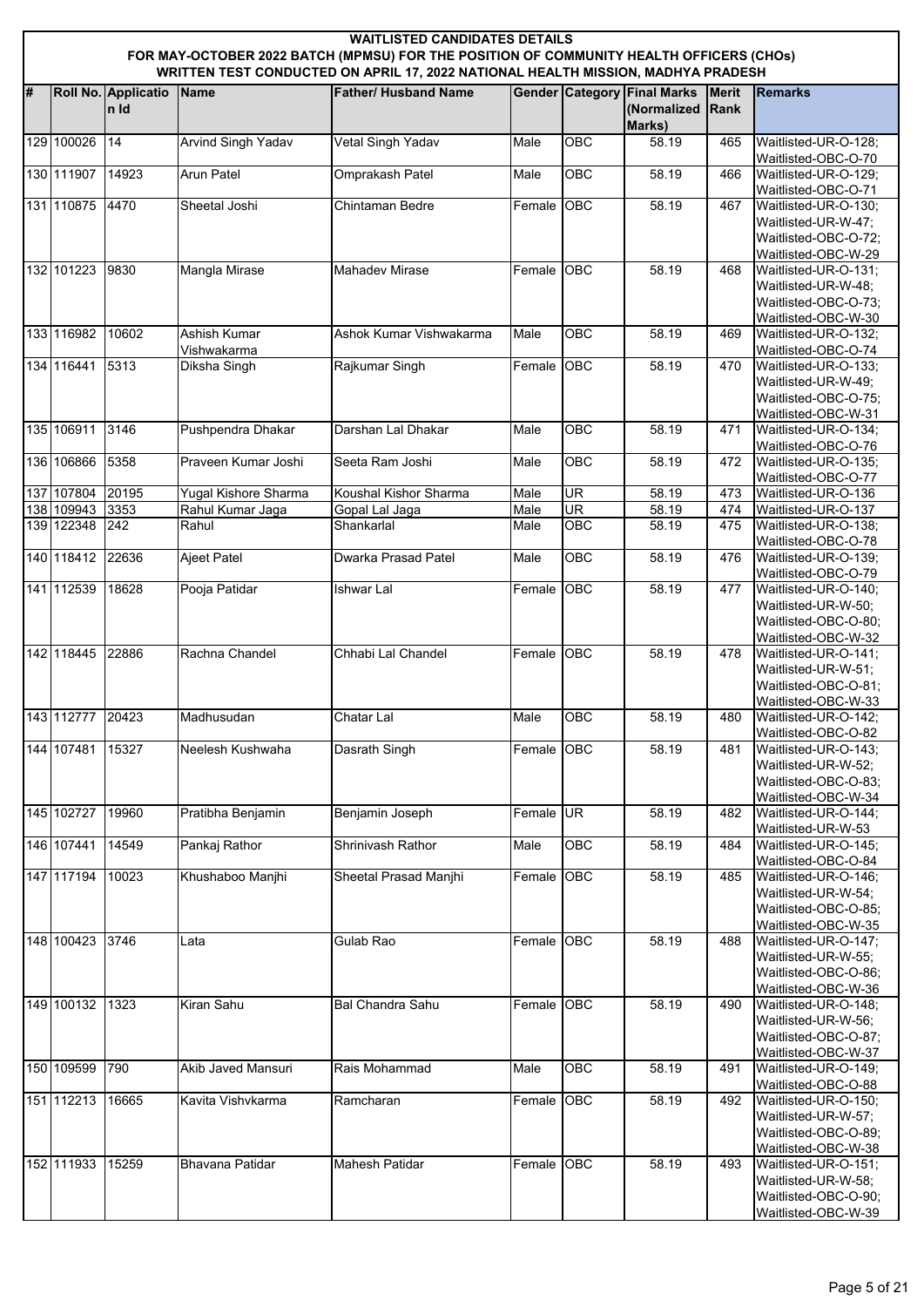**WAITLISTED CANDIDATES DETAILS**
**FOR MAY-OCTOBER 2022 BATCH (MPMSU) FOR THE POSITION OF COMMUNITY HEALTH OFFICERS (CHOs)**
**WRITTEN TEST CONDUCTED ON APRIL 17, 2022 NATIONAL HEALTH MISSION, MADHYA PRADESH**

| # | Roll No. | Application Id | Name | Father/ Husband Name | Gender | Category | Final Marks (Normalized Marks) | Merit Rank | Remarks |
|---|---|---|---|---|---|---|---|---|---|
| 129 | 100026 | 14 | Arvind Singh Yadav | Vetal Singh Yadav | Male | OBC | 58.19 | 465 | Waitlisted-UR-O-128; Waitlisted-OBC-O-70 |
| 130 | 111907 | 14923 | Arun Patel | Omprakash Patel | Male | OBC | 58.19 | 466 | Waitlisted-UR-O-129; Waitlisted-OBC-O-71 |
| 131 | 110875 | 4470 | Sheetal Joshi | Chintaman Bedre | Female | OBC | 58.19 | 467 | Waitlisted-UR-O-130; Waitlisted-UR-W-47; Waitlisted-OBC-O-72; Waitlisted-OBC-W-29 |
| 132 | 101223 | 9830 | Mangla Mirase | Mahadev Mirase | Female | OBC | 58.19 | 468 | Waitlisted-UR-O-131; Waitlisted-UR-W-48; Waitlisted-OBC-O-73; Waitlisted-OBC-W-30 |
| 133 | 116982 | 10602 | Ashish Kumar Vishwakarma | Ashok Kumar Vishwakarma | Male | OBC | 58.19 | 469 | Waitlisted-UR-O-132; Waitlisted-OBC-O-74 |
| 134 | 116441 | 5313 | Diksha Singh | Rajkumar Singh | Female | OBC | 58.19 | 470 | Waitlisted-UR-O-133; Waitlisted-UR-W-49; Waitlisted-OBC-O-75; Waitlisted-OBC-W-31 |
| 135 | 106911 | 3146 | Pushpendra Dhakar | Darshan Lal Dhakar | Male | OBC | 58.19 | 471 | Waitlisted-UR-O-134; Waitlisted-OBC-O-76 |
| 136 | 106866 | 5358 | Praveen Kumar Joshi | Seeta Ram Joshi | Male | OBC | 58.19 | 472 | Waitlisted-UR-O-135; Waitlisted-OBC-O-77 |
| 137 | 107804 | 20195 | Yugal Kishore Sharma | Koushal Kishor Sharma | Male | UR | 58.19 | 473 | Waitlisted-UR-O-136 |
| 138 | 109943 | 3353 | Rahul Kumar Jaga | Gopal Lal Jaga | Male | UR | 58.19 | 474 | Waitlisted-UR-O-137 |
| 139 | 122348 | 242 | Rahul | Shankarlal | Male | OBC | 58.19 | 475 | Waitlisted-UR-O-138; Waitlisted-OBC-O-78 |
| 140 | 118412 | 22636 | Ajeet Patel | Dwarka Prasad Patel | Male | OBC | 58.19 | 476 | Waitlisted-UR-O-139; Waitlisted-OBC-O-79 |
| 141 | 112539 | 18628 | Pooja Patidar | Ishwar Lal | Female | OBC | 58.19 | 477 | Waitlisted-UR-O-140; Waitlisted-UR-W-50; Waitlisted-OBC-O-80; Waitlisted-OBC-W-32 |
| 142 | 118445 | 22886 | Rachna Chandel | Chhabi Lal Chandel | Female | OBC | 58.19 | 478 | Waitlisted-UR-O-141; Waitlisted-UR-W-51; Waitlisted-OBC-O-81; Waitlisted-OBC-W-33 |
| 143 | 112777 | 20423 | Madhusudan | Chatar Lal | Male | OBC | 58.19 | 480 | Waitlisted-UR-O-142; Waitlisted-OBC-O-82 |
| 144 | 107481 | 15327 | Neelesh Kushwaha | Dasrath Singh | Female | OBC | 58.19 | 481 | Waitlisted-UR-O-143; Waitlisted-UR-W-52; Waitlisted-OBC-O-83; Waitlisted-OBC-W-34 |
| 145 | 102727 | 19960 | Pratibha Benjamin | Benjamin Joseph | Female | UR | 58.19 | 482 | Waitlisted-UR-O-144; Waitlisted-UR-W-53 |
| 146 | 107441 | 14549 | Pankaj Rathor | Shrinivash Rathor | Male | OBC | 58.19 | 484 | Waitlisted-UR-O-145; Waitlisted-OBC-O-84 |
| 147 | 117194 | 10023 | Khushaboo Manjhi | Sheetal Prasad Manjhi | Female | OBC | 58.19 | 485 | Waitlisted-UR-O-146; Waitlisted-UR-W-54; Waitlisted-OBC-O-85; Waitlisted-OBC-W-35 |
| 148 | 100423 | 3746 | Lata | Gulab Rao | Female | OBC | 58.19 | 488 | Waitlisted-UR-O-147; Waitlisted-UR-W-55; Waitlisted-OBC-O-86; Waitlisted-OBC-W-36 |
| 149 | 100132 | 1323 | Kiran Sahu | Bal Chandra Sahu | Female | OBC | 58.19 | 490 | Waitlisted-UR-O-148; Waitlisted-UR-W-56; Waitlisted-OBC-O-87; Waitlisted-OBC-W-37 |
| 150 | 109599 | 790 | Akib Javed Mansuri | Rais Mohammad | Male | OBC | 58.19 | 491 | Waitlisted-UR-O-149; Waitlisted-OBC-O-88 |
| 151 | 112213 | 16665 | Kavita Vishvkarma | Ramcharan | Female | OBC | 58.19 | 492 | Waitlisted-UR-O-150; Waitlisted-UR-W-57; Waitlisted-OBC-O-89; Waitlisted-OBC-W-38 |
| 152 | 111933 | 15259 | Bhavana Patidar | Mahesh Patidar | Female | OBC | 58.19 | 493 | Waitlisted-UR-O-151; Waitlisted-UR-W-58; Waitlisted-OBC-O-90; Waitlisted-OBC-W-39 |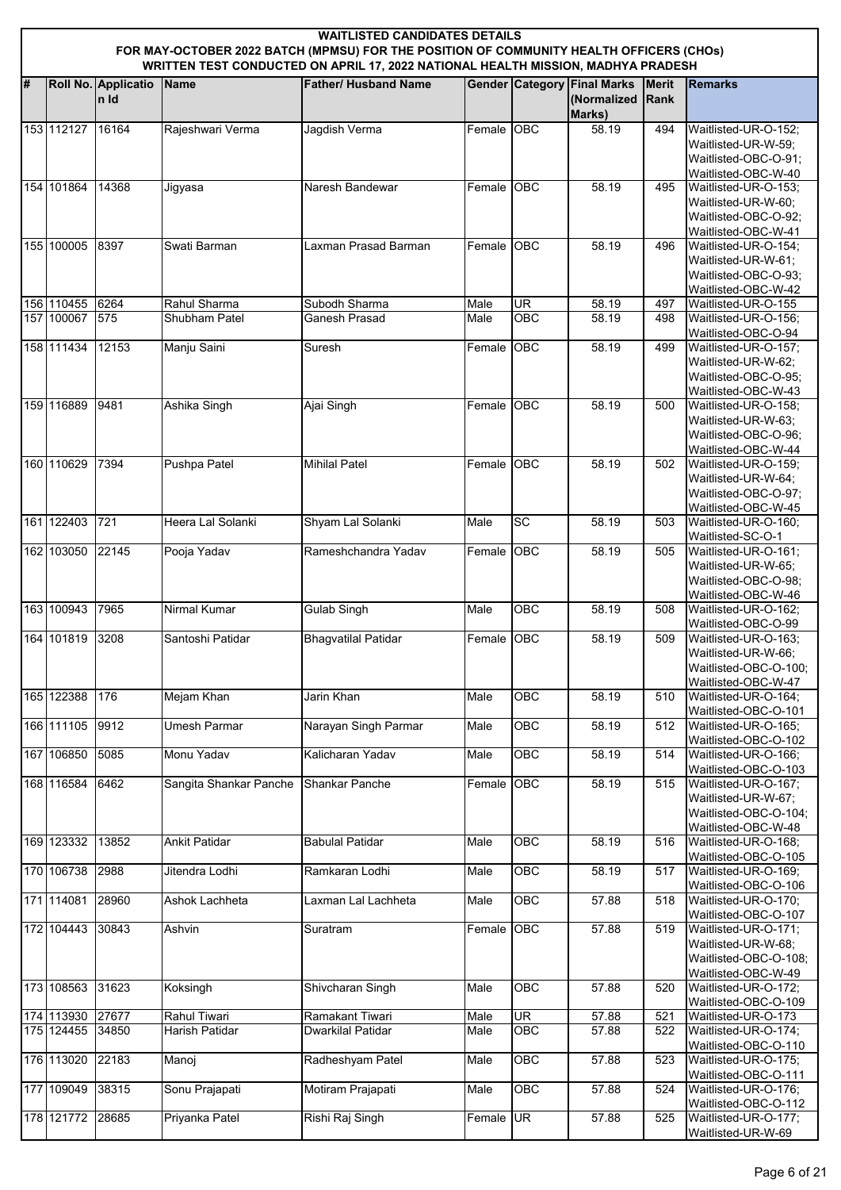# WAITLISTED CANDIDATES DETAILS

## FOR MAY-OCTOBER 2022 BATCH (MPMSU) FOR THE POSITION OF COMMUNITY HEALTH OFFICERS (CHOs) WRITTEN TEST CONDUCTED ON APRIL 17, 2022 NATIONAL HEALTH MISSION, MADHYA PRADESH

| # | Roll No. | Application Id | Name | Father/ Husband Name | Gender | Category | Final Marks (Normalized Marks) | Merit Rank | Remarks |
|---|---|---|---|---|---|---|---|---|---|
| 153 | 112127 | 16164 | Rajeshwari Verma | Jagdish Verma | Female | OBC | 58.19 | 494 | Waitlisted-UR-O-152; Waitlisted-UR-W-59; Waitlisted-OBC-O-91; Waitlisted-OBC-W-40 |
| 154 | 101864 | 14368 | Jigyasa | Naresh Bandewar | Female | OBC | 58.19 | 495 | Waitlisted-UR-O-153; Waitlisted-UR-W-60; Waitlisted-OBC-O-92; Waitlisted-OBC-W-41 |
| 155 | 100005 | 8397 | Swati Barman | Laxman Prasad Barman | Female | OBC | 58.19 | 496 | Waitlisted-UR-O-154; Waitlisted-UR-W-61; Waitlisted-OBC-O-93; Waitlisted-OBC-W-42 |
| 156 | 110455 | 6264 | Rahul Sharma | Subodh Sharma | Male | UR | 58.19 | 497 | Waitlisted-UR-O-155 |
| 157 | 100067 | 575 | Shubham Patel | Ganesh Prasad | Male | OBC | 58.19 | 498 | Waitlisted-UR-O-156; Waitlisted-OBC-O-94 |
| 158 | 111434 | 12153 | Manju Saini | Suresh | Female | OBC | 58.19 | 499 | Waitlisted-UR-O-157; Waitlisted-UR-W-62; Waitlisted-OBC-O-95; Waitlisted-OBC-W-43 |
| 159 | 116889 | 9481 | Ashika Singh | Ajai Singh | Female | OBC | 58.19 | 500 | Waitlisted-UR-O-158; Waitlisted-UR-W-63; Waitlisted-OBC-O-96; Waitlisted-OBC-W-44 |
| 160 | 110629 | 7394 | Pushpa Patel | Mihilal Patel | Female | OBC | 58.19 | 502 | Waitlisted-UR-O-159; Waitlisted-UR-W-64; Waitlisted-OBC-O-97; Waitlisted-OBC-W-45 |
| 161 | 122403 | 721 | Heera Lal Solanki | Shyam Lal Solanki | Male | SC | 58.19 | 503 | Waitlisted-UR-O-160; Waitlisted-SC-O-1 |
| 162 | 103050 | 22145 | Pooja Yadav | Rameshchandra Yadav | Female | OBC | 58.19 | 505 | Waitlisted-UR-O-161; Waitlisted-UR-W-65; Waitlisted-OBC-O-98; Waitlisted-OBC-W-46 |
| 163 | 100943 | 7965 | Nirmal Kumar | Gulab Singh | Male | OBC | 58.19 | 508 | Waitlisted-UR-O-162; Waitlisted-OBC-O-99 |
| 164 | 101819 | 3208 | Santoshi Patidar | Bhagvatilal Patidar | Female | OBC | 58.19 | 509 | Waitlisted-UR-O-163; Waitlisted-UR-W-66; Waitlisted-OBC-O-100; Waitlisted-OBC-W-47 |
| 165 | 122388 | 176 | Mejam Khan | Jarin Khan | Male | OBC | 58.19 | 510 | Waitlisted-UR-O-164; Waitlisted-OBC-O-101 |
| 166 | 111105 | 9912 | Umesh Parmar | Narayan Singh Parmar | Male | OBC | 58.19 | 512 | Waitlisted-UR-O-165; Waitlisted-OBC-O-102 |
| 167 | 106850 | 5085 | Monu Yadav | Kalicharan Yadav | Male | OBC | 58.19 | 514 | Waitlisted-UR-O-166; Waitlisted-OBC-O-103 |
| 168 | 116584 | 6462 | Sangita Shankar Panche | Shankar Panche | Female | OBC | 58.19 | 515 | Waitlisted-UR-O-167; Waitlisted-UR-W-67; Waitlisted-OBC-O-104; Waitlisted-OBC-W-48 |
| 169 | 123332 | 13852 | Ankit Patidar | Babulal Patidar | Male | OBC | 58.19 | 516 | Waitlisted-UR-O-168; Waitlisted-OBC-O-105 |
| 170 | 106738 | 2988 | Jitendra Lodhi | Ramkaran Lodhi | Male | OBC | 58.19 | 517 | Waitlisted-UR-O-169; Waitlisted-OBC-O-106 |
| 171 | 114081 | 28960 | Ashok Lachheta | Laxman Lal Lachheta | Male | OBC | 57.88 | 518 | Waitlisted-UR-O-170; Waitlisted-OBC-O-107 |
| 172 | 104443 | 30843 | Ashvin | Suratram | Female | OBC | 57.88 | 519 | Waitlisted-UR-O-171; Waitlisted-UR-W-68; Waitlisted-OBC-O-108; Waitlisted-OBC-W-49 |
| 173 | 108563 | 31623 | Koksingh | Shivcharan Singh | Male | OBC | 57.88 | 520 | Waitlisted-UR-O-172; Waitlisted-OBC-O-109 |
| 174 | 113930 | 27677 | Rahul Tiwari | Ramakant Tiwari | Male | UR | 57.88 | 521 | Waitlisted-UR-O-173 |
| 175 | 124455 | 34850 | Harish Patidar | Dwarkilal Patidar | Male | OBC | 57.88 | 522 | Waitlisted-UR-O-174; Waitlisted-OBC-O-110 |
| 176 | 113020 | 22183 | Manoj | Radheshyam Patel | Male | OBC | 57.88 | 523 | Waitlisted-UR-O-175; Waitlisted-OBC-O-111 |
| 177 | 109049 | 38315 | Sonu Prajapati | Motiram Prajapati | Male | OBC | 57.88 | 524 | Waitlisted-UR-O-176; Waitlisted-OBC-O-112 |
| 178 | 121772 | 28685 | Priyanka Patel | Rishi Raj Singh | Female | UR | 57.88 | 525 | Waitlisted-UR-O-177; Waitlisted-UR-W-69 |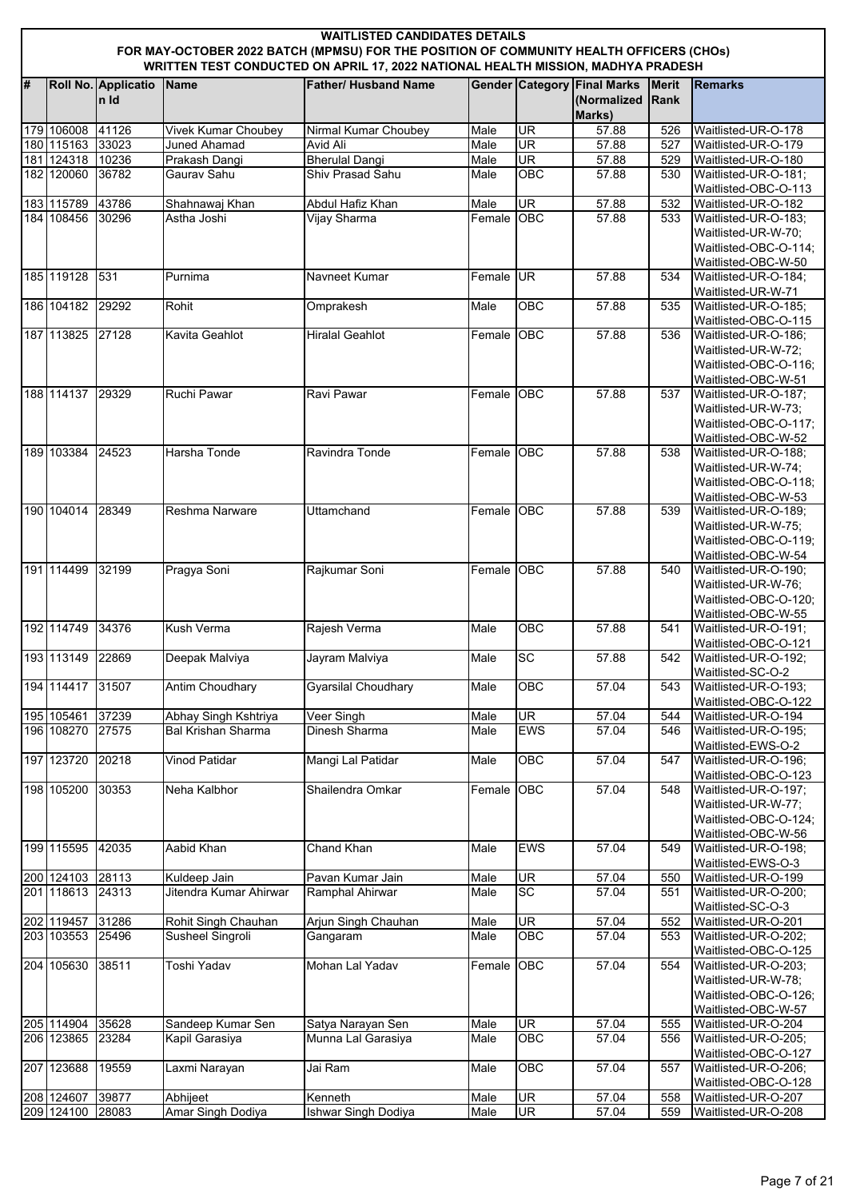**WAITLISTED CANDIDATES DETAILS**
**FOR MAY-OCTOBER 2022 BATCH (MPMSU) FOR THE POSITION OF COMMUNITY HEALTH OFFICERS (CHOs)**
**WRITTEN TEST CONDUCTED ON APRIL 17, 2022 NATIONAL HEALTH MISSION, MADHYA PRADESH**

| # | Roll No. | Application Id | Name | Father/ Husband Name | Gender | Category | Final Marks (Normalized Marks) | Merit Rank | Remarks |
|---|---|---|---|---|---|---|---|---|---|
| 179 | 106008 | 41126 | Vivek Kumar Choubey | Nirmal Kumar Choubey | Male | UR | 57.88 | 526 | Waitlisted-UR-O-178 |
| 180 | 115163 | 33023 | Juned Ahamad | Avid Ali | Male | UR | 57.88 | 527 | Waitlisted-UR-O-179 |
| 181 | 124318 | 10236 | Prakash Dangi | Bherulal Dangi | Male | UR | 57.88 | 529 | Waitlisted-UR-O-180 |
| 182 | 120060 | 36782 | Gaurav Sahu | Shiv Prasad Sahu | Male | OBC | 57.88 | 530 | Waitlisted-UR-O-181; Waitlisted-OBC-O-113 |
| 183 | 115789 | 43786 | Shahnawaj Khan | Abdul Hafiz Khan | Male | UR | 57.88 | 532 | Waitlisted-UR-O-182 |
| 184 | 108456 | 30296 | Astha Joshi | Vijay Sharma | Female | OBC | 57.88 | 533 | Waitlisted-UR-O-183; Waitlisted-UR-W-70; Waitlisted-OBC-O-114; Waitlisted-OBC-W-50 |
| 185 | 119128 | 531 | Purnima | Navneet Kumar | Female | UR | 57.88 | 534 | Waitlisted-UR-O-184; Waitlisted-UR-W-71 |
| 186 | 104182 | 29292 | Rohit | Omprakesh | Male | OBC | 57.88 | 535 | Waitlisted-UR-O-185; Waitlisted-OBC-O-115 |
| 187 | 113825 | 27128 | Kavita Geahlot | Hiralal Geahlot | Female | OBC | 57.88 | 536 | Waitlisted-UR-O-186; Waitlisted-UR-W-72; Waitlisted-OBC-O-116; Waitlisted-OBC-W-51 |
| 188 | 114137 | 29329 | Ruchi Pawar | Ravi Pawar | Female | OBC | 57.88 | 537 | Waitlisted-UR-O-187; Waitlisted-UR-W-73; Waitlisted-OBC-O-117; Waitlisted-OBC-W-52 |
| 189 | 103384 | 24523 | Harsha Tonde | Ravindra Tonde | Female | OBC | 57.88 | 538 | Waitlisted-UR-O-188; Waitlisted-UR-W-74; Waitlisted-OBC-O-118; Waitlisted-OBC-W-53 |
| 190 | 104014 | 28349 | Reshma Narware | Uttamchand | Female | OBC | 57.88 | 539 | Waitlisted-UR-O-189; Waitlisted-UR-W-75; Waitlisted-OBC-O-119; Waitlisted-OBC-W-54 |
| 191 | 114499 | 32199 | Pragya Soni | Rajkumar Soni | Female | OBC | 57.88 | 540 | Waitlisted-UR-O-190; Waitlisted-UR-W-76; Waitlisted-OBC-O-120; Waitlisted-OBC-W-55 |
| 192 | 114749 | 34376 | Kush Verma | Rajesh Verma | Male | OBC | 57.88 | 541 | Waitlisted-UR-O-191; Waitlisted-OBC-O-121 |
| 193 | 113149 | 22869 | Deepak Malviya | Jayram Malviya | Male | SC | 57.88 | 542 | Waitlisted-UR-O-192; Waitlisted-SC-O-2 |
| 194 | 114417 | 31507 | Antim Choudhary | Gyarsilal Choudhary | Male | OBC | 57.04 | 543 | Waitlisted-UR-O-193; Waitlisted-OBC-O-122 |
| 195 | 105461 | 37239 | Abhay Singh Kshtriya | Veer Singh | Male | UR | 57.04 | 544 | Waitlisted-UR-O-194 |
| 196 | 108270 | 27575 | Bal Krishan Sharma | Dinesh Sharma | Male | EWS | 57.04 | 546 | Waitlisted-UR-O-195; Waitlisted-EWS-O-2 |
| 197 | 123720 | 20218 | Vinod Patidar | Mangi Lal Patidar | Male | OBC | 57.04 | 547 | Waitlisted-UR-O-196; Waitlisted-OBC-O-123 |
| 198 | 105200 | 30353 | Neha Kalbhor | Shailendra Omkar | Female | OBC | 57.04 | 548 | Waitlisted-UR-O-197; Waitlisted-UR-W-77; Waitlisted-OBC-O-124; Waitlisted-OBC-W-56 |
| 199 | 115595 | 42035 | Aabid Khan | Chand Khan | Male | EWS | 57.04 | 549 | Waitlisted-UR-O-198; Waitlisted-EWS-O-3 |
| 200 | 124103 | 28113 | Kuldeep Jain | Pavan Kumar Jain | Male | UR | 57.04 | 550 | Waitlisted-UR-O-199 |
| 201 | 118613 | 24313 | Jitendra Kumar Ahirwar | Ramphal Ahirwar | Male | SC | 57.04 | 551 | Waitlisted-UR-O-200; Waitlisted-SC-O-3 |
| 202 | 119457 | 31286 | Rohit Singh Chauhan | Arjun Singh Chauhan | Male | UR | 57.04 | 552 | Waitlisted-UR-O-201 |
| 203 | 103553 | 25496 | Susheel Singroli | Gangaram | Male | OBC | 57.04 | 553 | Waitlisted-UR-O-202; Waitlisted-OBC-O-125 |
| 204 | 105630 | 38511 | Toshi Yadav | Mohan Lal Yadav | Female | OBC | 57.04 | 554 | Waitlisted-UR-O-203; Waitlisted-UR-W-78; Waitlisted-OBC-O-126; Waitlisted-OBC-W-57 |
| 205 | 114904 | 35628 | Sandeep Kumar Sen | Satya Narayan Sen | Male | UR | 57.04 | 555 | Waitlisted-UR-O-204 |
| 206 | 123865 | 23284 | Kapil Garasiya | Munna Lal Garasiya | Male | OBC | 57.04 | 556 | Waitlisted-UR-O-205; Waitlisted-OBC-O-127 |
| 207 | 123688 | 19559 | Laxmi Narayan | Jai Ram | Male | OBC | 57.04 | 557 | Waitlisted-UR-O-206; Waitlisted-OBC-O-128 |
| 208 | 124607 | 39877 | Abhijeet | Kenneth | Male | UR | 57.04 | 558 | Waitlisted-UR-O-207 |
| 209 | 124100 | 28083 | Amar Singh Dodiya | Ishwar Singh Dodiya | Male | UR | 57.04 | 559 | Waitlisted-UR-O-208 |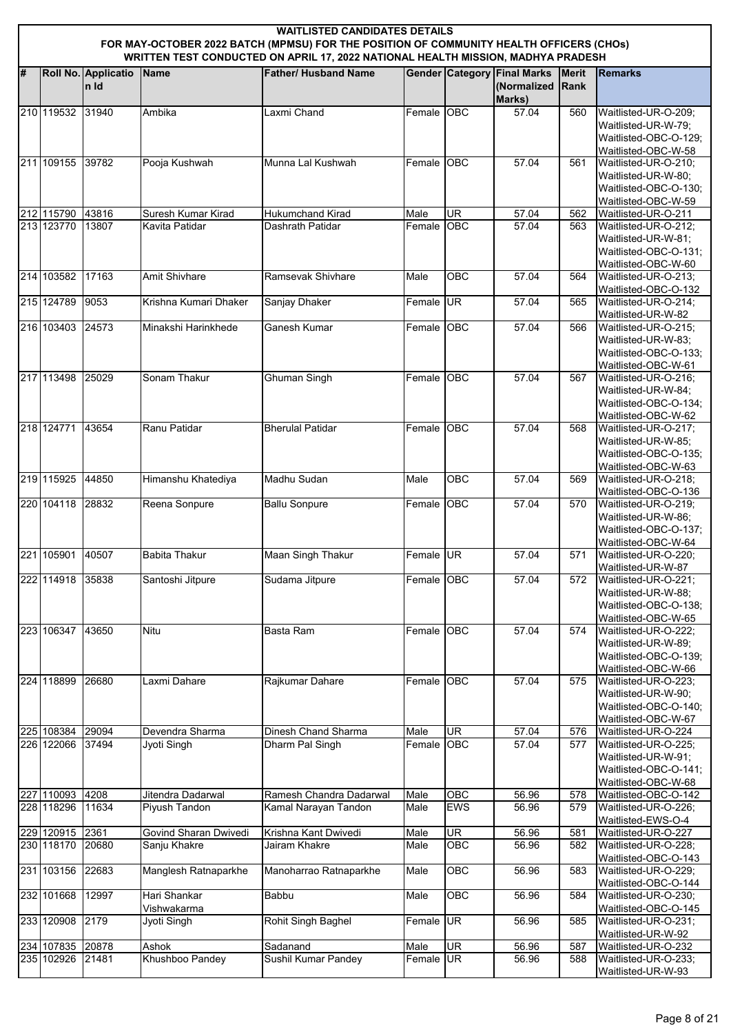**WAITLISTED CANDIDATES DETAILS**
**FOR MAY-OCTOBER 2022 BATCH (MPMSU) FOR THE POSITION OF COMMUNITY HEALTH OFFICERS (CHOs)**
**WRITTEN TEST CONDUCTED ON APRIL 17, 2022 NATIONAL HEALTH MISSION, MADHYA PRADESH**

| # | Roll No. | Application Id | Name | Father/ Husband Name | Gender | Category | Final Marks (Normalized Marks) | Merit Rank | Remarks |
|---|---|---|---|---|---|---|---|---|---|
| 210 | 119532 | 31940 | Ambika | Laxmi Chand | Female | OBC | 57.04 | 560 | Waitlisted-UR-O-209; Waitlisted-UR-W-79; Waitlisted-OBC-O-129; Waitlisted-OBC-W-58 |
| 211 | 109155 | 39782 | Pooja Kushwah | Munna Lal Kushwah | Female | OBC | 57.04 | 561 | Waitlisted-UR-O-210; Waitlisted-UR-W-80; Waitlisted-OBC-O-130; Waitlisted-OBC-W-59 |
| 212 | 115790 | 43816 | Suresh Kumar Kirad | Hukumchand Kirad | Male | UR | 57.04 | 562 | Waitlisted-UR-O-211 |
| 213 | 123770 | 13807 | Kavita Patidar | Dashrath Patidar | Female | OBC | 57.04 | 563 | Waitlisted-UR-O-212; Waitlisted-UR-W-81; Waitlisted-OBC-O-131; Waitlisted-OBC-W-60 |
| 214 | 103582 | 17163 | Amit Shivhare | Ramsevak Shivhare | Male | OBC | 57.04 | 564 | Waitlisted-UR-O-213; Waitlisted-OBC-O-132 |
| 215 | 124789 | 9053 | Krishna Kumari Dhaker | Sanjay Dhaker | Female | UR | 57.04 | 565 | Waitlisted-UR-O-214; Waitlisted-UR-W-82 |
| 216 | 103403 | 24573 | Minakshi Harinkhede | Ganesh Kumar | Female | OBC | 57.04 | 566 | Waitlisted-UR-O-215; Waitlisted-UR-W-83; Waitlisted-OBC-O-133; Waitlisted-OBC-W-61 |
| 217 | 113498 | 25029 | Sonam Thakur | Ghuman Singh | Female | OBC | 57.04 | 567 | Waitlisted-UR-O-216; Waitlisted-UR-W-84; Waitlisted-OBC-O-134; Waitlisted-OBC-W-62 |
| 218 | 124771 | 43654 | Ranu Patidar | Bherulal Patidar | Female | OBC | 57.04 | 568 | Waitlisted-UR-O-217; Waitlisted-UR-W-85; Waitlisted-OBC-O-135; Waitlisted-OBC-W-63 |
| 219 | 115925 | 44850 | Himanshu Khatediya | Madhu Sudan | Male | OBC | 57.04 | 569 | Waitlisted-UR-O-218; Waitlisted-OBC-O-136 |
| 220 | 104118 | 28832 | Reena Sonpure | Ballu Sonpure | Female | OBC | 57.04 | 570 | Waitlisted-UR-O-219; Waitlisted-UR-W-86; Waitlisted-OBC-O-137; Waitlisted-OBC-W-64 |
| 221 | 105901 | 40507 | Babita Thakur | Maan Singh Thakur | Female | UR | 57.04 | 571 | Waitlisted-UR-O-220; Waitlisted-UR-W-87 |
| 222 | 114918 | 35838 | Santoshi Jitpure | Sudama Jitpure | Female | OBC | 57.04 | 572 | Waitlisted-UR-O-221; Waitlisted-UR-W-88; Waitlisted-OBC-O-138; Waitlisted-OBC-W-65 |
| 223 | 106347 | 43650 | Nitu | Basta Ram | Female | OBC | 57.04 | 574 | Waitlisted-UR-O-222; Waitlisted-UR-W-89; Waitlisted-OBC-O-139; Waitlisted-OBC-W-66 |
| 224 | 118899 | 26680 | Laxmi Dahare | Rajkumar Dahare | Female | OBC | 57.04 | 575 | Waitlisted-UR-O-223; Waitlisted-UR-W-90; Waitlisted-OBC-O-140; Waitlisted-OBC-W-67 |
| 225 | 108384 | 29094 | Devendra Sharma | Dinesh Chand Sharma | Male | UR | 57.04 | 576 | Waitlisted-UR-O-224 |
| 226 | 122066 | 37494 | Jyoti Singh | Dharm Pal Singh | Female | OBC | 57.04 | 577 | Waitlisted-UR-O-225; Waitlisted-UR-W-91; Waitlisted-OBC-O-141; Waitlisted-OBC-W-68 |
| 227 | 110093 | 4208 | Jitendra Dadarwal | Ramesh Chandra Dadarwal | Male | OBC | 56.96 | 578 | Waitlisted-OBC-O-142 |
| 228 | 118296 | 11634 | Piyush Tandon | Kamal Narayan Tandon | Male | EWS | 56.96 | 579 | Waitlisted-UR-O-226; Waitlisted-EWS-O-4 |
| 229 | 120915 | 2361 | Govind Sharan Dwivedi | Krishna Kant Dwivedi | Male | UR | 56.96 | 581 | Waitlisted-UR-O-227 |
| 230 | 118170 | 20680 | Sanju Khakre | Jairam Khakre | Male | OBC | 56.96 | 582 | Waitlisted-UR-O-228; Waitlisted-OBC-O-143 |
| 231 | 103156 | 22683 | Manglesh Ratnaparkhe | Manoharrao Ratnaparkhe | Male | OBC | 56.96 | 583 | Waitlisted-UR-O-229; Waitlisted-OBC-O-144 |
| 232 | 101668 | 12997 | Hari Shankar Vishwakarma | Babbu | Male | OBC | 56.96 | 584 | Waitlisted-UR-O-230; Waitlisted-OBC-O-145 |
| 233 | 120908 | 2179 | Jyoti Singh | Rohit Singh Baghel | Female | UR | 56.96 | 585 | Waitlisted-UR-O-231; Waitlisted-UR-W-92 |
| 234 | 107835 | 20878 | Ashok | Sadanand | Male | UR | 56.96 | 587 | Waitlisted-UR-O-232 |
| 235 | 102926 | 21481 | Khushboo Pandey | Sushil Kumar Pandey | Female | UR | 56.96 | 588 | Waitlisted-UR-O-233; Waitlisted-UR-W-93 |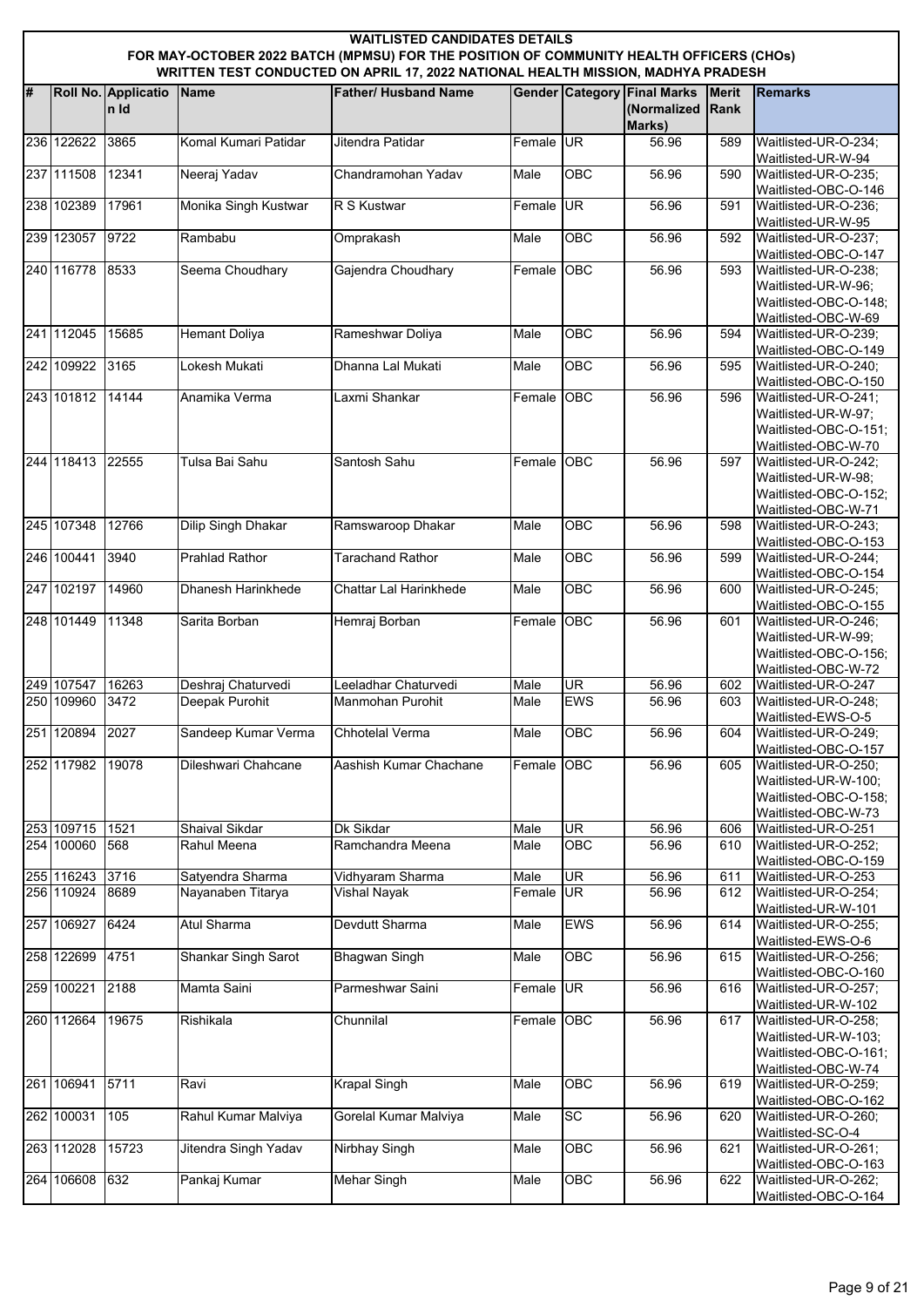**WAITLISTED CANDIDATES DETAILS**
**FOR MAY-OCTOBER 2022 BATCH (MPMSU) FOR THE POSITION OF COMMUNITY HEALTH OFFICERS (CHOs)**
**WRITTEN TEST CONDUCTED ON APRIL 17, 2022 NATIONAL HEALTH MISSION, MADHYA PRADESH**

| # | Roll No. | Application Id | Name | Father/ Husband Name | Gender | Category | Final Marks (Normalized Marks) | Merit Rank | Remarks |
|---|---|---|---|---|---|---|---|---|---|
| 236 | 122622 | 3865 | Komal Kumari Patidar | Jitendra Patidar | Female | UR | 56.96 | 589 | Waitlisted-UR-O-234; Waitlisted-UR-W-94 |
| 237 | 111508 | 12341 | Neeraj Yadav | Chandramohan Yadav | Male | OBC | 56.96 | 590 | Waitlisted-UR-O-235; Waitlisted-OBC-O-146 |
| 238 | 102389 | 17961 | Monika Singh Kustwar | R S Kustwar | Female | UR | 56.96 | 591 | Waitlisted-UR-O-236; Waitlisted-UR-W-95 |
| 239 | 123057 | 9722 | Rambabu | Omprakash | Male | OBC | 56.96 | 592 | Waitlisted-UR-O-237; Waitlisted-OBC-O-147 |
| 240 | 116778 | 8533 | Seema Choudhary | Gajendra Choudhary | Female | OBC | 56.96 | 593 | Waitlisted-UR-O-238; Waitlisted-UR-W-96; Waitlisted-OBC-O-148; Waitlisted-OBC-W-69 |
| 241 | 112045 | 15685 | Hemant Doliya | Rameshwar Doliya | Male | OBC | 56.96 | 594 | Waitlisted-UR-O-239; Waitlisted-OBC-O-149 |
| 242 | 109922 | 3165 | Lokesh Mukati | Dhanna Lal Mukati | Male | OBC | 56.96 | 595 | Waitlisted-UR-O-240; Waitlisted-OBC-O-150 |
| 243 | 101812 | 14144 | Anamika Verma | Laxmi Shankar | Female | OBC | 56.96 | 596 | Waitlisted-UR-O-241; Waitlisted-UR-W-97; Waitlisted-OBC-O-151; Waitlisted-OBC-W-70 |
| 244 | 118413 | 22555 | Tulsa Bai Sahu | Santosh Sahu | Female | OBC | 56.96 | 597 | Waitlisted-UR-O-242; Waitlisted-UR-W-98; Waitlisted-OBC-O-152; Waitlisted-OBC-W-71 |
| 245 | 107348 | 12766 | Dilip Singh Dhakar | Ramswaroop Dhakar | Male | OBC | 56.96 | 598 | Waitlisted-UR-O-243; Waitlisted-OBC-O-153 |
| 246 | 100441 | 3940 | Prahlad Rathor | Tarachand Rathor | Male | OBC | 56.96 | 599 | Waitlisted-UR-O-244; Waitlisted-OBC-O-154 |
| 247 | 102197 | 14960 | Dhanesh Harinkhede | Chattar Lal Harinkhede | Male | OBC | 56.96 | 600 | Waitlisted-UR-O-245; Waitlisted-OBC-O-155 |
| 248 | 101449 | 11348 | Sarita Borban | Hemraj Borban | Female | OBC | 56.96 | 601 | Waitlisted-UR-O-246; Waitlisted-UR-W-99; Waitlisted-OBC-O-156; Waitlisted-OBC-W-72 |
| 249 | 107547 | 16263 | Deshraj Chaturvedi | Leeladhar Chaturvedi | Male | UR | 56.96 | 602 | Waitlisted-UR-O-247 |
| 250 | 109960 | 3472 | Deepak Purohit | Manmohan Purohit | Male | EWS | 56.96 | 603 | Waitlisted-UR-O-248; Waitlisted-EWS-O-5 |
| 251 | 120894 | 2027 | Sandeep Kumar Verma | Chhotelal Verma | Male | OBC | 56.96 | 604 | Waitlisted-UR-O-249; Waitlisted-OBC-O-157 |
| 252 | 117982 | 19078 | Dileshwari Chahcane | Aashish Kumar Chachane | Female | OBC | 56.96 | 605 | Waitlisted-UR-O-250; Waitlisted-UR-W-100; Waitlisted-OBC-O-158; Waitlisted-OBC-W-73 |
| 253 | 109715 | 1521 | Shaival Sikdar | Dk Sikdar | Male | UR | 56.96 | 606 | Waitlisted-UR-O-251 |
| 254 | 100060 | 568 | Rahul Meena | Ramchandra Meena | Male | OBC | 56.96 | 610 | Waitlisted-UR-O-252; Waitlisted-OBC-O-159 |
| 255 | 116243 | 3716 | Satyendra Sharma | Vidhyaram Sharma | Male | UR | 56.96 | 611 | Waitlisted-UR-O-253 |
| 256 | 110924 | 8689 | Nayanaben Titarya | Vishal Nayak | Female | UR | 56.96 | 612 | Waitlisted-UR-O-254; Waitlisted-UR-W-101 |
| 257 | 106927 | 6424 | Atul Sharma | Devdutt Sharma | Male | EWS | 56.96 | 614 | Waitlisted-UR-O-255; Waitlisted-EWS-O-6 |
| 258 | 122699 | 4751 | Shankar Singh Sarot | Bhagwan Singh | Male | OBC | 56.96 | 615 | Waitlisted-UR-O-256; Waitlisted-OBC-O-160 |
| 259 | 100221 | 2188 | Mamta Saini | Parmeshwar Saini | Female | UR | 56.96 | 616 | Waitlisted-UR-O-257; Waitlisted-UR-W-102 |
| 260 | 112664 | 19675 | Rishikala | Chunnilal | Female | OBC | 56.96 | 617 | Waitlisted-UR-O-258; Waitlisted-UR-W-103; Waitlisted-OBC-O-161; Waitlisted-OBC-W-74 |
| 261 | 106941 | 5711 | Ravi | Krapal Singh | Male | OBC | 56.96 | 619 | Waitlisted-UR-O-259; Waitlisted-OBC-O-162 |
| 262 | 100031 | 105 | Rahul Kumar Malviya | Gorelal Kumar Malviya | Male | SC | 56.96 | 620 | Waitlisted-UR-O-260; Waitlisted-SC-O-4 |
| 263 | 112028 | 15723 | Jitendra Singh Yadav | Nirbhay Singh | Male | OBC | 56.96 | 621 | Waitlisted-UR-O-261; Waitlisted-OBC-O-163 |
| 264 | 106608 | 632 | Pankaj Kumar | Mehar Singh | Male | OBC | 56.96 | 622 | Waitlisted-UR-O-262; Waitlisted-OBC-O-164 |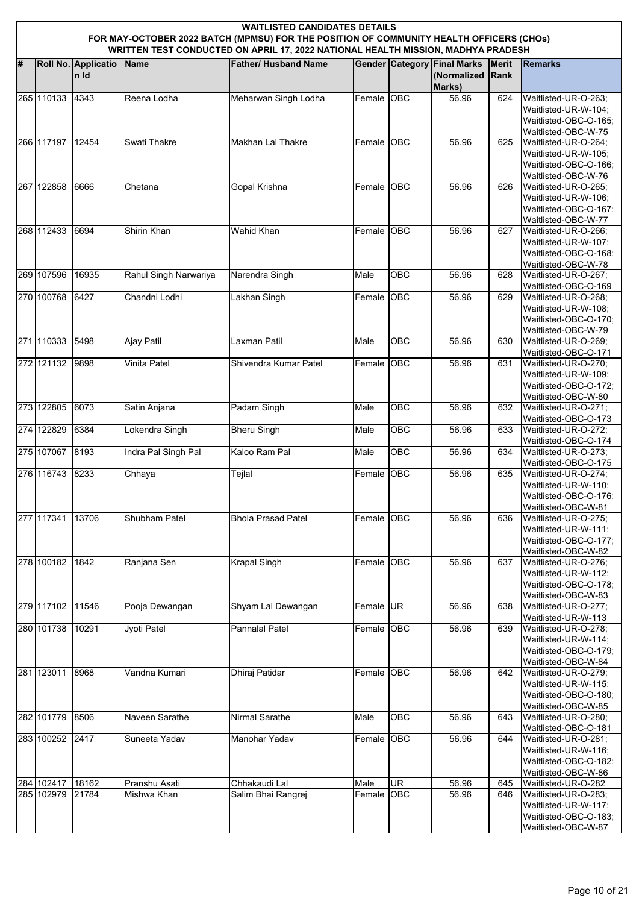# WAITLISTED CANDIDATES DETAILS

## FOR MAY-OCTOBER 2022 BATCH (MPMSU) FOR THE POSITION OF COMMUNITY HEALTH OFFICERS (CHOs) WRITTEN TEST CONDUCTED ON APRIL 17, 2022 NATIONAL HEALTH MISSION, MADHYA PRADESH

| # | Roll No. | Application Id | Name | Father/ Husband Name | Gender | Category | Final Marks (Normalized Marks) | Merit Rank | Remarks |
|---|---|---|---|---|---|---|---|---|---|
| 265 | 110133 | 4343 | Reena Lodha | Meharwan Singh Lodha | Female | OBC | 56.96 | 624 | Waitlisted-UR-O-263; Waitlisted-UR-W-104; Waitlisted-OBC-O-165; Waitlisted-OBC-W-75 |
| 266 | 117197 | 12454 | Swati Thakre | Makhan Lal Thakre | Female | OBC | 56.96 | 625 | Waitlisted-UR-O-264; Waitlisted-UR-W-105; Waitlisted-OBC-O-166; Waitlisted-OBC-W-76 |
| 267 | 122858 | 6666 | Chetana | Gopal Krishna | Female | OBC | 56.96 | 626 | Waitlisted-UR-O-265; Waitlisted-UR-W-106; Waitlisted-OBC-O-167; Waitlisted-OBC-W-77 |
| 268 | 112433 | 6694 | Shirin Khan | Wahid Khan | Female | OBC | 56.96 | 627 | Waitlisted-UR-O-266; Waitlisted-UR-W-107; Waitlisted-OBC-O-168; Waitlisted-OBC-W-78 |
| 269 | 107596 | 16935 | Rahul Singh Narwariya | Narendra Singh | Male | OBC | 56.96 | 628 | Waitlisted-UR-O-267; Waitlisted-OBC-O-169 |
| 270 | 100768 | 6427 | Chandni Lodhi | Lakhan Singh | Female | OBC | 56.96 | 629 | Waitlisted-UR-O-268; Waitlisted-UR-W-108; Waitlisted-OBC-O-170; Waitlisted-OBC-W-79 |
| 271 | 110333 | 5498 | Ajay Patil | Laxman Patil | Male | OBC | 56.96 | 630 | Waitlisted-UR-O-269; Waitlisted-OBC-O-171 |
| 272 | 121132 | 9898 | Vinita Patel | Shivendra Kumar Patel | Female | OBC | 56.96 | 631 | Waitlisted-UR-O-270; Waitlisted-UR-W-109; Waitlisted-OBC-O-172; Waitlisted-OBC-W-80 |
| 273 | 122805 | 6073 | Satin Anjana | Padam Singh | Male | OBC | 56.96 | 632 | Waitlisted-UR-O-271; Waitlisted-OBC-O-173 |
| 274 | 122829 | 6384 | Lokendra Singh | Bheru Singh | Male | OBC | 56.96 | 633 | Waitlisted-UR-O-272; Waitlisted-OBC-O-174 |
| 275 | 107067 | 8193 | Indra Pal Singh Pal | Kaloo Ram Pal | Male | OBC | 56.96 | 634 | Waitlisted-UR-O-273; Waitlisted-OBC-O-175 |
| 276 | 116743 | 8233 | Chhaya | Tejlal | Female | OBC | 56.96 | 635 | Waitlisted-UR-O-274; Waitlisted-UR-W-110; Waitlisted-OBC-O-176; Waitlisted-OBC-W-81 |
| 277 | 117341 | 13706 | Shubham Patel | Bhola Prasad Patel | Female | OBC | 56.96 | 636 | Waitlisted-UR-O-275; Waitlisted-UR-W-111; Waitlisted-OBC-O-177; Waitlisted-OBC-W-82 |
| 278 | 100182 | 1842 | Ranjana Sen | Krapal Singh | Female | OBC | 56.96 | 637 | Waitlisted-UR-O-276; Waitlisted-UR-W-112; Waitlisted-OBC-O-178; Waitlisted-OBC-W-83 |
| 279 | 117102 | 11546 | Pooja Dewangan | Shyam Lal Dewangan | Female | UR | 56.96 | 638 | Waitlisted-UR-O-277; Waitlisted-UR-W-113 |
| 280 | 101738 | 10291 | Jyoti Patel | Pannalal Patel | Female | OBC | 56.96 | 639 | Waitlisted-UR-O-278; Waitlisted-UR-W-114; Waitlisted-OBC-O-179; Waitlisted-OBC-W-84 |
| 281 | 123011 | 8968 | Vandna Kumari | Dhiraj Patidar | Female | OBC | 56.96 | 642 | Waitlisted-UR-O-279; Waitlisted-UR-W-115; Waitlisted-OBC-O-180; Waitlisted-OBC-W-85 |
| 282 | 101779 | 8506 | Naveen Sarathe | Nirmal Sarathe | Male | OBC | 56.96 | 643 | Waitlisted-UR-O-280; Waitlisted-OBC-O-181 |
| 283 | 100252 | 2417 | Suneeta Yadav | Manohar Yadav | Female | OBC | 56.96 | 644 | Waitlisted-UR-O-281; Waitlisted-UR-W-116; Waitlisted-OBC-O-182; Waitlisted-OBC-W-86 |
| 284 | 102417 | 18162 | Pranshu Asati | Chhakaudi Lal | Male | UR | 56.96 | 645 | Waitlisted-UR-O-282 |
| 285 | 102979 | 21784 | Mishwa Khan | Salim Bhai Rangrej | Female | OBC | 56.96 | 646 | Waitlisted-UR-O-283; Waitlisted-UR-W-117; Waitlisted-OBC-O-183; Waitlisted-OBC-W-87 |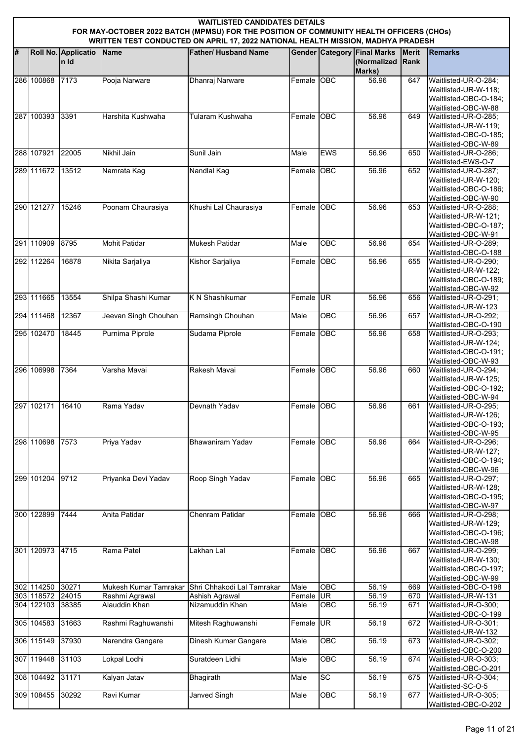**WAITLISTED CANDIDATES DETAILS**
**FOR MAY-OCTOBER 2022 BATCH (MPMSU) FOR THE POSITION OF COMMUNITY HEALTH OFFICERS (CHOs)**
**WRITTEN TEST CONDUCTED ON APRIL 17, 2022 NATIONAL HEALTH MISSION, MADHYA PRADESH**

| # | Roll No. | Application Id | Name | Father/ Husband Name | Gender | Category | Final Marks (Normalized Marks) | Merit Rank | Remarks |
|---|---|---|---|---|---|---|---|---|---|
| 286 | 100868 | 7173 | Pooja Narware | Dhanraj Narware | Female | OBC | 56.96 | 647 | Waitlisted-UR-O-284; Waitlisted-UR-W-118; Waitlisted-OBC-O-184; Waitlisted-OBC-W-88 |
| 287 | 100393 | 3391 | Harshita Kushwaha | Tularam Kushwaha | Female | OBC | 56.96 | 649 | Waitlisted-UR-O-285; Waitlisted-UR-W-119; Waitlisted-OBC-O-185; Waitlisted-OBC-W-89 |
| 288 | 107921 | 22005 | Nikhil Jain | Sunil Jain | Male | EWS | 56.96 | 650 | Waitlisted-UR-O-286; Waitlisted-EWS-O-7 |
| 289 | 111672 | 13512 | Namrata Kag | Nandlal Kag | Female | OBC | 56.96 | 652 | Waitlisted-UR-O-287; Waitlisted-UR-W-120; Waitlisted-OBC-O-186; Waitlisted-OBC-W-90 |
| 290 | 121277 | 15246 | Poonam Chaurasiya | Khushi Lal Chaurasiya | Female | OBC | 56.96 | 653 | Waitlisted-UR-O-288; Waitlisted-UR-W-121; Waitlisted-OBC-O-187; Waitlisted-OBC-W-91 |
| 291 | 110909 | 8795 | Mohit Patidar | Mukesh Patidar | Male | OBC | 56.96 | 654 | Waitlisted-UR-O-289; Waitlisted-OBC-O-188 |
| 292 | 112264 | 16878 | Nikita Sarjaliya | Kishor Sarjaliya | Female | OBC | 56.96 | 655 | Waitlisted-UR-O-290; Waitlisted-UR-W-122; Waitlisted-OBC-O-189; Waitlisted-OBC-W-92 |
| 293 | 111665 | 13554 | Shilpa Shashi Kumar | K N Shashikumar | Female | UR | 56.96 | 656 | Waitlisted-UR-O-291; Waitlisted-UR-W-123 |
| 294 | 111468 | 12367 | Jeevan Singh Chouhan | Ramsingh Chouhan | Male | OBC | 56.96 | 657 | Waitlisted-UR-O-292; Waitlisted-OBC-O-190 |
| 295 | 102470 | 18445 | Purnima Piprole | Sudama Piprole | Female | OBC | 56.96 | 658 | Waitlisted-UR-O-293; Waitlisted-UR-W-124; Waitlisted-OBC-O-191; Waitlisted-OBC-W-93 |
| 296 | 106998 | 7364 | Varsha Mavai | Rakesh Mavai | Female | OBC | 56.96 | 660 | Waitlisted-UR-O-294; Waitlisted-UR-W-125; Waitlisted-OBC-O-192; Waitlisted-OBC-W-94 |
| 297 | 102171 | 16410 | Rama Yadav | Devnath Yadav | Female | OBC | 56.96 | 661 | Waitlisted-UR-O-295; Waitlisted-UR-W-126; Waitlisted-OBC-O-193; Waitlisted-OBC-W-95 |
| 298 | 110698 | 7573 | Priya Yadav | Bhawaniram Yadav | Female | OBC | 56.96 | 664 | Waitlisted-UR-O-296; Waitlisted-UR-W-127; Waitlisted-OBC-O-194; Waitlisted-OBC-W-96 |
| 299 | 101204 | 9712 | Priyanka Devi Yadav | Roop Singh Yadav | Female | OBC | 56.96 | 665 | Waitlisted-UR-O-297; Waitlisted-UR-W-128; Waitlisted-OBC-O-195; Waitlisted-OBC-W-97 |
| 300 | 122899 | 7444 | Anita Patidar | Chenram Patidar | Female | OBC | 56.96 | 666 | Waitlisted-UR-O-298; Waitlisted-UR-W-129; Waitlisted-OBC-O-196; Waitlisted-OBC-W-98 |
| 301 | 120973 | 4715 | Rama Patel | Lakhan Lal | Female | OBC | 56.96 | 667 | Waitlisted-UR-O-299; Waitlisted-UR-W-130; Waitlisted-OBC-O-197; Waitlisted-OBC-W-99 |
| 302 | 114250 | 30271 | Mukesh Kumar Tamrakar | Shri Chhakodi Lal Tamrakar | Male | OBC | 56.19 | 669 | Waitlisted-OBC-O-198 |
| 303 | 118572 | 24015 | Rashmi Agrawal | Ashish Agrawal | Female | UR | 56.19 | 670 | Waitlisted-UR-W-131 |
| 304 | 122103 | 38385 | Alauddin Khan | Nizamuddin Khan | Male | OBC | 56.19 | 671 | Waitlisted-UR-O-300; Waitlisted-OBC-O-199 |
| 305 | 104583 | 31663 | Rashmi Raghuwanshi | Mitesh Raghuwanshi | Female | UR | 56.19 | 672 | Waitlisted-UR-O-301; Waitlisted-UR-W-132 |
| 306 | 115149 | 37930 | Narendra Gangare | Dinesh Kumar Gangare | Male | OBC | 56.19 | 673 | Waitlisted-UR-O-302; Waitlisted-OBC-O-200 |
| 307 | 119448 | 31103 | Lokpal Lodhi | Suratdeen Lidhi | Male | OBC | 56.19 | 674 | Waitlisted-UR-O-303; Waitlisted-OBC-O-201 |
| 308 | 104492 | 31171 | Kalyan Jatav | Bhagirath | Male | SC | 56.19 | 675 | Waitlisted-UR-O-304; Waitlisted-SC-O-5 |
| 309 | 108455 | 30292 | Ravi Kumar | Janved Singh | Male | OBC | 56.19 | 677 | Waitlisted-UR-O-305; Waitlisted-OBC-O-202 |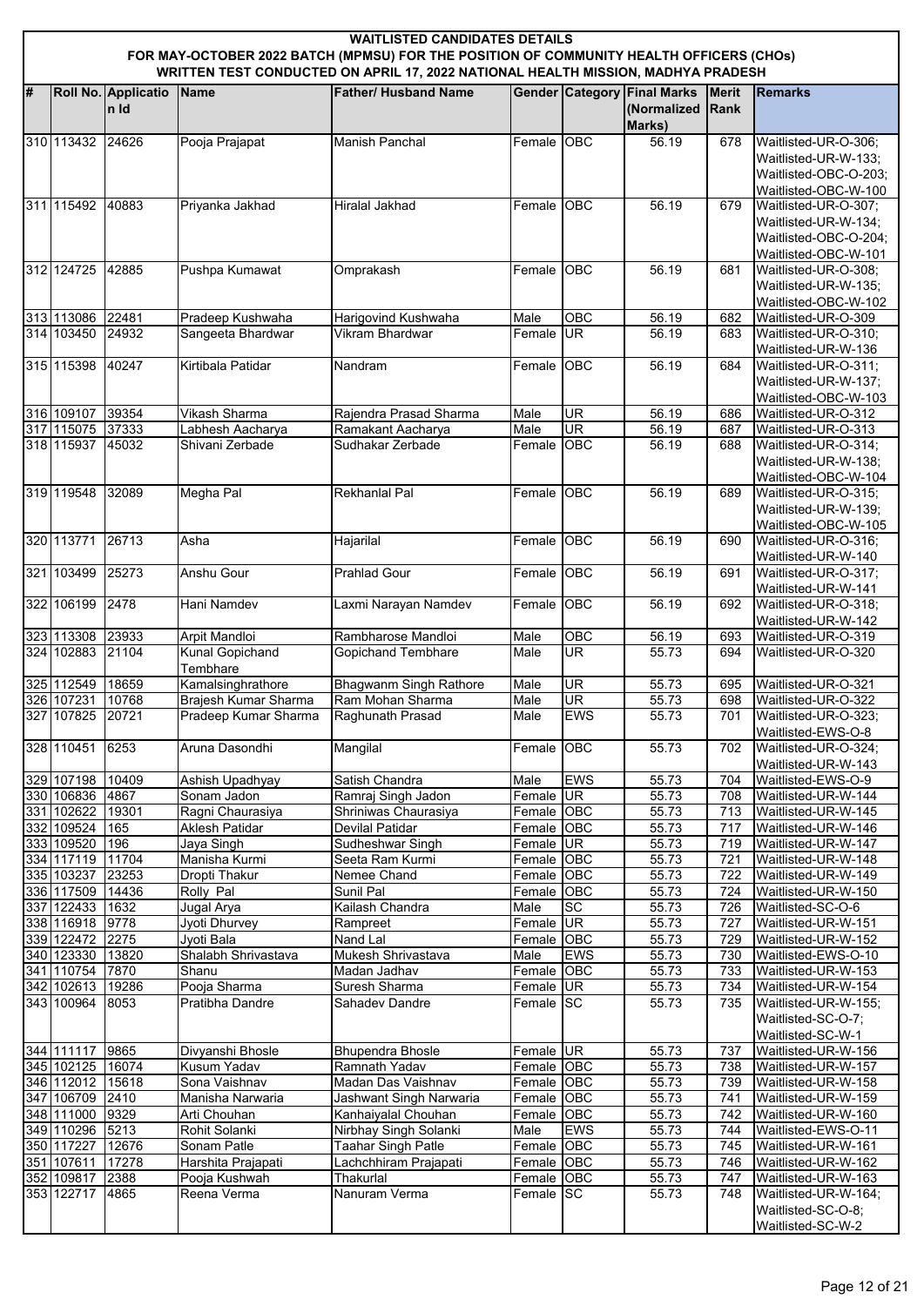**WAITLISTED CANDIDATES DETAILS**

**FOR MAY-OCTOBER 2022 BATCH (MPMSU) FOR THE POSITION OF COMMUNITY HEALTH OFFICERS (CHOs)**

**WRITTEN TEST CONDUCTED ON APRIL 17, 2022 NATIONAL HEALTH MISSION, MADHYA PRADESH**

| # | Roll No. | Application Id | Name | Father/ Husband Name | Gender | Category | Final Marks (Normalized Marks) | Merit Rank | Remarks |
|---|---|---|---|---|---|---|---|---|---|
| 310 | 113432 | 24626 | Pooja Prajapat | Manish Panchal | Female | OBC | 56.19 | 678 | Waitlisted-UR-O-306; Waitlisted-UR-W-133; Waitlisted-OBC-O-203; Waitlisted-OBC-W-100 |
| 311 | 115492 | 40883 | Priyanka Jakhad | Hiralal Jakhad | Female | OBC | 56.19 | 679 | Waitlisted-UR-O-307; Waitlisted-UR-W-134; Waitlisted-OBC-O-204; Waitlisted-OBC-W-101 |
| 312 | 124725 | 42885 | Pushpa Kumawat | Omprakash | Female | OBC | 56.19 | 681 | Waitlisted-UR-O-308; Waitlisted-UR-W-135; Waitlisted-OBC-W-102 |
| 313 | 113086 | 22481 | Pradeep Kushwaha | Harigovind Kushwaha | Male | OBC | 56.19 | 682 | Waitlisted-UR-O-309 |
| 314 | 103450 | 24932 | Sangeeta Bhardwar | Vikram Bhardwar | Female | UR | 56.19 | 683 | Waitlisted-UR-O-310; Waitlisted-UR-W-136 |
| 315 | 115398 | 40247 | Kirtibala Patidar | Nandram | Female | OBC | 56.19 | 684 | Waitlisted-UR-O-311; Waitlisted-UR-W-137; Waitlisted-OBC-W-103 |
| 316 | 109107 | 39354 | Vikash Sharma | Rajendra Prasad Sharma | Male | UR | 56.19 | 686 | Waitlisted-UR-O-312 |
| 317 | 115075 | 37333 | Labhesh Aacharya | Ramakant Aacharya | Male | UR | 56.19 | 687 | Waitlisted-UR-O-313 |
| 318 | 115937 | 45032 | Shivani Zerbade | Sudhakar Zerbade | Female | OBC | 56.19 | 688 | Waitlisted-UR-O-314; Waitlisted-UR-W-138; Waitlisted-OBC-W-104 |
| 319 | 119548 | 32089 | Megha Pal | Rekhanlal Pal | Female | OBC | 56.19 | 689 | Waitlisted-UR-O-315; Waitlisted-UR-W-139; Waitlisted-OBC-W-105 |
| 320 | 113771 | 26713 | Asha | Hajarilal | Female | OBC | 56.19 | 690 | Waitlisted-UR-O-316; Waitlisted-UR-W-140 |
| 321 | 103499 | 25273 | Anshu Gour | Prahlad Gour | Female | OBC | 56.19 | 691 | Waitlisted-UR-O-317; Waitlisted-UR-W-141 |
| 322 | 106199 | 2478 | Hani Namdev | Laxmi Narayan Namdev | Female | OBC | 56.19 | 692 | Waitlisted-UR-O-318; Waitlisted-UR-W-142 |
| 323 | 113308 | 23933 | Arpit Mandloi | Rambharose Mandloi | Male | OBC | 56.19 | 693 | Waitlisted-UR-O-319 |
| 324 | 102883 | 21104 | Kunal Gopichand Tembhare | Gopichand Tembhare | Male | UR | 55.73 | 694 | Waitlisted-UR-O-320 |
| 325 | 112549 | 18659 | Kamalsinghrathore | Bhagwanm Singh Rathore | Male | UR | 55.73 | 695 | Waitlisted-UR-O-321 |
| 326 | 107231 | 10768 | Brajesh Kumar Sharma | Ram Mohan Sharma | Male | UR | 55.73 | 698 | Waitlisted-UR-O-322 |
| 327 | 107825 | 20721 | Pradeep Kumar Sharma | Raghunath Prasad | Male | EWS | 55.73 | 701 | Waitlisted-UR-O-323; Waitlisted-EWS-O-8 |
| 328 | 110451 | 6253 | Aruna Dasondhi | Mangilal | Female | OBC | 55.73 | 702 | Waitlisted-UR-O-324; Waitlisted-UR-W-143 |
| 329 | 107198 | 10409 | Ashish Upadhyay | Satish Chandra | Male | EWS | 55.73 | 704 | Waitlisted-EWS-O-9 |
| 330 | 106836 | 4867 | Sonam Jadon | Ramraj Singh Jadon | Female | UR | 55.73 | 708 | Waitlisted-UR-W-144 |
| 331 | 102622 | 19301 | Ragni Chaurasiya | Shriniwas Chaurasiya | Female | OBC | 55.73 | 713 | Waitlisted-UR-W-145 |
| 332 | 109524 | 165 | Aklesh Patidar | Devilal Patidar | Female | OBC | 55.73 | 717 | Waitlisted-UR-W-146 |
| 333 | 109520 | 196 | Jaya Singh | Sudheshwar Singh | Female | UR | 55.73 | 719 | Waitlisted-UR-W-147 |
| 334 | 117119 | 11704 | Manisha Kurmi | Seeta Ram Kurmi | Female | OBC | 55.73 | 721 | Waitlisted-UR-W-148 |
| 335 | 103237 | 23253 | Dropti Thakur | Nemee Chand | Female | OBC | 55.73 | 722 | Waitlisted-UR-W-149 |
| 336 | 117509 | 14436 | Rolly Pal | Sunil Pal | Female | OBC | 55.73 | 724 | Waitlisted-UR-W-150 |
| 337 | 122433 | 1632 | Jugal Arya | Kailash Chandra | Male | SC | 55.73 | 726 | Waitlisted-SC-O-6 |
| 338 | 116918 | 9778 | Jyoti Dhurvey | Rampreet | Female | UR | 55.73 | 727 | Waitlisted-UR-W-151 |
| 339 | 122472 | 2275 | Jyoti Bala | Nand Lal | Female | OBC | 55.73 | 729 | Waitlisted-UR-W-152 |
| 340 | 123330 | 13820 | Shalabh Shrivastava | Mukesh Shrivastava | Male | EWS | 55.73 | 730 | Waitlisted-EWS-O-10 |
| 341 | 110754 | 7870 | Shanu | Madan Jadhav | Female | OBC | 55.73 | 733 | Waitlisted-UR-W-153 |
| 342 | 102613 | 19286 | Pooja Sharma | Suresh Sharma | Female | UR | 55.73 | 734 | Waitlisted-UR-W-154 |
| 343 | 100964 | 8053 | Pratibha Dandre | Sahadev Dandre | Female | SC | 55.73 | 735 | Waitlisted-UR-W-155; Waitlisted-SC-O-7; Waitlisted-SC-W-1 |
| 344 | 111117 | 9865 | Divyanshi Bhosle | Bhupendra Bhosle | Female | UR | 55.73 | 737 | Waitlisted-UR-W-156 |
| 345 | 102125 | 16074 | Kusum Yadav | Ramnath Yadav | Female | OBC | 55.73 | 738 | Waitlisted-UR-W-157 |
| 346 | 112012 | 15618 | Sona Vaishnav | Madan Das Vaishnav | Female | OBC | 55.73 | 739 | Waitlisted-UR-W-158 |
| 347 | 106709 | 2410 | Manisha Narwaria | Jashwant Singh Narwaria | Female | OBC | 55.73 | 741 | Waitlisted-UR-W-159 |
| 348 | 111000 | 9329 | Arti Chouhan | Kanhaiyalal Chouhan | Female | OBC | 55.73 | 742 | Waitlisted-UR-W-160 |
| 349 | 110296 | 5213 | Rohit Solanki | Nirbhay Singh Solanki | Male | EWS | 55.73 | 744 | Waitlisted-EWS-O-11 |
| 350 | 117227 | 12676 | Sonam Patle | Taahar Singh Patle | Female | OBC | 55.73 | 745 | Waitlisted-UR-W-161 |
| 351 | 107611 | 17278 | Harshita Prajapati | Lachchhiram Prajapati | Female | OBC | 55.73 | 746 | Waitlisted-UR-W-162 |
| 352 | 109817 | 2388 | Pooja Kushwah | Thakurlal | Female | OBC | 55.73 | 747 | Waitlisted-UR-W-163 |
| 353 | 122717 | 4865 | Reena Verma | Nanuram Verma | Female | SC | 55.73 | 748 | Waitlisted-UR-W-164; Waitlisted-SC-O-8; Waitlisted-SC-W-2 |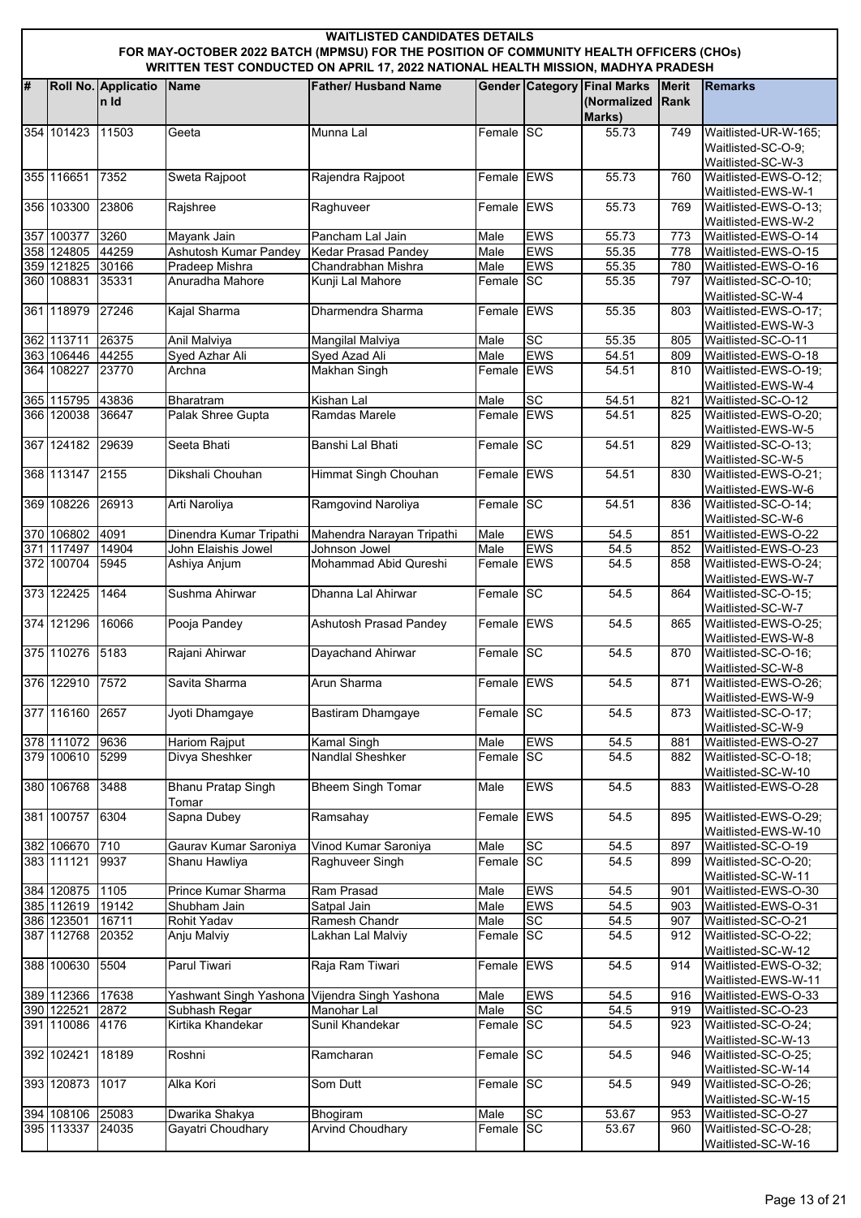**WAITLISTED CANDIDATES DETAILS**

**FOR MAY-OCTOBER 2022 BATCH (MPMSU) FOR THE POSITION OF COMMUNITY HEALTH OFFICERS (CHOs)**

**WRITTEN TEST CONDUCTED ON APRIL 17, 2022 NATIONAL HEALTH MISSION, MADHYA PRADESH**

| # | Roll No. | Application Id | Name | Father/ Husband Name | Gender | Category | Final Marks (Normalized Marks) | Merit Rank | Remarks |
|---|---|---|---|---|---|---|---|---|---|
| 354 | 101423 | 11503 | Geeta | Munna Lal | Female | SC | 55.73 | 749 | Waitlisted-UR-W-165; Waitlisted-SC-O-9; Waitlisted-SC-W-3 |
| 355 | 116651 | 7352 | Sweta Rajpoot | Rajendra Rajpoot | Female | EWS | 55.73 | 760 | Waitlisted-EWS-O-12; Waitlisted-EWS-W-1 |
| 356 | 103300 | 23806 | Rajshree | Raghuveer | Female | EWS | 55.73 | 769 | Waitlisted-EWS-O-13; Waitlisted-EWS-W-2 |
| 357 | 100377 | 3260 | Mayank Jain | Pancham Lal Jain | Male | EWS | 55.73 | 773 | Waitlisted-EWS-O-14 |
| 358 | 124805 | 44259 | Ashutosh Kumar Pandey | Kedar Prasad Pandey | Male | EWS | 55.35 | 778 | Waitlisted-EWS-O-15 |
| 359 | 121825 | 30166 | Pradeep Mishra | Chandrabhan Mishra | Male | EWS | 55.35 | 780 | Waitlisted-EWS-O-16 |
| 360 | 108831 | 35331 | Anuradha Mahore | Kunji Lal Mahore | Female | SC | 55.35 | 797 | Waitlisted-SC-O-10; Waitlisted-SC-W-4 |
| 361 | 118979 | 27246 | Kajal Sharma | Dharmendra Sharma | Female | EWS | 55.35 | 803 | Waitlisted-EWS-O-17; Waitlisted-EWS-W-3 |
| 362 | 113711 | 26375 | Anil Malviya | Mangilal Malviya | Male | SC | 55.35 | 805 | Waitlisted-SC-O-11 |
| 363 | 106446 | 44255 | Syed Azhar Ali | Syed Azad Ali | Male | EWS | 54.51 | 809 | Waitlisted-EWS-O-18 |
| 364 | 108227 | 23770 | Archna | Makhan Singh | Female | EWS | 54.51 | 810 | Waitlisted-EWS-O-19; Waitlisted-EWS-W-4 |
| 365 | 115795 | 43836 | Bharatram | Kishan Lal | Male | SC | 54.51 | 821 | Waitlisted-SC-O-12 |
| 366 | 120038 | 36647 | Palak Shree Gupta | Ramdas Marele | Female | EWS | 54.51 | 825 | Waitlisted-EWS-O-20; Waitlisted-EWS-W-5 |
| 367 | 124182 | 29639 | Seeta Bhati | Banshi Lal Bhati | Female | SC | 54.51 | 829 | Waitlisted-SC-O-13; Waitlisted-SC-W-5 |
| 368 | 113147 | 2155 | Dikshali Chouhan | Himmat Singh Chouhan | Female | EWS | 54.51 | 830 | Waitlisted-EWS-O-21; Waitlisted-EWS-W-6 |
| 369 | 108226 | 26913 | Arti Naroliya | Ramgovind Naroliya | Female | SC | 54.51 | 836 | Waitlisted-SC-O-14; Waitlisted-SC-W-6 |
| 370 | 106802 | 4091 | Dinendra Kumar Tripathi | Mahendra Narayan Tripathi | Male | EWS | 54.5 | 851 | Waitlisted-EWS-O-22 |
| 371 | 117497 | 14904 | John Elaishis Jowel | Johnson Jowel | Male | EWS | 54.5 | 852 | Waitlisted-EWS-O-23 |
| 372 | 100704 | 5945 | Ashiya Anjum | Mohammad Abid Qureshi | Female | EWS | 54.5 | 858 | Waitlisted-EWS-O-24; Waitlisted-EWS-W-7 |
| 373 | 122425 | 1464 | Sushma Ahirwar | Dhanna Lal Ahirwar | Female | SC | 54.5 | 864 | Waitlisted-SC-O-15; Waitlisted-SC-W-7 |
| 374 | 121296 | 16066 | Pooja Pandey | Ashutosh Prasad Pandey | Female | EWS | 54.5 | 865 | Waitlisted-EWS-O-25; Waitlisted-EWS-W-8 |
| 375 | 110276 | 5183 | Rajani Ahirwar | Dayachand Ahirwar | Female | SC | 54.5 | 870 | Waitlisted-SC-O-16; Waitlisted-SC-W-8 |
| 376 | 122910 | 7572 | Savita Sharma | Arun Sharma | Female | EWS | 54.5 | 871 | Waitlisted-EWS-O-26; Waitlisted-EWS-W-9 |
| 377 | 116160 | 2657 | Jyoti Dhamgaye | Bastiram Dhamgaye | Female | SC | 54.5 | 873 | Waitlisted-SC-O-17; Waitlisted-SC-W-9 |
| 378 | 111072 | 9636 | Hariom Rajput | Kamal Singh | Male | EWS | 54.5 | 881 | Waitlisted-EWS-O-27 |
| 379 | 100610 | 5299 | Divya Sheshker | Nandlal Sheshker | Female | SC | 54.5 | 882 | Waitlisted-SC-O-18; Waitlisted-SC-W-10 |
| 380 | 106768 | 3488 | Bhanu Pratap Singh Tomar | Bheem Singh Tomar | Male | EWS | 54.5 | 883 | Waitlisted-EWS-O-28 |
| 381 | 100757 | 6304 | Sapna Dubey | Ramsahay | Female | EWS | 54.5 | 895 | Waitlisted-EWS-O-29; Waitlisted-EWS-W-10 |
| 382 | 106670 | 710 | Gaurav Kumar Saroniya | Vinod Kumar Saroniya | Male | SC | 54.5 | 897 | Waitlisted-SC-O-19 |
| 383 | 111121 | 9937 | Shanu Hawliya | Raghuveer Singh | Female | SC | 54.5 | 899 | Waitlisted-SC-O-20; Waitlisted-SC-W-11 |
| 384 | 120875 | 1105 | Prince Kumar Sharma | Ram Prasad | Male | EWS | 54.5 | 901 | Waitlisted-EWS-O-30 |
| 385 | 112619 | 19142 | Shubham Jain | Satpal Jain | Male | EWS | 54.5 | 903 | Waitlisted-EWS-O-31 |
| 386 | 123501 | 16711 | Rohit Yadav | Ramesh Chandr | Male | SC | 54.5 | 907 | Waitlisted-SC-O-21 |
| 387 | 112768 | 20352 | Anju Malviy | Lakhan Lal Malviy | Female | SC | 54.5 | 912 | Waitlisted-SC-O-22; Waitlisted-SC-W-12 |
| 388 | 100630 | 5504 | Parul Tiwari | Raja Ram Tiwari | Female | EWS | 54.5 | 914 | Waitlisted-EWS-O-32; Waitlisted-EWS-W-11 |
| 389 | 112366 | 17638 | Yashwant Singh Yashona | Vijendra Singh Yashona | Male | EWS | 54.5 | 916 | Waitlisted-EWS-O-33 |
| 390 | 122521 | 2872 | Subhash Regar | Manohar Lal | Male | SC | 54.5 | 919 | Waitlisted-SC-O-23 |
| 391 | 110086 | 4176 | Kirtika Khandekar | Sunil Khandekar | Female | SC | 54.5 | 923 | Waitlisted-SC-O-24; Waitlisted-SC-W-13 |
| 392 | 102421 | 18189 | Roshni | Ramcharan | Female | SC | 54.5 | 946 | Waitlisted-SC-O-25; Waitlisted-SC-W-14 |
| 393 | 120873 | 1017 | Alka Kori | Som Dutt | Female | SC | 54.5 | 949 | Waitlisted-SC-O-26; Waitlisted-SC-W-15 |
| 394 | 108106 | 25083 | Dwarika Shakya | Bhogiram | Male | SC | 53.67 | 953 | Waitlisted-SC-O-27 |
| 395 | 113337 | 24035 | Gayatri Choudhary | Arvind Choudhary | Female | SC | 53.67 | 960 | Waitlisted-SC-O-28; Waitlisted-SC-W-16 |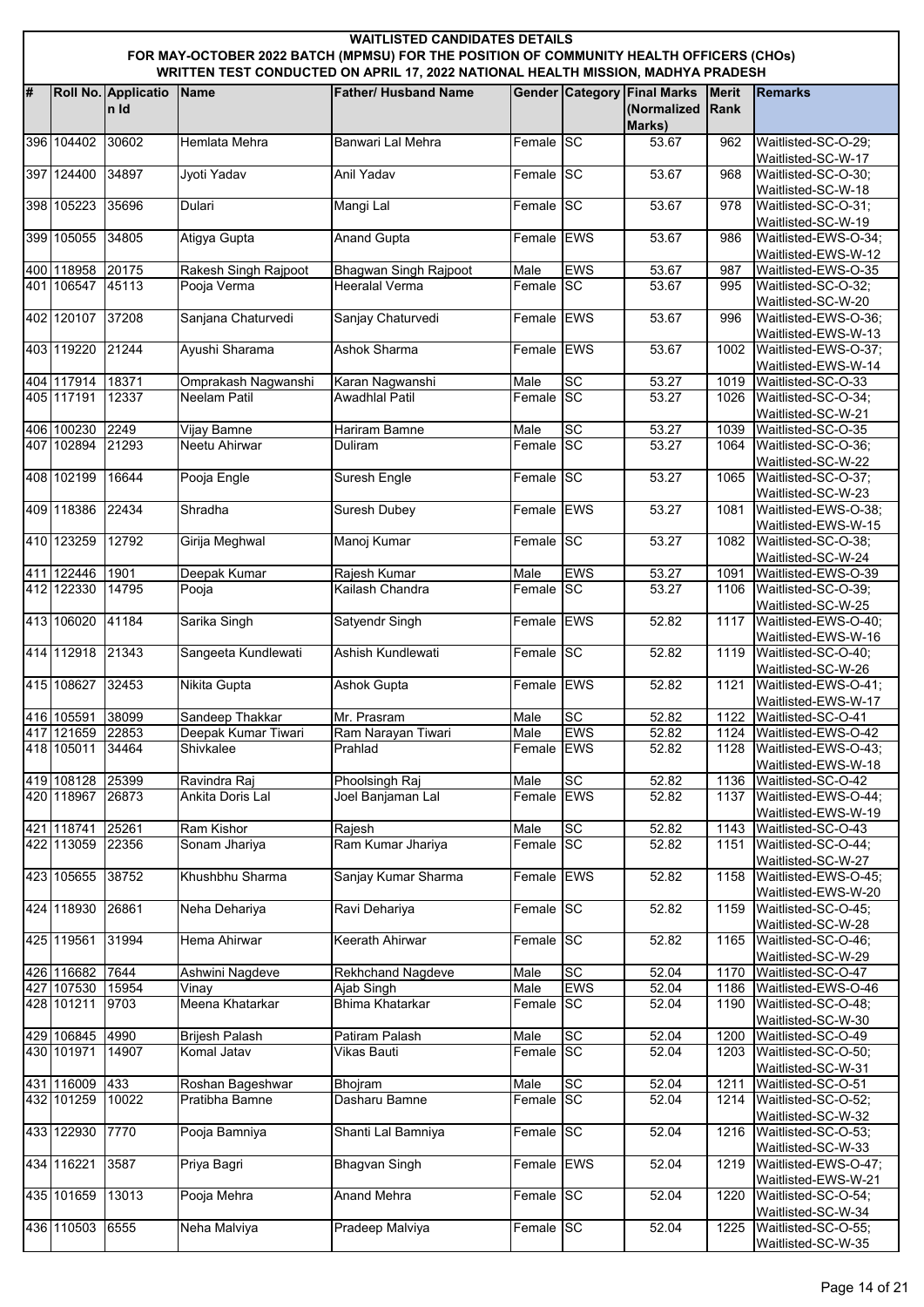# WAITLISTED CANDIDATES DETAILS

## FOR MAY-OCTOBER 2022 BATCH (MPMSU) FOR THE POSITION OF COMMUNITY HEALTH OFFICERS (CHOs)

## WRITTEN TEST CONDUCTED ON APRIL 17, 2022 NATIONAL HEALTH MISSION, MADHYA PRADESH

| # | Roll No. | Application Id | Name | Father/ Husband Name | Gender | Category | Final Marks (Normalized Marks) | Merit Rank | Remarks |
|---|---|---|---|---|---|---|---|---|---|
| 396 | 104402 | 30602 | Hemlata Mehra | Banwari Lal Mehra | Female | SC | 53.67 | 962 | Waitlisted-SC-O-29; Waitlisted-SC-W-17 |
| 397 | 124400 | 34897 | Jyoti Yadav | Anil Yadav | Female | SC | 53.67 | 968 | Waitlisted-SC-O-30; Waitlisted-SC-W-18 |
| 398 | 105223 | 35696 | Dulari | Mangi Lal | Female | SC | 53.67 | 978 | Waitlisted-SC-O-31; Waitlisted-SC-W-19 |
| 399 | 105055 | 34805 | Atigya Gupta | Anand Gupta | Female | EWS | 53.67 | 986 | Waitlisted-EWS-O-34; Waitlisted-EWS-W-12 |
| 400 | 118958 | 20175 | Rakesh Singh Rajpoot | Bhagwan Singh Rajpoot | Male | EWS | 53.67 | 987 | Waitlisted-EWS-O-35 |
| 401 | 106547 | 45113 | Pooja Verma | Heeralal Verma | Female | SC | 53.67 | 995 | Waitlisted-SC-O-32; Waitlisted-SC-W-20 |
| 402 | 120107 | 37208 | Sanjana Chaturvedi | Sanjay Chaturvedi | Female | EWS | 53.67 | 996 | Waitlisted-EWS-O-36; Waitlisted-EWS-W-13 |
| 403 | 119220 | 21244 | Ayushi Sharama | Ashok Sharma | Female | EWS | 53.67 | 1002 | Waitlisted-EWS-O-37; Waitlisted-EWS-W-14 |
| 404 | 117914 | 18371 | Omprakash Nagwanshi | Karan Nagwanshi | Male | SC | 53.27 | 1019 | Waitlisted-SC-O-33 |
| 405 | 117191 | 12337 | Neelam Patil | Awadhlal Patil | Female | SC | 53.27 | 1026 | Waitlisted-SC-O-34; Waitlisted-SC-W-21 |
| 406 | 100230 | 2249 | Vijay Bamne | Hariram Bamne | Male | SC | 53.27 | 1039 | Waitlisted-SC-O-35 |
| 407 | 102894 | 21293 | Neetu Ahirwar | Duliram | Female | SC | 53.27 | 1064 | Waitlisted-SC-O-36; Waitlisted-SC-W-22 |
| 408 | 102199 | 16644 | Pooja Engle | Suresh Engle | Female | SC | 53.27 | 1065 | Waitlisted-SC-O-37; Waitlisted-SC-W-23 |
| 409 | 118386 | 22434 | Shradha | Suresh Dubey | Female | EWS | 53.27 | 1081 | Waitlisted-EWS-O-38; Waitlisted-EWS-W-15 |
| 410 | 123259 | 12792 | Girija Meghwal | Manoj Kumar | Female | SC | 53.27 | 1082 | Waitlisted-SC-O-38; Waitlisted-SC-W-24 |
| 411 | 122446 | 1901 | Deepak Kumar | Rajesh Kumar | Male | EWS | 53.27 | 1091 | Waitlisted-EWS-O-39 |
| 412 | 122330 | 14795 | Pooja | Kailash Chandra | Female | SC | 53.27 | 1106 | Waitlisted-SC-O-39; Waitlisted-SC-W-25 |
| 413 | 106020 | 41184 | Sarika Singh | Satyendr Singh | Female | EWS | 52.82 | 1117 | Waitlisted-EWS-O-40; Waitlisted-EWS-W-16 |
| 414 | 112918 | 21343 | Sangeeta Kundlewati | Ashish Kundlewati | Female | SC | 52.82 | 1119 | Waitlisted-SC-O-40; Waitlisted-SC-W-26 |
| 415 | 108627 | 32453 | Nikita Gupta | Ashok Gupta | Female | EWS | 52.82 | 1121 | Waitlisted-EWS-O-41; Waitlisted-EWS-W-17 |
| 416 | 105591 | 38099 | Sandeep Thakkar | Mr. Prasram | Male | SC | 52.82 | 1122 | Waitlisted-SC-O-41 |
| 417 | 121659 | 22853 | Deepak Kumar Tiwari | Ram Narayan Tiwari | Male | EWS | 52.82 | 1124 | Waitlisted-EWS-O-42 |
| 418 | 105011 | 34464 | Shivkalee | Prahlad | Female | EWS | 52.82 | 1128 | Waitlisted-EWS-O-43; Waitlisted-EWS-W-18 |
| 419 | 108128 | 25399 | Ravindra Raj | Phoolsingh Raj | Male | SC | 52.82 | 1136 | Waitlisted-SC-O-42 |
| 420 | 118967 | 26873 | Ankita Doris Lal | Joel Banjaman Lal | Female | EWS | 52.82 | 1137 | Waitlisted-EWS-O-44; Waitlisted-EWS-W-19 |
| 421 | 118741 | 25261 | Ram Kishor | Rajesh | Male | SC | 52.82 | 1143 | Waitlisted-SC-O-43 |
| 422 | 113059 | 22356 | Sonam Jhariya | Ram Kumar Jhariya | Female | SC | 52.82 | 1151 | Waitlisted-SC-O-44; Waitlisted-SC-W-27 |
| 423 | 105655 | 38752 | Khushbhu Sharma | Sanjay Kumar Sharma | Female | EWS | 52.82 | 1158 | Waitlisted-EWS-O-45; Waitlisted-EWS-W-20 |
| 424 | 118930 | 26861 | Neha Dehariya | Ravi Dehariya | Female | SC | 52.82 | 1159 | Waitlisted-SC-O-45; Waitlisted-SC-W-28 |
| 425 | 119561 | 31994 | Hema Ahirwar | Keerath Ahirwar | Female | SC | 52.82 | 1165 | Waitlisted-SC-O-46; Waitlisted-SC-W-29 |
| 426 | 116682 | 7644 | Ashwini Nagdeve | Rekhchand Nagdeve | Male | SC | 52.04 | 1170 | Waitlisted-SC-O-47 |
| 427 | 107530 | 15954 | Vinay | Ajab Singh | Male | EWS | 52.04 | 1186 | Waitlisted-EWS-O-46 |
| 428 | 101211 | 9703 | Meena Khatarkar | Bhima Khatarkar | Female | SC | 52.04 | 1190 | Waitlisted-SC-O-48; Waitlisted-SC-W-30 |
| 429 | 106845 | 4990 | Brijesh Palash | Patiram Palash | Male | SC | 52.04 | 1200 | Waitlisted-SC-O-49 |
| 430 | 101971 | 14907 | Komal Jatav | Vikas Bauti | Female | SC | 52.04 | 1203 | Waitlisted-SC-O-50; Waitlisted-SC-W-31 |
| 431 | 116009 | 433 | Roshan Bageshwar | Bhojram | Male | SC | 52.04 | 1211 | Waitlisted-SC-O-51 |
| 432 | 101259 | 10022 | Pratibha Bamne | Dasharu Bamne | Female | SC | 52.04 | 1214 | Waitlisted-SC-O-52; Waitlisted-SC-W-32 |
| 433 | 122930 | 7770 | Pooja Bamniya | Shanti Lal Bamniya | Female | SC | 52.04 | 1216 | Waitlisted-SC-O-53; Waitlisted-SC-W-33 |
| 434 | 116221 | 3587 | Priya Bagri | Bhagvan Singh | Female | EWS | 52.04 | 1219 | Waitlisted-EWS-O-47; Waitlisted-EWS-W-21 |
| 435 | 101659 | 13013 | Pooja Mehra | Anand Mehra | Female | SC | 52.04 | 1220 | Waitlisted-SC-O-54; Waitlisted-SC-W-34 |
| 436 | 110503 | 6555 | Neha Malviya | Pradeep Malviya | Female | SC | 52.04 | 1225 | Waitlisted-SC-O-55; Waitlisted-SC-W-35 |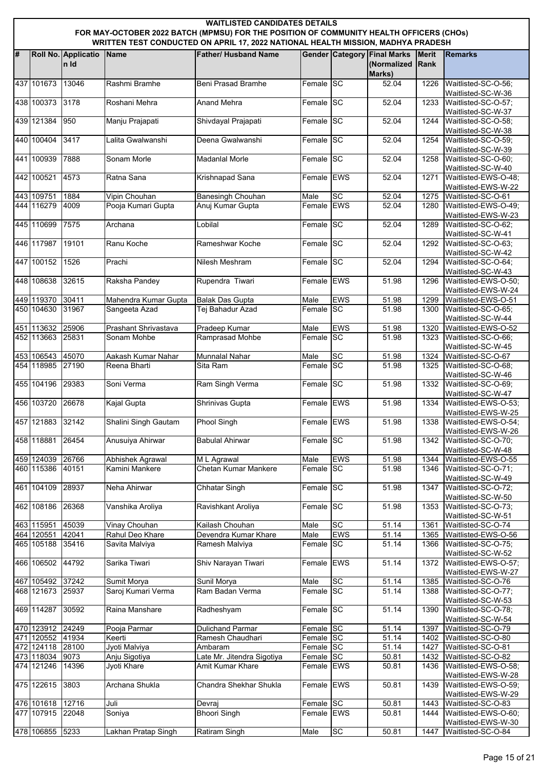# WAITLISTED CANDIDATES DETAILS

## FOR MAY-OCTOBER 2022 BATCH (MPMSU) FOR THE POSITION OF COMMUNITY HEALTH OFFICERS (CHOs)

## WRITTEN TEST CONDUCTED ON APRIL 17, 2022 NATIONAL HEALTH MISSION, MADHYA PRADESH

| # | Roll No. | Application Id | Name | Father/ Husband Name | Gender | Category | Final Marks (Normalized Marks) | Merit Rank | Remarks |
|---|---|---|---|---|---|---|---|---|---|
| 437 | 101673 | 13046 | Rashmi Bramhe | Beni Prasad Bramhe | Female | SC | 52.04 | 1226 | Waitlisted-SC-O-56; Waitlisted-SC-W-36 |
| 438 | 100373 | 3178 | Roshani Mehra | Anand Mehra | Female | SC | 52.04 | 1233 | Waitlisted-SC-O-57; Waitlisted-SC-W-37 |
| 439 | 121384 | 950 | Manju Prajapati | Shivdayal Prajapati | Female | SC | 52.04 | 1244 | Waitlisted-SC-O-58; Waitlisted-SC-W-38 |
| 440 | 100404 | 3417 | Lalita Gwalwanshi | Deena Gwalwanshi | Female | SC | 52.04 | 1254 | Waitlisted-SC-O-59; Waitlisted-SC-W-39 |
| 441 | 100939 | 7888 | Sonam Morle | Madanlal Morle | Female | SC | 52.04 | 1258 | Waitlisted-SC-O-60; Waitlisted-SC-W-40 |
| 442 | 100521 | 4573 | Ratna Sana | Krishnapad Sana | Female | EWS | 52.04 | 1271 | Waitlisted-EWS-O-48; Waitlisted-EWS-W-22 |
| 443 | 109751 | 1884 | Vipin Chouhan | Banesingh Chouhan | Male | SC | 52.04 | 1275 | Waitlisted-SC-O-61 |
| 444 | 116279 | 4009 | Pooja Kumari Gupta | Anuj Kumar Gupta | Female | EWS | 52.04 | 1280 | Waitlisted-EWS-O-49; Waitlisted-EWS-W-23 |
| 445 | 110699 | 7575 | Archana | Lobilal | Female | SC | 52.04 | 1289 | Waitlisted-SC-O-62; Waitlisted-SC-W-41 |
| 446 | 117987 | 19101 | Ranu Koche | Rameshwar Koche | Female | SC | 52.04 | 1292 | Waitlisted-SC-O-63; Waitlisted-SC-W-42 |
| 447 | 100152 | 1526 | Prachi | Nilesh Meshram | Female | SC | 52.04 | 1294 | Waitlisted-SC-O-64; Waitlisted-SC-W-43 |
| 448 | 108638 | 32615 | Raksha Pandey | Rupendra Tiwari | Female | EWS | 51.98 | 1296 | Waitlisted-EWS-O-50; Waitlisted-EWS-W-24 |
| 449 | 119370 | 30411 | Mahendra Kumar Gupta | Balak Das Gupta | Male | EWS | 51.98 | 1299 | Waitlisted-EWS-O-51 |
| 450 | 104630 | 31967 | Sangeeta Azad | Tej Bahadur Azad | Female | SC | 51.98 | 1300 | Waitlisted-SC-O-65; Waitlisted-SC-W-44 |
| 451 | 113632 | 25906 | Prashant Shrivastava | Pradeep Kumar | Male | EWS | 51.98 | 1320 | Waitlisted-EWS-O-52 |
| 452 | 113663 | 25831 | Sonam Mohbe | Ramprasad Mohbe | Female | SC | 51.98 | 1323 | Waitlisted-SC-O-66; Waitlisted-SC-W-45 |
| 453 | 106543 | 45070 | Aakash Kumar Nahar | Munnalal Nahar | Male | SC | 51.98 | 1324 | Waitlisted-SC-O-67 |
| 454 | 118985 | 27190 | Reena Bharti | Sita Ram | Female | SC | 51.98 | 1325 | Waitlisted-SC-O-68; Waitlisted-SC-W-46 |
| 455 | 104196 | 29383 | Soni Verma | Ram Singh Verma | Female | SC | 51.98 | 1332 | Waitlisted-SC-O-69; Waitlisted-SC-W-47 |
| 456 | 103720 | 26678 | Kajal Gupta | Shrinivas Gupta | Female | EWS | 51.98 | 1334 | Waitlisted-EWS-O-53; Waitlisted-EWS-W-25 |
| 457 | 121883 | 32142 | Shalini Singh Gautam | Phool Singh | Female | EWS | 51.98 | 1338 | Waitlisted-EWS-O-54; Waitlisted-EWS-W-26 |
| 458 | 118881 | 26454 | Anusuiya Ahirwar | Babulal Ahirwar | Female | SC | 51.98 | 1342 | Waitlisted-SC-O-70; Waitlisted-SC-W-48 |
| 459 | 124039 | 26766 | Abhishek Agrawal | M L Agrawal | Male | EWS | 51.98 | 1344 | Waitlisted-EWS-O-55 |
| 460 | 115386 | 40151 | Kamini Mankere | Chetan Kumar Mankere | Female | SC | 51.98 | 1346 | Waitlisted-SC-O-71; Waitlisted-SC-W-49 |
| 461 | 104109 | 28937 | Neha Ahirwar | Chhatar Singh | Female | SC | 51.98 | 1347 | Waitlisted-SC-O-72; Waitlisted-SC-W-50 |
| 462 | 108186 | 26368 | Vanshika Aroliya | Ravishkant Aroliya | Female | SC | 51.98 | 1353 | Waitlisted-SC-O-73; Waitlisted-SC-W-51 |
| 463 | 115951 | 45039 | Vinay Chouhan | Kailash Chouhan | Male | SC | 51.14 | 1361 | Waitlisted-SC-O-74 |
| 464 | 120551 | 42041 | Rahul Deo Khare | Devendra Kumar Khare | Male | EWS | 51.14 | 1365 | Waitlisted-EWS-O-56 |
| 465 | 105188 | 35416 | Savita Malviya | Ramesh Malviya | Female | SC | 51.14 | 1366 | Waitlisted-SC-O-75; Waitlisted-SC-W-52 |
| 466 | 106502 | 44792 | Sarika Tiwari | Shiv Narayan Tiwari | Female | EWS | 51.14 | 1372 | Waitlisted-EWS-O-57; Waitlisted-EWS-W-27 |
| 467 | 105492 | 37242 | Sumit Morya | Sunil Morya | Male | SC | 51.14 | 1385 | Waitlisted-SC-O-76 |
| 468 | 121673 | 25937 | Saroj Kumari Verma | Ram Badan Verma | Female | SC | 51.14 | 1388 | Waitlisted-SC-O-77; Waitlisted-SC-W-53 |
| 469 | 114287 | 30592 | Raina Manshare | Radheshyam | Female | SC | 51.14 | 1390 | Waitlisted-SC-O-78; Waitlisted-SC-W-54 |
| 470 | 123912 | 24249 | Pooja Parmar | Dulichand Parmar | Female | SC | 51.14 | 1397 | Waitlisted-SC-O-79 |
| 471 | 120552 | 41934 | Keerti | Ramesh Chaudhari | Female | SC | 51.14 | 1402 | Waitlisted-SC-O-80 |
| 472 | 124118 | 28100 | Jyoti Malviya | Ambaram | Female | SC | 51.14 | 1427 | Waitlisted-SC-O-81 |
| 473 | 118034 | 9073 | Anju Sigotiya | Late Mr. Jitendra Sigotiya | Female | SC | 50.81 | 1432 | Waitlisted-SC-O-82 |
| 474 | 121246 | 14396 | Jyoti Khare | Amit Kumar Khare | Female | EWS | 50.81 | 1436 | Waitlisted-EWS-O-58; Waitlisted-EWS-W-28 |
| 475 | 122615 | 3803 | Archana Shukla | Chandra Shekhar Shukla | Female | EWS | 50.81 | 1439 | Waitlisted-EWS-O-59; Waitlisted-EWS-W-29 |
| 476 | 101618 | 12716 | Juli | Devraj | Female | SC | 50.81 | 1443 | Waitlisted-SC-O-83 |
| 477 | 107915 | 22048 | Soniya | Bhoori Singh | Female | EWS | 50.81 | 1444 | Waitlisted-EWS-O-60; Waitlisted-EWS-W-30 |
| 478 | 106855 | 5233 | Lakhan Pratap Singh | Ratiram Singh | Male | SC | 50.81 | 1447 | Waitlisted-SC-O-84 |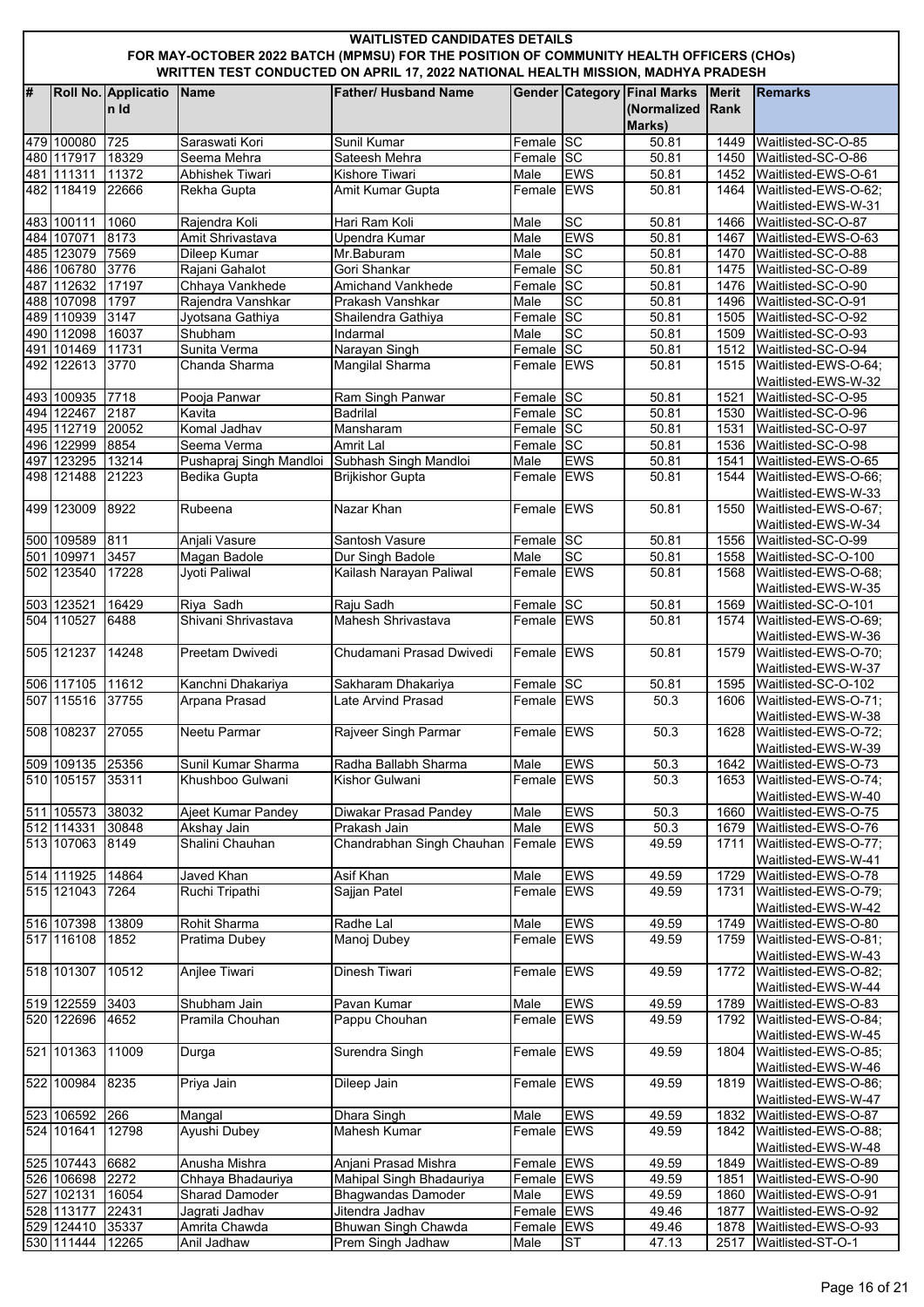# WAITLISTED CANDIDATES DETAILS

## FOR MAY-OCTOBER 2022 BATCH (MPMSU) FOR THE POSITION OF COMMUNITY HEALTH OFFICERS (CHOs)

## WRITTEN TEST CONDUCTED ON APRIL 17, 2022 NATIONAL HEALTH MISSION, MADHYA PRADESH

| # | Roll No. | Application Id | Name | Father/ Husband Name | Gender | Category | Final Marks (Normalized Marks) | Merit Rank | Remarks |
|---|---|---|---|---|---|---|---|---|---|
| 479 | 100080 | 725 | Saraswati Kori | Sunil Kumar | Female | SC | 50.81 | 1449 | Waitlisted-SC-O-85 |
| 480 | 117917 | 18329 | Seema Mehra | Sateesh Mehra | Female | SC | 50.81 | 1450 | Waitlisted-SC-O-86 |
| 481 | 111311 | 11372 | Abhishek Tiwari | Kishore Tiwari | Male | EWS | 50.81 | 1452 | Waitlisted-EWS-O-61 |
| 482 | 118419 | 22666 | Rekha Gupta | Amit Kumar Gupta | Female | EWS | 50.81 | 1464 | Waitlisted-EWS-O-62; Waitlisted-EWS-W-31 |
| 483 | 100111 | 1060 | Rajendra Koli | Hari Ram Koli | Male | SC | 50.81 | 1466 | Waitlisted-SC-O-87 |
| 484 | 107071 | 8173 | Amit Shrivastava | Upendra Kumar | Male | EWS | 50.81 | 1467 | Waitlisted-EWS-O-63 |
| 485 | 123079 | 7569 | Dileep Kumar | Mr.Baburam | Male | SC | 50.81 | 1470 | Waitlisted-SC-O-88 |
| 486 | 106780 | 3776 | Rajani Gahalot | Gori Shankar | Female | SC | 50.81 | 1475 | Waitlisted-SC-O-89 |
| 487 | 112632 | 17197 | Chhaya Vankhede | Amichand Vankhede | Female | SC | 50.81 | 1476 | Waitlisted-SC-O-90 |
| 488 | 107098 | 1797 | Rajendra Vanshkar | Prakash Vanshkar | Male | SC | 50.81 | 1496 | Waitlisted-SC-O-91 |
| 489 | 110939 | 3147 | Jyotsana Gathiya | Shailendra Gathiya | Female | SC | 50.81 | 1505 | Waitlisted-SC-O-92 |
| 490 | 112098 | 16037 | Shubham | Indarmal | Male | SC | 50.81 | 1509 | Waitlisted-SC-O-93 |
| 491 | 101469 | 11731 | Sunita Verma | Narayan Singh | Female | SC | 50.81 | 1512 | Waitlisted-SC-O-94 |
| 492 | 122613 | 3770 | Chanda Sharma | Mangilal Sharma | Female | EWS | 50.81 | 1515 | Waitlisted-EWS-O-64; Waitlisted-EWS-W-32 |
| 493 | 100935 | 7718 | Pooja Panwar | Ram Singh Panwar | Female | SC | 50.81 | 1521 | Waitlisted-SC-O-95 |
| 494 | 122467 | 2187 | Kavita | Badrilal | Female | SC | 50.81 | 1530 | Waitlisted-SC-O-96 |
| 495 | 112719 | 20052 | Komal Jadhav | Mansharam | Female | SC | 50.81 | 1531 | Waitlisted-SC-O-97 |
| 496 | 122999 | 8854 | Seema Verma | Amrit Lal | Female | SC | 50.81 | 1536 | Waitlisted-SC-O-98 |
| 497 | 123295 | 13214 | Pushapraj Singh Mandloi | Subhash Singh Mandloi | Male | EWS | 50.81 | 1541 | Waitlisted-EWS-O-65 |
| 498 | 121488 | 21223 | Bedika Gupta | Brijkishor Gupta | Female | EWS | 50.81 | 1544 | Waitlisted-EWS-O-66; Waitlisted-EWS-W-33 |
| 499 | 123009 | 8922 | Rubeena | Nazar Khan | Female | EWS | 50.81 | 1550 | Waitlisted-EWS-O-67; Waitlisted-EWS-W-34 |
| 500 | 109589 | 811 | Anjali Vasure | Santosh Vasure | Female | SC | 50.81 | 1556 | Waitlisted-SC-O-99 |
| 501 | 109971 | 3457 | Magan Badole | Dur Singh Badole | Male | SC | 50.81 | 1558 | Waitlisted-SC-O-100 |
| 502 | 123540 | 17228 | Jyoti Paliwal | Kailash Narayan Paliwal | Female | EWS | 50.81 | 1568 | Waitlisted-EWS-O-68; Waitlisted-EWS-W-35 |
| 503 | 123521 | 16429 | Riya Sadh | Raju Sadh | Female | SC | 50.81 | 1569 | Waitlisted-SC-O-101 |
| 504 | 110527 | 6488 | Shivani Shrivastava | Mahesh Shrivastava | Female | EWS | 50.81 | 1574 | Waitlisted-EWS-O-69; Waitlisted-EWS-W-36 |
| 505 | 121237 | 14248 | Preetam Dwivedi | Chudamani Prasad Dwivedi | Female | EWS | 50.81 | 1579 | Waitlisted-EWS-O-70; Waitlisted-EWS-W-37 |
| 506 | 117105 | 11612 | Kanchni Dhakariya | Sakharam Dhakariya | Female | SC | 50.81 | 1595 | Waitlisted-SC-O-102 |
| 507 | 115516 | 37755 | Arpana Prasad | Late Arvind Prasad | Female | EWS | 50.3 | 1606 | Waitlisted-EWS-O-71; Waitlisted-EWS-W-38 |
| 508 | 108237 | 27055 | Neetu Parmar | Rajveer Singh Parmar | Female | EWS | 50.3 | 1628 | Waitlisted-EWS-O-72; Waitlisted-EWS-W-39 |
| 509 | 109135 | 25356 | Sunil Kumar Sharma | Radha Ballabh Sharma | Male | EWS | 50.3 | 1642 | Waitlisted-EWS-O-73 |
| 510 | 105157 | 35311 | Khushboo Gulwani | Kishor Gulwani | Female | EWS | 50.3 | 1653 | Waitlisted-EWS-O-74; Waitlisted-EWS-W-40 |
| 511 | 105573 | 38032 | Ajeet Kumar Pandey | Diwakar Prasad Pandey | Male | EWS | 50.3 | 1660 | Waitlisted-EWS-O-75 |
| 512 | 114331 | 30848 | Akshay Jain | Prakash Jain | Male | EWS | 50.3 | 1679 | Waitlisted-EWS-O-76 |
| 513 | 107063 | 8149 | Shalini Chauhan | Chandrabhan Singh Chauhan | Female | EWS | 49.59 | 1711 | Waitlisted-EWS-O-77; Waitlisted-EWS-W-41 |
| 514 | 111925 | 14864 | Javed Khan | Asif Khan | Male | EWS | 49.59 | 1729 | Waitlisted-EWS-O-78 |
| 515 | 121043 | 7264 | Ruchi Tripathi | Sajjan Patel | Female | EWS | 49.59 | 1731 | Waitlisted-EWS-O-79; Waitlisted-EWS-W-42 |
| 516 | 107398 | 13809 | Rohit Sharma | Radhe Lal | Male | EWS | 49.59 | 1749 | Waitlisted-EWS-O-80 |
| 517 | 116108 | 1852 | Pratima Dubey | Manoj Dubey | Female | EWS | 49.59 | 1759 | Waitlisted-EWS-O-81; Waitlisted-EWS-W-43 |
| 518 | 101307 | 10512 | Anjlee Tiwari | Dinesh Tiwari | Female | EWS | 49.59 | 1772 | Waitlisted-EWS-O-82; Waitlisted-EWS-W-44 |
| 519 | 122559 | 3403 | Shubham Jain | Pavan Kumar | Male | EWS | 49.59 | 1789 | Waitlisted-EWS-O-83 |
| 520 | 122696 | 4652 | Pramila Chouhan | Pappu Chouhan | Female | EWS | 49.59 | 1792 | Waitlisted-EWS-O-84; Waitlisted-EWS-W-45 |
| 521 | 101363 | 11009 | Durga | Surendra Singh | Female | EWS | 49.59 | 1804 | Waitlisted-EWS-O-85; Waitlisted-EWS-W-46 |
| 522 | 100984 | 8235 | Priya Jain | Dileep Jain | Female | EWS | 49.59 | 1819 | Waitlisted-EWS-O-86; Waitlisted-EWS-W-47 |
| 523 | 106592 | 266 | Mangal | Dhara Singh | Male | EWS | 49.59 | 1832 | Waitlisted-EWS-O-87 |
| 524 | 101641 | 12798 | Ayushi Dubey | Mahesh Kumar | Female | EWS | 49.59 | 1842 | Waitlisted-EWS-O-88; Waitlisted-EWS-W-48 |
| 525 | 107443 | 6682 | Anusha Mishra | Anjani Prasad Mishra | Female | EWS | 49.59 | 1849 | Waitlisted-EWS-O-89 |
| 526 | 106698 | 2272 | Chhaya Bhadauriya | Mahipal Singh Bhadauriya | Female | EWS | 49.59 | 1851 | Waitlisted-EWS-O-90 |
| 527 | 102131 | 16054 | Sharad Damoder | Bhagwandas Damoder | Male | EWS | 49.59 | 1860 | Waitlisted-EWS-O-91 |
| 528 | 113177 | 22431 | Jagrati Jadhav | Jitendra Jadhav | Female | EWS | 49.46 | 1877 | Waitlisted-EWS-O-92 |
| 529 | 124410 | 35337 | Amrita Chawda | Bhuwan Singh Chawda | Female | EWS | 49.46 | 1878 | Waitlisted-EWS-O-93 |
| 530 | 111444 | 12265 | Anil Jadhaw | Prem Singh Jadhaw | Male | ST | 47.13 | 2517 | Waitlisted-ST-O-1 |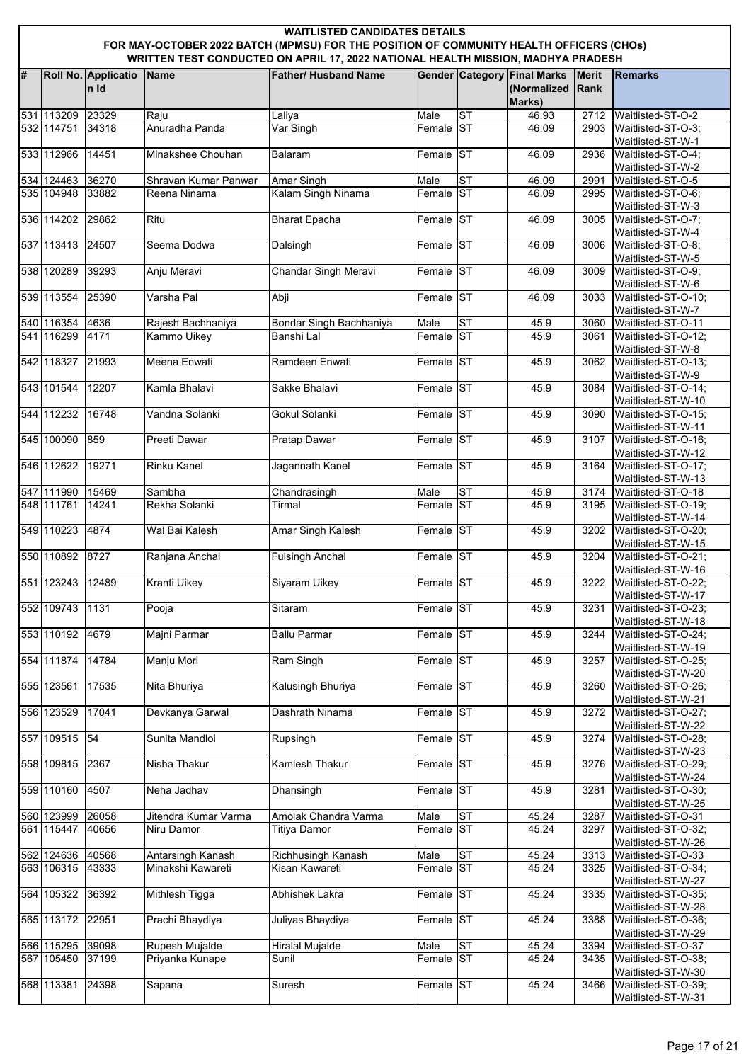# WAITLISTED CANDIDATES DETAILS
## FOR MAY-OCTOBER 2022 BATCH (MPMSU) FOR THE POSITION OF COMMUNITY HEALTH OFFICERS (CHOs)
## WRITTEN TEST CONDUCTED ON APRIL 17, 2022 NATIONAL HEALTH MISSION, MADHYA PRADESH

| # | Roll No. | Application Id | Name | Father/ Husband Name | Gender | Category | Final Marks (Normalized Marks) | Merit Rank | Remarks |
|---|---|---|---|---|---|---|---|---|---|
| 531 | 113209 | 23329 | Raju | Laliya | Male | ST | 46.93 | 2712 | Waitlisted-ST-O-2 |
| 532 | 114751 | 34318 | Anuradha Panda | Var Singh | Female | ST | 46.09 | 2903 | Waitlisted-ST-O-3; Waitlisted-ST-W-1 |
| 533 | 112966 | 14451 | Minakshee Chouhan | Balaram | Female | ST | 46.09 | 2936 | Waitlisted-ST-O-4; Waitlisted-ST-W-2 |
| 534 | 124463 | 36270 | Shravan Kumar Panwar | Amar Singh | Male | ST | 46.09 | 2991 | Waitlisted-ST-O-5 |
| 535 | 104948 | 33882 | Reena Ninama | Kalam Singh Ninama | Female | ST | 46.09 | 2995 | Waitlisted-ST-O-6; Waitlisted-ST-W-3 |
| 536 | 114202 | 29862 | Ritu | Bharat Epacha | Female | ST | 46.09 | 3005 | Waitlisted-ST-O-7; Waitlisted-ST-W-4 |
| 537 | 113413 | 24507 | Seema Dodwa | Dalsingh | Female | ST | 46.09 | 3006 | Waitlisted-ST-O-8; Waitlisted-ST-W-5 |
| 538 | 120289 | 39293 | Anju Meravi | Chandar Singh Meravi | Female | ST | 46.09 | 3009 | Waitlisted-ST-O-9; Waitlisted-ST-W-6 |
| 539 | 113554 | 25390 | Varsha Pal | Abji | Female | ST | 46.09 | 3033 | Waitlisted-ST-O-10; Waitlisted-ST-W-7 |
| 540 | 116354 | 4636 | Rajesh Bachhaniya | Bondar Singh Bachhaniya | Male | ST | 45.9 | 3060 | Waitlisted-ST-O-11 |
| 541 | 116299 | 4171 | Kammo Uikey | Banshi Lal | Female | ST | 45.9 | 3061 | Waitlisted-ST-O-12; Waitlisted-ST-W-8 |
| 542 | 118327 | 21993 | Meena Enwati | Ramdeen Enwati | Female | ST | 45.9 | 3062 | Waitlisted-ST-O-13; Waitlisted-ST-W-9 |
| 543 | 101544 | 12207 | Kamla Bhalavi | Sakke Bhalavi | Female | ST | 45.9 | 3084 | Waitlisted-ST-O-14; Waitlisted-ST-W-10 |
| 544 | 112232 | 16748 | Vandna Solanki | Gokul Solanki | Female | ST | 45.9 | 3090 | Waitlisted-ST-O-15; Waitlisted-ST-W-11 |
| 545 | 100090 | 859 | Preeti Dawar | Pratap Dawar | Female | ST | 45.9 | 3107 | Waitlisted-ST-O-16; Waitlisted-ST-W-12 |
| 546 | 112622 | 19271 | Rinku Kanel | Jagannath Kanel | Female | ST | 45.9 | 3164 | Waitlisted-ST-O-17; Waitlisted-ST-W-13 |
| 547 | 111990 | 15469 | Sambha | Chandrasingh | Male | ST | 45.9 | 3174 | Waitlisted-ST-O-18 |
| 548 | 111761 | 14241 | Rekha Solanki | Tirmal | Female | ST | 45.9 | 3195 | Waitlisted-ST-O-19; Waitlisted-ST-W-14 |
| 549 | 110223 | 4874 | Wal Bai Kalesh | Amar Singh Kalesh | Female | ST | 45.9 | 3202 | Waitlisted-ST-O-20; Waitlisted-ST-W-15 |
| 550 | 110892 | 8727 | Ranjana Anchal | Fulsingh Anchal | Female | ST | 45.9 | 3204 | Waitlisted-ST-O-21; Waitlisted-ST-W-16 |
| 551 | 123243 | 12489 | Kranti Uikey | Siyaram Uikey | Female | ST | 45.9 | 3222 | Waitlisted-ST-O-22; Waitlisted-ST-W-17 |
| 552 | 109743 | 1131 | Pooja | Sitaram | Female | ST | 45.9 | 3231 | Waitlisted-ST-O-23; Waitlisted-ST-W-18 |
| 553 | 110192 | 4679 | Majni Parmar | Ballu Parmar | Female | ST | 45.9 | 3244 | Waitlisted-ST-O-24; Waitlisted-ST-W-19 |
| 554 | 111874 | 14784 | Manju Mori | Ram Singh | Female | ST | 45.9 | 3257 | Waitlisted-ST-O-25; Waitlisted-ST-W-20 |
| 555 | 123561 | 17535 | Nita Bhuriya | Kalusingh Bhuriya | Female | ST | 45.9 | 3260 | Waitlisted-ST-O-26; Waitlisted-ST-W-21 |
| 556 | 123529 | 17041 | Devkanya Garwal | Dashrath Ninama | Female | ST | 45.9 | 3272 | Waitlisted-ST-O-27; Waitlisted-ST-W-22 |
| 557 | 109515 | 54 | Sunita Mandloi | Rupsingh | Female | ST | 45.9 | 3274 | Waitlisted-ST-O-28; Waitlisted-ST-W-23 |
| 558 | 109815 | 2367 | Nisha Thakur | Kamlesh Thakur | Female | ST | 45.9 | 3276 | Waitlisted-ST-O-29; Waitlisted-ST-W-24 |
| 559 | 110160 | 4507 | Neha Jadhav | Dhansingh | Female | ST | 45.9 | 3281 | Waitlisted-ST-O-30; Waitlisted-ST-W-25 |
| 560 | 123999 | 26058 | Jitendra Kumar Varma | Amolak Chandra Varma | Male | ST | 45.24 | 3287 | Waitlisted-ST-O-31 |
| 561 | 115447 | 40656 | Niru Damor | Titiya Damor | Female | ST | 45.24 | 3297 | Waitlisted-ST-O-32; Waitlisted-ST-W-26 |
| 562 | 124636 | 40568 | Antarsingh Kanash | Richhusingh Kanash | Male | ST | 45.24 | 3313 | Waitlisted-ST-O-33 |
| 563 | 106315 | 43333 | Minakshi Kawareti | Kisan Kawareti | Female | ST | 45.24 | 3325 | Waitlisted-ST-O-34; Waitlisted-ST-W-27 |
| 564 | 105322 | 36392 | Mithlesh Tigga | Abhishek Lakra | Female | ST | 45.24 | 3335 | Waitlisted-ST-O-35; Waitlisted-ST-W-28 |
| 565 | 113172 | 22951 | Prachi Bhaydiya | Juliyas Bhaydiya | Female | ST | 45.24 | 3388 | Waitlisted-ST-O-36; Waitlisted-ST-W-29 |
| 566 | 115295 | 39098 | Rupesh Mujalde | Hiralal Mujalde | Male | ST | 45.24 | 3394 | Waitlisted-ST-O-37 |
| 567 | 105450 | 37199 | Priyanka Kunape | Sunil | Female | ST | 45.24 | 3435 | Waitlisted-ST-O-38; Waitlisted-ST-W-30 |
| 568 | 113381 | 24398 | Sapana | Suresh | Female | ST | 45.24 | 3466 | Waitlisted-ST-O-39; Waitlisted-ST-W-31 |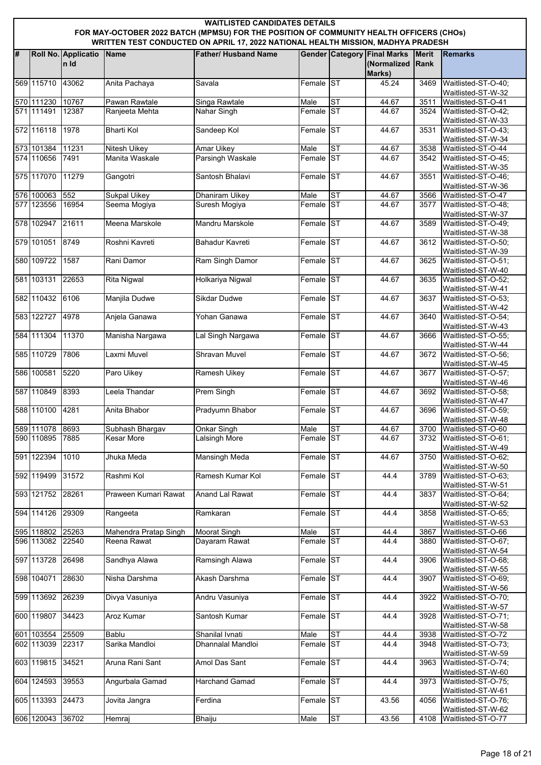# WAITLISTED CANDIDATES DETAILS

## FOR MAY-OCTOBER 2022 BATCH (MPMSU) FOR THE POSITION OF COMMUNITY HEALTH OFFICERS (CHOs)

### WRITTEN TEST CONDUCTED ON APRIL 17, 2022 NATIONAL HEALTH MISSION, MADHYA PRADESH

| # | Roll No. | Application Id | Name | Father/ Husband Name | Gender | Category | Final Marks (Normalized Marks) | Merit Rank | Remarks |
|---|---|---|---|---|---|---|---|---|---|
| 569 | 115710 | 43062 | Anita Pachaya | Savala | Female | ST | 45.24 | 3469 | Waitlisted-ST-O-40; Waitlisted-ST-W-32 |
| 570 | 111230 | 10767 | Pawan Rawtale | Singa Rawtale | Male | ST | 44.67 | 3511 | Waitlisted-ST-O-41 |
| 571 | 111491 | 12387 | Ranjeeta Mehta | Nahar Singh | Female | ST | 44.67 | 3524 | Waitlisted-ST-O-42; Waitlisted-ST-W-33 |
| 572 | 116118 | 1978 | Bharti Kol | Sandeep Kol | Female | ST | 44.67 | 3531 | Waitlisted-ST-O-43; Waitlisted-ST-W-34 |
| 573 | 101384 | 11231 | Nitesh Uikey | Amar Uikey | Male | ST | 44.67 | 3538 | Waitlisted-ST-O-44 |
| 574 | 110656 | 7491 | Manita Waskale | Parsingh Waskale | Female | ST | 44.67 | 3542 | Waitlisted-ST-O-45; Waitlisted-ST-W-35 |
| 575 | 117070 | 11279 | Gangotri | Santosh Bhalavi | Female | ST | 44.67 | 3551 | Waitlisted-ST-O-46; Waitlisted-ST-W-36 |
| 576 | 100063 | 552 | Sukpal Uikey | Dhaniram Uikey | Male | ST | 44.67 | 3566 | Waitlisted-ST-O-47 |
| 577 | 123556 | 16954 | Seema Mogiya | Suresh Mogiya | Female | ST | 44.67 | 3577 | Waitlisted-ST-O-48; Waitlisted-ST-W-37 |
| 578 | 102947 | 21611 | Meena Marskole | Mandru Marskole | Female | ST | 44.67 | 3589 | Waitlisted-ST-O-49; Waitlisted-ST-W-38 |
| 579 | 101051 | 8749 | Roshni Kavreti | Bahadur Kavreti | Female | ST | 44.67 | 3612 | Waitlisted-ST-O-50; Waitlisted-ST-W-39 |
| 580 | 109722 | 1587 | Rani Damor | Ram Singh Damor | Female | ST | 44.67 | 3625 | Waitlisted-ST-O-51; Waitlisted-ST-W-40 |
| 581 | 103131 | 22653 | Rita Nigwal | Holkariya Nigwal | Female | ST | 44.67 | 3635 | Waitlisted-ST-O-52; Waitlisted-ST-W-41 |
| 582 | 110432 | 6106 | Manjila Dudwe | Sikdar Dudwe | Female | ST | 44.67 | 3637 | Waitlisted-ST-O-53; Waitlisted-ST-W-42 |
| 583 | 122727 | 4978 | Anjela Ganawa | Yohan Ganawa | Female | ST | 44.67 | 3640 | Waitlisted-ST-O-54; Waitlisted-ST-W-43 |
| 584 | 111304 | 11370 | Manisha Nargawa | Lal Singh Nargawa | Female | ST | 44.67 | 3666 | Waitlisted-ST-O-55; Waitlisted-ST-W-44 |
| 585 | 110729 | 7806 | Laxmi Muvel | Shravan Muvel | Female | ST | 44.67 | 3672 | Waitlisted-ST-O-56; Waitlisted-ST-W-45 |
| 586 | 100581 | 5220 | Paro Uikey | Ramesh Uikey | Female | ST | 44.67 | 3677 | Waitlisted-ST-O-57; Waitlisted-ST-W-46 |
| 587 | 110849 | 8393 | Leela Thandar | Prem Singh | Female | ST | 44.67 | 3692 | Waitlisted-ST-O-58; Waitlisted-ST-W-47 |
| 588 | 110100 | 4281 | Anita Bhabor | Pradyumn Bhabor | Female | ST | 44.67 | 3696 | Waitlisted-ST-O-59; Waitlisted-ST-W-48 |
| 589 | 111078 | 8693 | Subhash Bhargav | Onkar Singh | Male | ST | 44.67 | 3700 | Waitlisted-ST-O-60 |
| 590 | 110895 | 7885 | Kesar More | Lalsingh More | Female | ST | 44.67 | 3732 | Waitlisted-ST-O-61; Waitlisted-ST-W-49 |
| 591 | 122394 | 1010 | Jhuka Meda | Mansingh Meda | Female | ST | 44.67 | 3750 | Waitlisted-ST-O-62; Waitlisted-ST-W-50 |
| 592 | 119499 | 31572 | Rashmi Kol | Ramesh Kumar Kol | Female | ST | 44.4 | 3789 | Waitlisted-ST-O-63; Waitlisted-ST-W-51 |
| 593 | 121752 | 28261 | Praween Kumari Rawat | Anand Lal Rawat | Female | ST | 44.4 | 3837 | Waitlisted-ST-O-64; Waitlisted-ST-W-52 |
| 594 | 114126 | 29309 | Rangeeta | Ramkaran | Female | ST | 44.4 | 3858 | Waitlisted-ST-O-65; Waitlisted-ST-W-53 |
| 595 | 118802 | 25263 | Mahendra Pratap Singh | Moorat Singh | Male | ST | 44.4 | 3867 | Waitlisted-ST-O-66 |
| 596 | 113082 | 22540 | Reena Rawat | Dayaram Rawat | Female | ST | 44.4 | 3880 | Waitlisted-ST-O-67; Waitlisted-ST-W-54 |
| 597 | 113728 | 26498 | Sandhya Alawa | Ramsingh Alawa | Female | ST | 44.4 | 3906 | Waitlisted-ST-O-68; Waitlisted-ST-W-55 |
| 598 | 104071 | 28630 | Nisha Darshma | Akash Darshma | Female | ST | 44.4 | 3907 | Waitlisted-ST-O-69; Waitlisted-ST-W-56 |
| 599 | 113692 | 26239 | Divya Vasuniya | Andru Vasuniya | Female | ST | 44.4 | 3922 | Waitlisted-ST-O-70; Waitlisted-ST-W-57 |
| 600 | 119807 | 34423 | Aroz Kumar | Santosh Kumar | Female | ST | 44.4 | 3928 | Waitlisted-ST-O-71; Waitlisted-ST-W-58 |
| 601 | 103554 | 25509 | Bablu | Shanilal Ivnati | Male | ST | 44.4 | 3938 | Waitlisted-ST-O-72 |
| 602 | 113039 | 22317 | Sarika Mandloi | Dhannalal Mandloi | Female | ST | 44.4 | 3948 | Waitlisted-ST-O-73; Waitlisted-ST-W-59 |
| 603 | 119815 | 34521 | Aruna Rani Sant | Amol Das Sant | Female | ST | 44.4 | 3963 | Waitlisted-ST-O-74; Waitlisted-ST-W-60 |
| 604 | 124593 | 39553 | Angurbala Gamad | Harchand Gamad | Female | ST | 44.4 | 3973 | Waitlisted-ST-O-75; Waitlisted-ST-W-61 |
| 605 | 113393 | 24473 | Jovita Jangra | Ferdina | Female | ST | 43.56 | 4056 | Waitlisted-ST-O-76; Waitlisted-ST-W-62 |
| 606 | 120043 | 36702 | Hemraj | Bhaiju | Male | ST | 43.56 | 4108 | Waitlisted-ST-O-77 |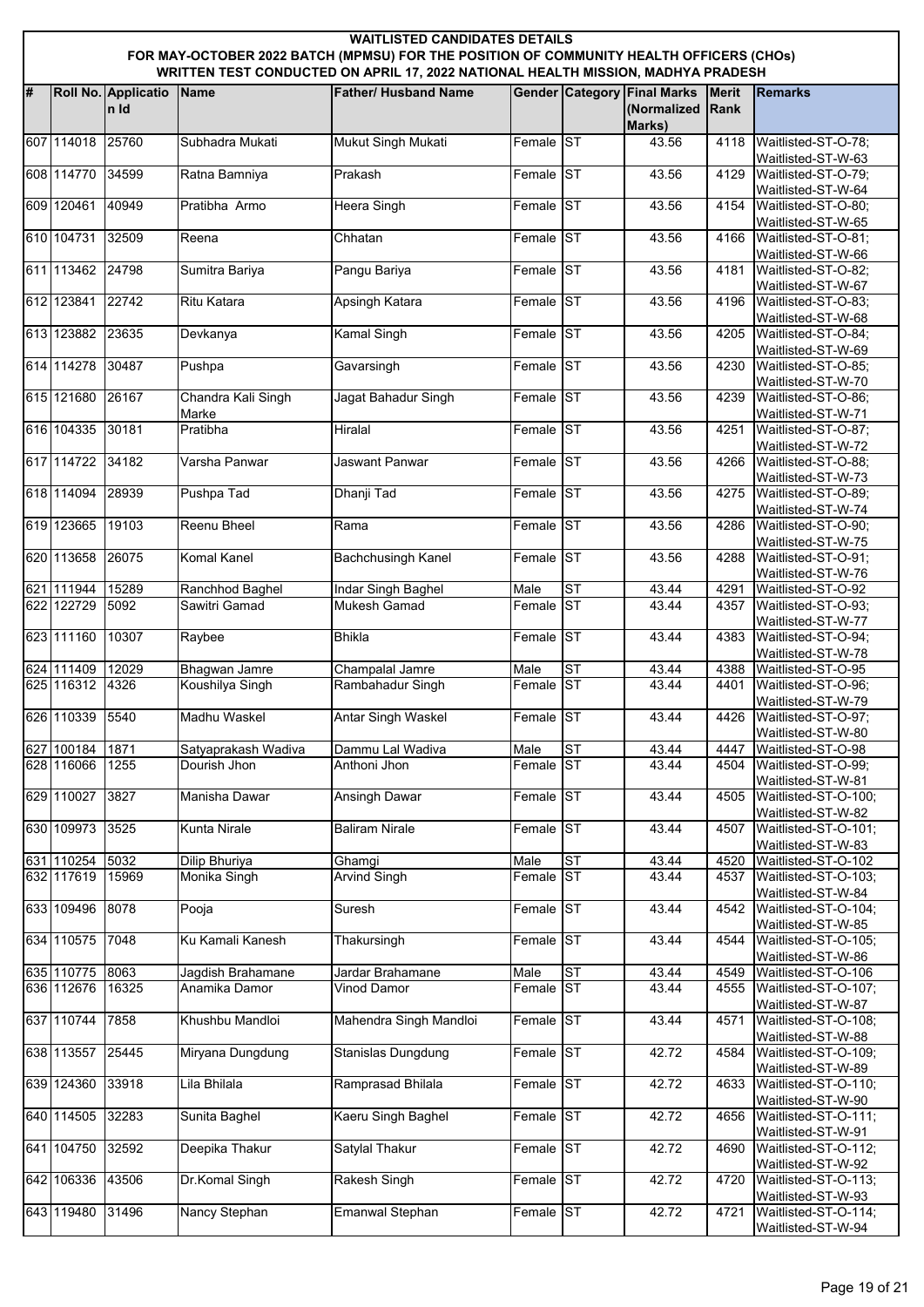**WAITLISTED CANDIDATES DETAILS**
**FOR MAY-OCTOBER 2022 BATCH (MPMSU) FOR THE POSITION OF COMMUNITY HEALTH OFFICERS (CHOs)**
**WRITTEN TEST CONDUCTED ON APRIL 17, 2022 NATIONAL HEALTH MISSION, MADHYA PRADESH**

| # | Roll No. | Application Id | Name | Father/ Husband Name | Gender | Category | Final Marks (Normalized Marks) | Merit Rank | Remarks |
|---|---|---|---|---|---|---|---|---|---|
| 607 | 114018 | 25760 | Subhadra Mukati | Mukut Singh Mukati | Female | ST | 43.56 | 4118 | Waitlisted-ST-O-78; Waitlisted-ST-W-63 |
| 608 | 114770 | 34599 | Ratna Bamniya | Prakash | Female | ST | 43.56 | 4129 | Waitlisted-ST-O-79; Waitlisted-ST-W-64 |
| 609 | 120461 | 40949 | Pratibha Armo | Heera Singh | Female | ST | 43.56 | 4154 | Waitlisted-ST-O-80; Waitlisted-ST-W-65 |
| 610 | 104731 | 32509 | Reena | Chhatan | Female | ST | 43.56 | 4166 | Waitlisted-ST-O-81; Waitlisted-ST-W-66 |
| 611 | 113462 | 24798 | Sumitra Bariya | Pangu Bariya | Female | ST | 43.56 | 4181 | Waitlisted-ST-O-82; Waitlisted-ST-W-67 |
| 612 | 123841 | 22742 | Ritu Katara | Apsingh Katara | Female | ST | 43.56 | 4196 | Waitlisted-ST-O-83; Waitlisted-ST-W-68 |
| 613 | 123882 | 23635 | Devkanya | Kamal Singh | Female | ST | 43.56 | 4205 | Waitlisted-ST-O-84; Waitlisted-ST-W-69 |
| 614 | 114278 | 30487 | Pushpa | Gavarsingh | Female | ST | 43.56 | 4230 | Waitlisted-ST-O-85; Waitlisted-ST-W-70 |
| 615 | 121680 | 26167 | Chandra Kali Singh Marke | Jagat Bahadur Singh | Female | ST | 43.56 | 4239 | Waitlisted-ST-O-86; Waitlisted-ST-W-71 |
| 616 | 104335 | 30181 | Pratibha | Hiralal | Female | ST | 43.56 | 4251 | Waitlisted-ST-O-87; Waitlisted-ST-W-72 |
| 617 | 114722 | 34182 | Varsha Panwar | Jaswant Panwar | Female | ST | 43.56 | 4266 | Waitlisted-ST-O-88; Waitlisted-ST-W-73 |
| 618 | 114094 | 28939 | Pushpa Tad | Dhanji Tad | Female | ST | 43.56 | 4275 | Waitlisted-ST-O-89; Waitlisted-ST-W-74 |
| 619 | 123665 | 19103 | Reenu Bheel | Rama | Female | ST | 43.56 | 4286 | Waitlisted-ST-O-90; Waitlisted-ST-W-75 |
| 620 | 113658 | 26075 | Komal Kanel | Bachchusingh Kanel | Female | ST | 43.56 | 4288 | Waitlisted-ST-O-91; Waitlisted-ST-W-76 |
| 621 | 111944 | 15289 | Ranchhod Baghel | Indar Singh Baghel | Male | ST | 43.44 | 4291 | Waitlisted-ST-O-92 |
| 622 | 122729 | 5092 | Sawitri Gamad | Mukesh Gamad | Female | ST | 43.44 | 4357 | Waitlisted-ST-O-93; Waitlisted-ST-W-77 |
| 623 | 111160 | 10307 | Raybee | Bhikla | Female | ST | 43.44 | 4383 | Waitlisted-ST-O-94; Waitlisted-ST-W-78 |
| 624 | 111409 | 12029 | Bhagwan Jamre | Champalal Jamre | Male | ST | 43.44 | 4388 | Waitlisted-ST-O-95 |
| 625 | 116312 | 4326 | Koushilya Singh | Rambahadur Singh | Female | ST | 43.44 | 4401 | Waitlisted-ST-O-96; Waitlisted-ST-W-79 |
| 626 | 110339 | 5540 | Madhu Waskel | Antar Singh Waskel | Female | ST | 43.44 | 4426 | Waitlisted-ST-O-97; Waitlisted-ST-W-80 |
| 627 | 100184 | 1871 | Satyaprakash Wadiva | Dammu Lal Wadiva | Male | ST | 43.44 | 4447 | Waitlisted-ST-O-98 |
| 628 | 116066 | 1255 | Dourish Jhon | Anthoni Jhon | Female | ST | 43.44 | 4504 | Waitlisted-ST-O-99; Waitlisted-ST-W-81 |
| 629 | 110027 | 3827 | Manisha Dawar | Ansingh Dawar | Female | ST | 43.44 | 4505 | Waitlisted-ST-O-100; Waitlisted-ST-W-82 |
| 630 | 109973 | 3525 | Kunta Nirale | Baliram Nirale | Female | ST | 43.44 | 4507 | Waitlisted-ST-O-101; Waitlisted-ST-W-83 |
| 631 | 110254 | 5032 | Dilip Bhuriya | Ghamgi | Male | ST | 43.44 | 4520 | Waitlisted-ST-O-102 |
| 632 | 117619 | 15969 | Monika Singh | Arvind Singh | Female | ST | 43.44 | 4537 | Waitlisted-ST-O-103; Waitlisted-ST-W-84 |
| 633 | 109496 | 8078 | Pooja | Suresh | Female | ST | 43.44 | 4542 | Waitlisted-ST-O-104; Waitlisted-ST-W-85 |
| 634 | 110575 | 7048 | Ku Kamali Kanesh | Thakursingh | Female | ST | 43.44 | 4544 | Waitlisted-ST-O-105; Waitlisted-ST-W-86 |
| 635 | 110775 | 8063 | Jagdish Brahamane | Jardar Brahamane | Male | ST | 43.44 | 4549 | Waitlisted-ST-O-106 |
| 636 | 112676 | 16325 | Anamika Damor | Vinod Damor | Female | ST | 43.44 | 4555 | Waitlisted-ST-O-107; Waitlisted-ST-W-87 |
| 637 | 110744 | 7858 | Khushbu Mandloi | Mahendra Singh Mandloi | Female | ST | 43.44 | 4571 | Waitlisted-ST-O-108; Waitlisted-ST-W-88 |
| 638 | 113557 | 25445 | Miryana Dungdung | Stanislas Dungdung | Female | ST | 42.72 | 4584 | Waitlisted-ST-O-109; Waitlisted-ST-W-89 |
| 639 | 124360 | 33918 | Lila Bhilala | Ramprasad Bhilala | Female | ST | 42.72 | 4633 | Waitlisted-ST-O-110; Waitlisted-ST-W-90 |
| 640 | 114505 | 32283 | Sunita Baghel | Kaeru Singh Baghel | Female | ST | 42.72 | 4656 | Waitlisted-ST-O-111; Waitlisted-ST-W-91 |
| 641 | 104750 | 32592 | Deepika Thakur | Satylal Thakur | Female | ST | 42.72 | 4690 | Waitlisted-ST-O-112; Waitlisted-ST-W-92 |
| 642 | 106336 | 43506 | Dr.Komal Singh | Rakesh Singh | Female | ST | 42.72 | 4720 | Waitlisted-ST-O-113; Waitlisted-ST-W-93 |
| 643 | 119480 | 31496 | Nancy Stephan | Emanwal Stephan | Female | ST | 42.72 | 4721 | Waitlisted-ST-O-114; Waitlisted-ST-W-94 |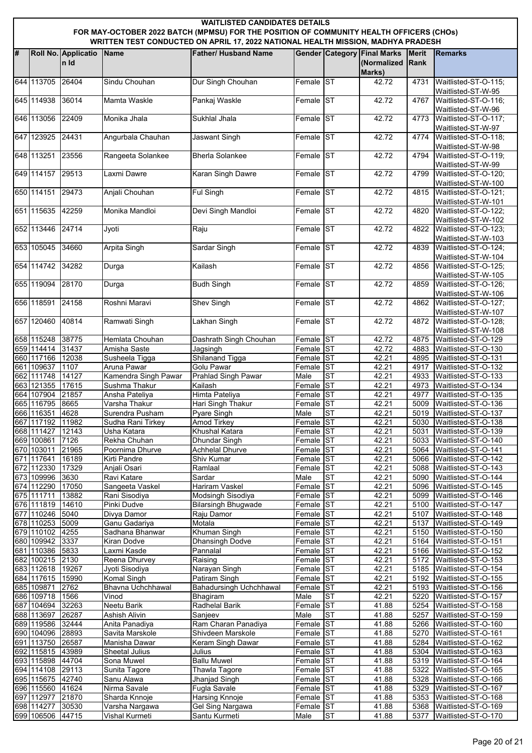**WAITLISTED CANDIDATES DETAILS**
**FOR MAY-OCTOBER 2022 BATCH (MPMSU) FOR THE POSITION OF COMMUNITY HEALTH OFFICERS (CHOs)**
**WRITTEN TEST CONDUCTED ON APRIL 17, 2022 NATIONAL HEALTH MISSION, MADHYA PRADESH**

| # | Roll No. | Application Id | Name | Father/ Husband Name | Gender | Category | Final Marks (Normalized Marks) | Merit Rank | Remarks |
|---|---|---|---|---|---|---|---|---|---|
| 644 | 113705 | 26404 | Sindu Chouhan | Dur Singh Chouhan | Female | ST | 42.72 | 4731 | Waitlisted-ST-O-115; Waitlisted-ST-W-95 |
| 645 | 114938 | 36014 | Mamta Waskle | Pankaj Waskle | Female | ST | 42.72 | 4767 | Waitlisted-ST-O-116; Waitlisted-ST-W-96 |
| 646 | 113056 | 22409 | Monika Jhala | Sukhlal Jhala | Female | ST | 42.72 | 4773 | Waitlisted-ST-O-117; Waitlisted-ST-W-97 |
| 647 | 123925 | 24431 | Angurbala Chauhan | Jaswant Singh | Female | ST | 42.72 | 4774 | Waitlisted-ST-O-118; Waitlisted-ST-W-98 |
| 648 | 113251 | 23556 | Rangeeta Solankee | Bherla Solankee | Female | ST | 42.72 | 4794 | Waitlisted-ST-O-119; Waitlisted-ST-W-99 |
| 649 | 114157 | 29513 | Laxmi Dawre | Karan Singh Dawre | Female | ST | 42.72 | 4799 | Waitlisted-ST-O-120; Waitlisted-ST-W-100 |
| 650 | 114151 | 29473 | Anjali Chouhan | Ful Singh | Female | ST | 42.72 | 4815 | Waitlisted-ST-O-121; Waitlisted-ST-W-101 |
| 651 | 115635 | 42259 | Monika Mandloi | Devi Singh Mandloi | Female | ST | 42.72 | 4820 | Waitlisted-ST-O-122; Waitlisted-ST-W-102 |
| 652 | 113446 | 24714 | Jyoti | Raju | Female | ST | 42.72 | 4822 | Waitlisted-ST-O-123; Waitlisted-ST-W-103 |
| 653 | 105045 | 34660 | Arpita Singh | Sardar Singh | Female | ST | 42.72 | 4839 | Waitlisted-ST-O-124; Waitlisted-ST-W-104 |
| 654 | 114742 | 34282 | Durga | Kailash | Female | ST | 42.72 | 4856 | Waitlisted-ST-O-125; Waitlisted-ST-W-105 |
| 655 | 119094 | 28170 | Durga | Budh Singh | Female | ST | 42.72 | 4859 | Waitlisted-ST-O-126; Waitlisted-ST-W-106 |
| 656 | 118591 | 24158 | Roshni Maravi | Shev Singh | Female | ST | 42.72 | 4862 | Waitlisted-ST-O-127; Waitlisted-ST-W-107 |
| 657 | 120460 | 40814 | Ramwati Singh | Lakhan Singh | Female | ST | 42.72 | 4872 | Waitlisted-ST-O-128; Waitlisted-ST-W-108 |
| 658 | 115248 | 38775 | Hemlata Chouhan | Dashrath Singh Chouhan | Female | ST | 42.72 | 4875 | Waitlisted-ST-O-129 |
| 659 | 114414 | 31437 | Amisha Saste | Jagsingh | Female | ST | 42.72 | 4883 | Waitlisted-ST-O-130 |
| 660 | 117166 | 12038 | Susheela Tigga | Shilanand Tigga | Female | ST | 42.21 | 4895 | Waitlisted-ST-O-131 |
| 661 | 109637 | 1107 | Aruna Pawar | Golu Pawar | Female | ST | 42.21 | 4917 | Waitlisted-ST-O-132 |
| 662 | 111748 | 14127 | Kamendra Singh Pawar | Prahlad Singh Pawar | Male | ST | 42.21 | 4933 | Waitlisted-ST-O-133 |
| 663 | 121355 | 17615 | Sushma Thakur | Kailash | Female | ST | 42.21 | 4973 | Waitlisted-ST-O-134 |
| 664 | 107904 | 21857 | Ansha Pateliya | Himta Pateliya | Female | ST | 42.21 | 4977 | Waitlisted-ST-O-135 |
| 665 | 116795 | 8665 | Varsha Thakur | Hari Singh Thakur | Female | ST | 42.21 | 5009 | Waitlisted-ST-O-136 |
| 666 | 116351 | 4628 | Surendra Pusham | Pyare Singh | Male | ST | 42.21 | 5019 | Waitlisted-ST-O-137 |
| 667 | 117192 | 11982 | Sudha Rani Tirkey | Amod Tirkey | Female | ST | 42.21 | 5030 | Waitlisted-ST-O-138 |
| 668 | 111427 | 12143 | Usha Katara | Khushal Katara | Female | ST | 42.21 | 5031 | Waitlisted-ST-O-139 |
| 669 | 100861 | 7126 | Rekha Chuhan | Dhundar Singh | Female | ST | 42.21 | 5033 | Waitlisted-ST-O-140 |
| 670 | 103011 | 21965 | Poornima Dhurve | Achhelal Dhurve | Female | ST | 42.21 | 5064 | Waitlisted-ST-O-141 |
| 671 | 117641 | 16189 | Kirti Pandre | Shiv Kumar | Female | ST | 42.21 | 5066 | Waitlisted-ST-O-142 |
| 672 | 112330 | 17329 | Anjali Osari | Ramlaal | Female | ST | 42.21 | 5088 | Waitlisted-ST-O-143 |
| 673 | 109996 | 3630 | Ravi Katare | Sardar | Male | ST | 42.21 | 5090 | Waitlisted-ST-O-144 |
| 674 | 112290 | 17050 | Sangeeta Vaskel | Hariram Vaskel | Female | ST | 42.21 | 5096 | Waitlisted-ST-O-145 |
| 675 | 111711 | 13882 | Rani Sisodiya | Modsingh Sisodiya | Female | ST | 42.21 | 5099 | Waitlisted-ST-O-146 |
| 676 | 111819 | 14610 | Pinki Dudve | Bilarsingh Bhugwade | Female | ST | 42.21 | 5100 | Waitlisted-ST-O-147 |
| 677 | 110246 | 5040 | Divya Damor | Raju Damor | Female | ST | 42.21 | 5107 | Waitlisted-ST-O-148 |
| 678 | 110253 | 5009 | Ganu Gadariya | Motala | Female | ST | 42.21 | 5137 | Waitlisted-ST-O-149 |
| 679 | 110102 | 4255 | Sadhana Bhanwar | Khuman Singh | Female | ST | 42.21 | 5150 | Waitlisted-ST-O-150 |
| 680 | 109942 | 3337 | Kiran Dodve | Dhansingh Dodve | Female | ST | 42.21 | 5164 | Waitlisted-ST-O-151 |
| 681 | 110386 | 5833 | Laxmi Kasde | Pannalal | Female | ST | 42.21 | 5166 | Waitlisted-ST-O-152 |
| 682 | 100215 | 2130 | Reena Dhurvey | Raising | Female | ST | 42.21 | 5172 | Waitlisted-ST-O-153 |
| 683 | 112618 | 19267 | Jyoti Sisodiya | Narayan Singh | Female | ST | 42.21 | 5185 | Waitlisted-ST-O-154 |
| 684 | 117615 | 15990 | Komal Singh | Patiram Singh | Female | ST | 42.21 | 5192 | Waitlisted-ST-O-155 |
| 685 | 109871 | 2762 | Bhavna Uchchhawal | Bahadursingh Uchchhawal | Female | ST | 42.21 | 5193 | Waitlisted-ST-O-156 |
| 686 | 109718 | 1566 | Vinod | Bhagiram | Male | ST | 42.21 | 5220 | Waitlisted-ST-O-157 |
| 687 | 104694 | 32263 | Neetu Barik | Radhelal Barik | Female | ST | 41.88 | 5254 | Waitlisted-ST-O-158 |
| 688 | 113697 | 26287 | Ashish Alivin | Sanjeev | Male | ST | 41.88 | 5257 | Waitlisted-ST-O-159 |
| 689 | 119586 | 32444 | Anita Panadiya | Ram Charan Panadiya | Female | ST | 41.88 | 5266 | Waitlisted-ST-O-160 |
| 690 | 104096 | 28893 | Savita Marskole | Shivdeen Marskole | Female | ST | 41.88 | 5270 | Waitlisted-ST-O-161 |
| 691 | 113750 | 26587 | Manisha Dawar | Keram Singh Dawar | Female | ST | 41.88 | 5284 | Waitlisted-ST-O-162 |
| 692 | 115815 | 43989 | Sheetal Julius | Julius | Female | ST | 41.88 | 5304 | Waitlisted-ST-O-163 |
| 693 | 115898 | 44704 | Sona Muwel | Ballu Muwel | Female | ST | 41.88 | 5319 | Waitlisted-ST-O-164 |
| 694 | 114108 | 29113 | Sunita Tagore | Thawla Tagore | Female | ST | 41.88 | 5322 | Waitlisted-ST-O-165 |
| 695 | 115675 | 42740 | Sanu Alawa | Jhanjad Singh | Female | ST | 41.88 | 5328 | Waitlisted-ST-O-166 |
| 696 | 115560 | 41624 | Nirma Savale | Fugla Savale | Female | ST | 41.88 | 5329 | Waitlisted-ST-O-167 |
| 697 | 112977 | 21870 | Sharda Knnoje | Harsing Knnoje | Female | ST | 41.88 | 5353 | Waitlisted-ST-O-168 |
| 698 | 114277 | 30530 | Varsha Nargawa | Gel Sing Nargawa | Female | ST | 41.88 | 5368 | Waitlisted-ST-O-169 |
| 699 | 106506 | 44715 | Vishal Kurmeti | Santu Kurmeti | Male | ST | 41.88 | 5377 | Waitlisted-ST-O-170 |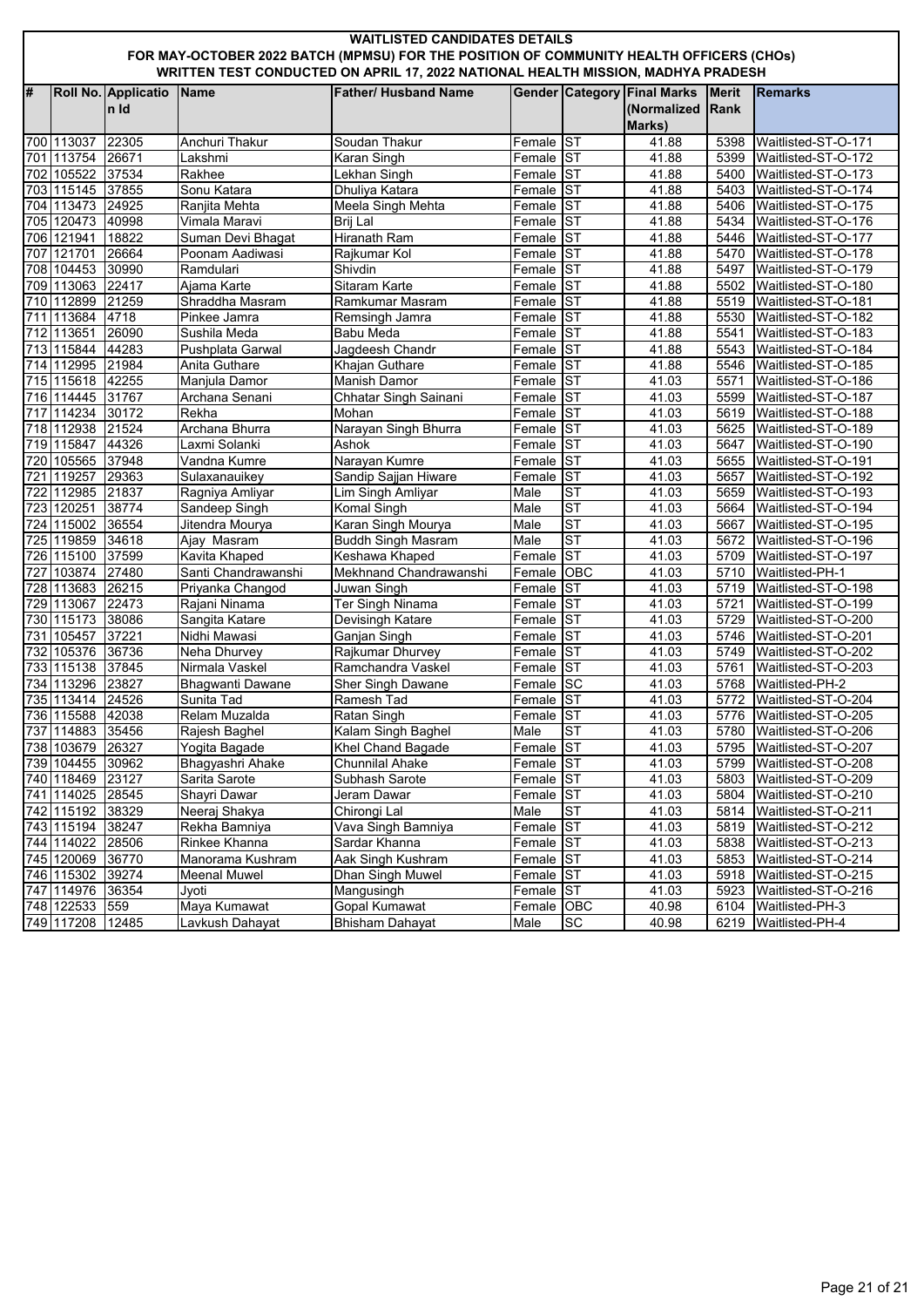# WAITLISTED CANDIDATES DETAILS

## FOR MAY-OCTOBER 2022 BATCH (MPMSU) FOR THE POSITION OF COMMUNITY HEALTH OFFICERS (CHOs) WRITTEN TEST CONDUCTED ON APRIL 17, 2022 NATIONAL HEALTH MISSION, MADHYA PRADESH

| # | Roll No. | Application Id | Name | Father/ Husband Name | Gender | Category | Final Marks (Normalized Marks) | Merit Rank | Remarks |
|---|---|---|---|---|---|---|---|---|---|
| 700 | 113037 | 22305 | Anchuri Thakur | Soudan Thakur | Female | ST | 41.88 | 5398 | Waitlisted-ST-O-171 |
| 701 | 113754 | 26671 | Lakshmi | Karan Singh | Female | ST | 41.88 | 5399 | Waitlisted-ST-O-172 |
| 702 | 105522 | 37534 | Rakhee | Lekhan Singh | Female | ST | 41.88 | 5400 | Waitlisted-ST-O-173 |
| 703 | 115145 | 37855 | Sonu Katara | Dhuliya Katara | Female | ST | 41.88 | 5403 | Waitlisted-ST-O-174 |
| 704 | 113473 | 24925 | Ranjita Mehta | Meela Singh Mehta | Female | ST | 41.88 | 5406 | Waitlisted-ST-O-175 |
| 705 | 120473 | 40998 | Vimala Maravi | Brij Lal | Female | ST | 41.88 | 5434 | Waitlisted-ST-O-176 |
| 706 | 121941 | 18822 | Suman Devi Bhagat | Hiranath Ram | Female | ST | 41.88 | 5446 | Waitlisted-ST-O-177 |
| 707 | 121701 | 26664 | Poonam Aadiwasi | Rajkumar Kol | Female | ST | 41.88 | 5470 | Waitlisted-ST-O-178 |
| 708 | 104453 | 30990 | Ramdulari | Shivdin | Female | ST | 41.88 | 5497 | Waitlisted-ST-O-179 |
| 709 | 113063 | 22417 | Ajama Karte | Sitaram Karte | Female | ST | 41.88 | 5502 | Waitlisted-ST-O-180 |
| 710 | 112899 | 21259 | Shraddha Masram | Ramkumar Masram | Female | ST | 41.88 | 5519 | Waitlisted-ST-O-181 |
| 711 | 113684 | 4718 | Pinkee Jamra | Remsingh Jamra | Female | ST | 41.88 | 5530 | Waitlisted-ST-O-182 |
| 712 | 113651 | 26090 | Sushila Meda | Babu Meda | Female | ST | 41.88 | 5541 | Waitlisted-ST-O-183 |
| 713 | 115844 | 44283 | Pushplata Garwal | Jagdeesh Chandr | Female | ST | 41.88 | 5543 | Waitlisted-ST-O-184 |
| 714 | 112995 | 21984 | Anita Guthare | Khajan Guthare | Female | ST | 41.88 | 5546 | Waitlisted-ST-O-185 |
| 715 | 115618 | 42255 | Manjula Damor | Manish Damor | Female | ST | 41.03 | 5571 | Waitlisted-ST-O-186 |
| 716 | 114445 | 31767 | Archana Senani | Chhatar Singh Sainani | Female | ST | 41.03 | 5599 | Waitlisted-ST-O-187 |
| 717 | 114234 | 30172 | Rekha | Mohan | Female | ST | 41.03 | 5619 | Waitlisted-ST-O-188 |
| 718 | 112938 | 21524 | Archana Bhurra | Narayan Singh Bhurra | Female | ST | 41.03 | 5625 | Waitlisted-ST-O-189 |
| 719 | 115847 | 44326 | Laxmi Solanki | Ashok | Female | ST | 41.03 | 5647 | Waitlisted-ST-O-190 |
| 720 | 105565 | 37948 | Vandna Kumre | Narayan Kumre | Female | ST | 41.03 | 5655 | Waitlisted-ST-O-191 |
| 721 | 119257 | 29363 | Sulaxanauikey | Sandip Sajjan Hiware | Female | ST | 41.03 | 5657 | Waitlisted-ST-O-192 |
| 722 | 112985 | 21837 | Ragniya Amliyar | Lim Singh Amliyar | Male | ST | 41.03 | 5659 | Waitlisted-ST-O-193 |
| 723 | 120251 | 38774 | Sandeep Singh | Komal Singh | Male | ST | 41.03 | 5664 | Waitlisted-ST-O-194 |
| 724 | 115002 | 36554 | Jitendra Mourya | Karan Singh Mourya | Male | ST | 41.03 | 5667 | Waitlisted-ST-O-195 |
| 725 | 119859 | 34618 | Ajay Masram | Buddh Singh Masram | Male | ST | 41.03 | 5672 | Waitlisted-ST-O-196 |
| 726 | 115100 | 37599 | Kavita Khaped | Keshawa Khaped | Female | ST | 41.03 | 5709 | Waitlisted-ST-O-197 |
| 727 | 103874 | 27480 | Santi Chandrawanshi | Mekhnand Chandrawanshi | Female | OBC | 41.03 | 5710 | Waitlisted-PH-1 |
| 728 | 113683 | 26215 | Priyanka Changod | Juwan Singh | Female | ST | 41.03 | 5719 | Waitlisted-ST-O-198 |
| 729 | 113067 | 22473 | Rajani Ninama | Ter Singh Ninama | Female | ST | 41.03 | 5721 | Waitlisted-ST-O-199 |
| 730 | 115173 | 38086 | Sangita Katare | Devisingh Katare | Female | ST | 41.03 | 5729 | Waitlisted-ST-O-200 |
| 731 | 105457 | 37221 | Nidhi Mawasi | Ganjan Singh | Female | ST | 41.03 | 5746 | Waitlisted-ST-O-201 |
| 732 | 105376 | 36736 | Neha Dhurvey | Rajkumar Dhurvey | Female | ST | 41.03 | 5749 | Waitlisted-ST-O-202 |
| 733 | 115138 | 37845 | Nirmala Vaskel | Ramchandra Vaskel | Female | ST | 41.03 | 5761 | Waitlisted-ST-O-203 |
| 734 | 113296 | 23827 | Bhagwanti Dawane | Sher Singh Dawane | Female | SC | 41.03 | 5768 | Waitlisted-PH-2 |
| 735 | 113414 | 24526 | Sunita Tad | Ramesh Tad | Female | ST | 41.03 | 5772 | Waitlisted-ST-O-204 |
| 736 | 115588 | 42038 | Relam Muzalda | Ratan Singh | Female | ST | 41.03 | 5776 | Waitlisted-ST-O-205 |
| 737 | 114883 | 35456 | Rajesh Baghel | Kalam Singh Baghel | Male | ST | 41.03 | 5780 | Waitlisted-ST-O-206 |
| 738 | 103679 | 26327 | Yogita Bagade | Khel Chand Bagade | Female | ST | 41.03 | 5795 | Waitlisted-ST-O-207 |
| 739 | 104455 | 30962 | Bhagyashri Ahake | Chunnilal Ahake | Female | ST | 41.03 | 5799 | Waitlisted-ST-O-208 |
| 740 | 118469 | 23127 | Sarita Sarote | Subhash Sarote | Female | ST | 41.03 | 5803 | Waitlisted-ST-O-209 |
| 741 | 114025 | 28545 | Shayri Dawar | Jeram Dawar | Female | ST | 41.03 | 5804 | Waitlisted-ST-O-210 |
| 742 | 115192 | 38329 | Neeraj Shakya | Chirongi Lal | Male | ST | 41.03 | 5814 | Waitlisted-ST-O-211 |
| 743 | 115194 | 38247 | Rekha Bamniya | Vava Singh Bamniya | Female | ST | 41.03 | 5819 | Waitlisted-ST-O-212 |
| 744 | 114022 | 28506 | Rinkee Khanna | Sardar Khanna | Female | ST | 41.03 | 5838 | Waitlisted-ST-O-213 |
| 745 | 120069 | 36770 | Manorama Kushram | Aak Singh Kushram | Female | ST | 41.03 | 5853 | Waitlisted-ST-O-214 |
| 746 | 115302 | 39274 | Meenal Muwel | Dhan Singh Muwel | Female | ST | 41.03 | 5918 | Waitlisted-ST-O-215 |
| 747 | 114976 | 36354 | Jyoti | Mangusingh | Female | ST | 41.03 | 5923 | Waitlisted-ST-O-216 |
| 748 | 122533 | 559 | Maya Kumawat | Gopal Kumawat | Female | OBC | 40.98 | 6104 | Waitlisted-PH-3 |
| 749 | 117208 | 12485 | Lavkush Dahayat | Bhisham Dahayat | Male | SC | 40.98 | 6219 | Waitlisted-PH-4 |